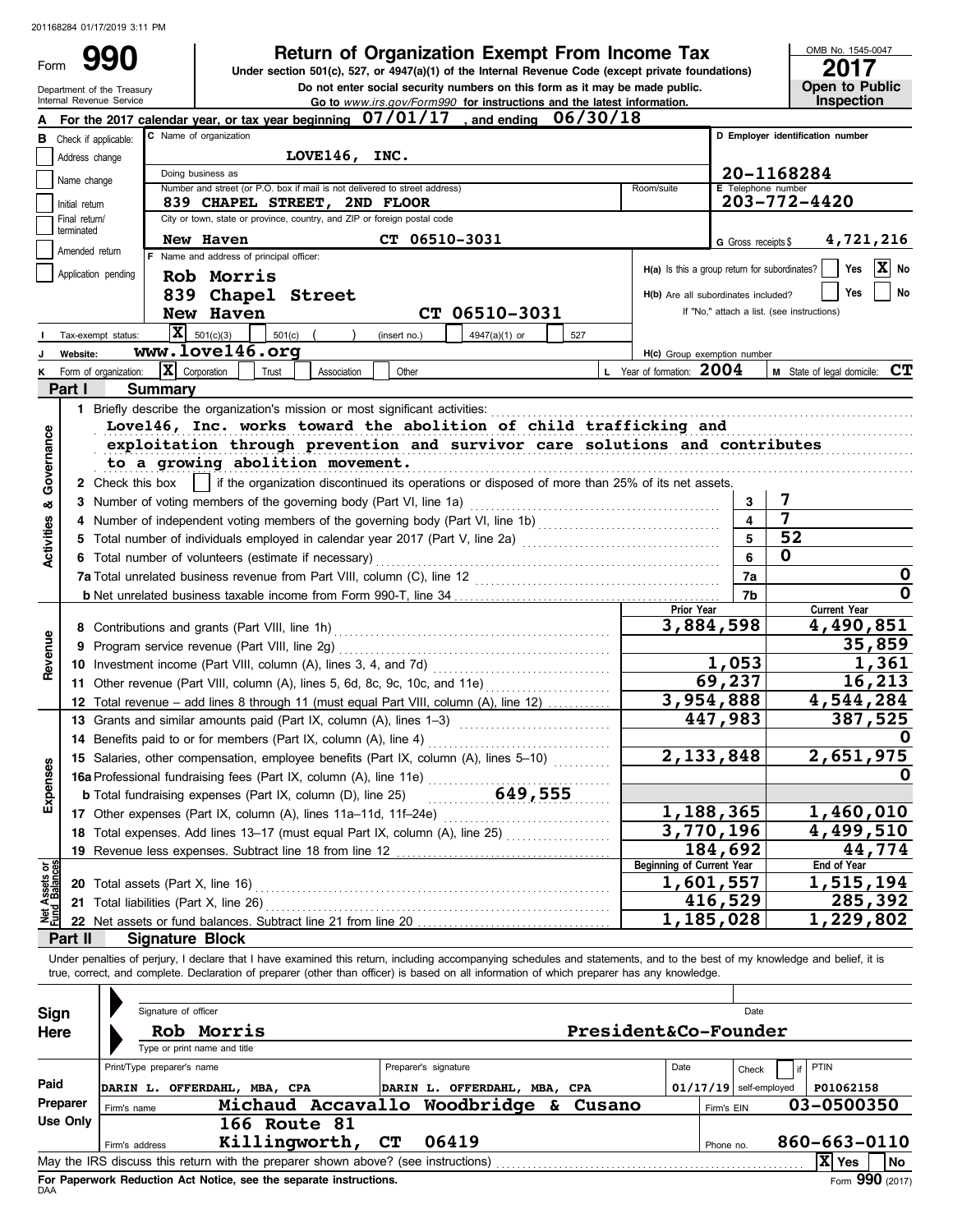201168284 01/17/2019 3:11 PM

Form **990**

# Return of Organization Exempt From Income Tax

**Under section 501(c), 527, or 4947(a)(1) of the Internal Revenue Code (except private foundations)**

**Do not enter social security numbers on this form as it may be made public.**

**Go to** *www.irs.gov/Form990* **for instructions and the latest information.**

Department of the Treasury
Internal Revenue Service

OMB No. 1545-0047

**2017**

**Open to Public Inspection**

**A** For the 2017 calendar year, or tax year beginning 07/01/17, and ending 06/30/18

**B** Check if applicable:
- Address change
- Name change
- Initial return
- Final return/terminated
- Amended return
- Application pending

**C** Name of organization: **LOVE146, INC.**

Doing business as

Number and street (or P.O. box if mail is not delivered to street address): **839 CHAPEL STREET, 2ND FLOOR** Room/suite

City or town, state or province, country, and ZIP or foreign postal code: **New Haven CT 06510-3031**

**D** Employer identification number: **20-1168284**

**E** Telephone number: **203-772-4420**

**G** Gross receipts $ **4,721,216**

**F** Name and address of principal officer:
Rob Morris
839 Chapel Street
New Haven CT 06510-3031

H(a) Is this a group return for subordinates? Yes [X] No

H(b) Are all subordinates included? Yes No
If "No," attach a list. (see instructions)

**I** Tax-exempt status: [X] 501(c)(3) 501(c) ( ) (insert no.) 4947(a)(1) or 527

**J** Website: **www.love146.org**

H(c) Group exemption number

**K** Form of organization: [X] Corporation Trust Association Other

**L** Year of formation: **2004**

**M** State of legal domicile: **CT**

## Part I Summary

**Activities & Governance**

1 Briefly describe the organization's mission or most significant activities:
Love146, Inc. works toward the abolition of child trafficking and exploitation through prevention and survivor care solutions and contributes to a growing abolition movement.

2 Check this box [ ] if the organization discontinued its operations or disposed of more than 25% of its net assets.

| | | |
|---|---|---|
| 3 Number of voting members of the governing body (Part VI, line 1a) | 3 | 7 |
| 4 Number of independent voting members of the governing body (Part VI, line 1b) | 4 | 7 |
| 5 Total number of individuals employed in calendar year 2017 (Part V, line 2a) | 5 | 52 |
| 6 Total number of volunteers (estimate if necessary) | 6 | 0 |
| 7a Total unrelated business revenue from Part VIII, column (C), line 12 | 7a | 0 |
| b Net unrelated business taxable income from Form 990-T, line 34 | 7b | 0 |

| | Prior Year | Current Year |
|---|---|---|
| **Revenue** | | |
| 8 Contributions and grants (Part VIII, line 1h) | 3,884,598 | 4,490,851 |
| 9 Program service revenue (Part VIII, line 2g) | | 35,859 |
| 10 Investment income (Part VIII, column (A), lines 3, 4, and 7d) | 1,053 | 1,361 |
| 11 Other revenue (Part VIII, column (A), lines 5, 6d, 8c, 9c, 10c, and 11e) | 69,237 | 16,213 |
| 12 Total revenue – add lines 8 through 11 (must equal Part VIII, column (A), line 12) | 3,954,888 | 4,544,284 |
| **Expenses** | | |
| 13 Grants and similar amounts paid (Part IX, column (A), lines 1–3) | 447,983 | 387,525 |
| 14 Benefits paid to or for members (Part IX, column (A), line 4) | | 0 |
| 15 Salaries, other compensation, employee benefits (Part IX, column (A), lines 5–10) | 2,133,848 | 2,651,975 |
| 16a Professional fundraising fees (Part IX, column (A), line 11e) | | 0 |
| b Total fundraising expenses (Part IX, column (D), line 25) 649,555 | | |
| 17 Other expenses (Part IX, column (A), lines 11a–11d, 11f–24e) | 1,188,365 | 1,460,010 |
| 18 Total expenses. Add lines 13–17 (must equal Part IX, column (A), line 25) | 3,770,196 | 4,499,510 |
| 19 Revenue less expenses. Subtract line 18 from line 12 | 184,692 | 44,774 |
| **Net Assets or Fund Balances** | **Beginning of Current Year** | **End of Year** |
| 20 Total assets (Part X, line 16) | 1,601,557 | 1,515,194 |
| 21 Total liabilities (Part X, line 26) | 416,529 | 285,392 |
| 22 Net assets or fund balances. Subtract line 21 from line 20 | 1,185,028 | 1,229,802 |

## Part II Signature Block

Under penalties of perjury, I declare that I have examined this return, including accompanying schedules and statements, and to the best of my knowledge and belief, it is true, correct, and complete. Declaration of preparer (other than officer) is based on all information of which preparer has any knowledge.

**Sign Here**

Signature of officer | Date

Rob Morris President&Co-Founder
Type or print name and title

**Paid Preparer Use Only**

| Print/Type preparer's name | Preparer's signature | Date | Check if self-employed | PTIN |
|---|---|---|---|---|
| DARIN L. OFFERDAHL, MBA, CPA | DARIN L. OFFERDAHL, MBA, CPA | 01/17/19 | | P01062158 |

Firm's name: Michaud Accavallo Woodbridge & Cusano — Firm's EIN: 03-0500350

Firm's address: 166 Route 81, Killingworth, CT 06419 — Phone no. 860-663-0110

May the IRS discuss this return with the preparer shown above? (see instructions) [X] Yes No

**For Paperwork Reduction Act Notice, see the separate instructions.**

DAA Form **990** (2017)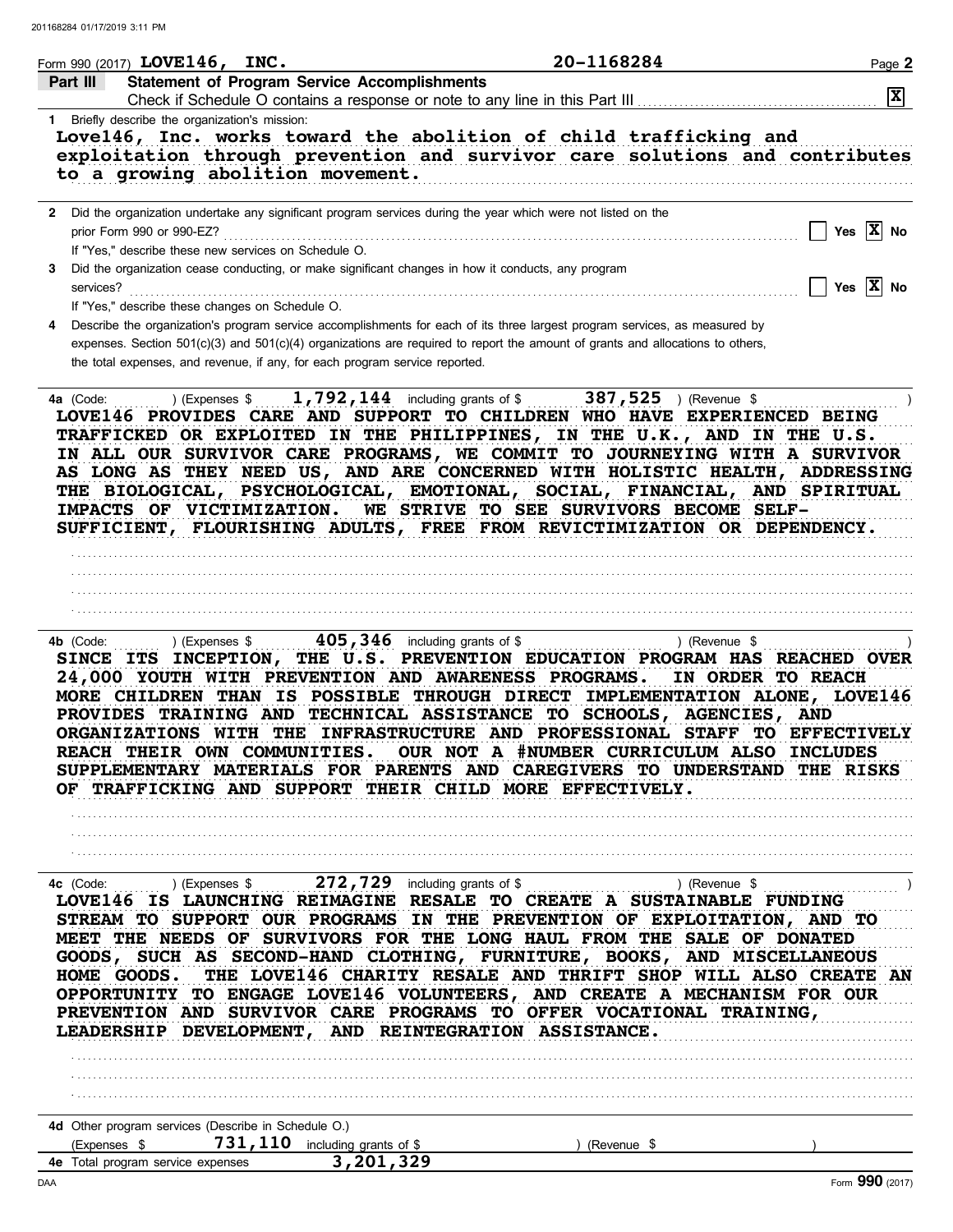Form 990 (2017) LOVE146, INC. 20-1168284

**Part III Statement of Program Service Accomplishments**

Check if Schedule O contains a response or note to any line in this Part III [X]

1 Briefly describe the organization's mission:

Love146, Inc. works toward the abolition of child trafficking and exploitation through prevention and survivor care solutions and contributes to a growing abolition movement.

2 Did the organization undertake any significant program services during the year which were not listed on the prior Form 990 or 990-EZ? [ ] Yes [X] No

If "Yes," describe these new services on Schedule O.

3 Did the organization cease conducting, or make significant changes in how it conducts, any program services? [ ] Yes [X] No

If "Yes," describe these changes on Schedule O.

4 Describe the organization's program service accomplishments for each of its three largest program services, as measured by expenses. Section 501(c)(3) and 501(c)(4) organizations are required to report the amount of grants and allocations to others, the total expenses, and revenue, if any, for each program service reported.

4a (Code: ) (Expenses $ 1,792,144 including grants of $ 387,525 ) (Revenue $ )

LOVE146 PROVIDES CARE AND SUPPORT TO CHILDREN WHO HAVE EXPERIENCED BEING TRAFFICKED OR EXPLOITED IN THE PHILIPPINES, IN THE U.K., AND IN THE U.S. IN ALL OUR SURVIVOR CARE PROGRAMS, WE COMMIT TO JOURNEYING WITH A SURVIVOR AS LONG AS THEY NEED US, AND ARE CONCERNED WITH HOLISTIC HEALTH, ADDRESSING THE BIOLOGICAL, PSYCHOLOGICAL, EMOTIONAL, SOCIAL, FINANCIAL, AND SPIRITUAL IMPACTS OF VICTIMIZATION. WE STRIVE TO SEE SURVIVORS BECOME SELF-SUFFICIENT, FLOURISHING ADULTS, FREE FROM REVICTIMIZATION OR DEPENDENCY.

4b (Code: ) (Expenses $ 405,346 including grants of $ ) (Revenue $ )

SINCE ITS INCEPTION, THE U.S. PREVENTION EDUCATION PROGRAM HAS REACHED OVER 24,000 YOUTH WITH PREVENTION AND AWARENESS PROGRAMS. IN ORDER TO REACH MORE CHILDREN THAN IS POSSIBLE THROUGH DIRECT IMPLEMENTATION ALONE, LOVE146 PROVIDES TRAINING AND TECHNICAL ASSISTANCE TO SCHOOLS, AGENCIES, AND ORGANIZATIONS WITH THE INFRASTRUCTURE AND PROFESSIONAL STAFF TO EFFECTIVELY REACH THEIR OWN COMMUNITIES. OUR NOT A #NUMBER CURRICULUM ALSO INCLUDES SUPPLEMENTARY MATERIALS FOR PARENTS AND CAREGIVERS TO UNDERSTAND THE RISKS OF TRAFFICKING AND SUPPORT THEIR CHILD MORE EFFECTIVELY.

4c (Code: ) (Expenses $ 272,729 including grants of $ ) (Revenue $ )

LOVE146 IS LAUNCHING REIMAGINE RESALE TO CREATE A SUSTAINABLE FUNDING STREAM TO SUPPORT OUR PROGRAMS IN THE PREVENTION OF EXPLOITATION, AND TO MEET THE NEEDS OF SURVIVORS FOR THE LONG HAUL FROM THE SALE OF DONATED GOODS, SUCH AS SECOND-HAND CLOTHING, FURNITURE, BOOKS, AND MISCELLANEOUS HOME GOODS. THE LOVE146 CHARITY RESALE AND THRIFT SHOP WILL ALSO CREATE AN OPPORTUNITY TO ENGAGE LOVE146 VOLUNTEERS, AND CREATE A MECHANISM FOR OUR PREVENTION AND SURVIVOR CARE PROGRAMS TO OFFER VOCATIONAL TRAINING, LEADERSHIP DEVELOPMENT, AND REINTEGRATION ASSISTANCE.

4d Other program services (Describe in Schedule O.)

(Expenses $ 731,110 including grants of $ ) (Revenue $ )

4e Total program service expenses 3,201,329

Form **990** (2017)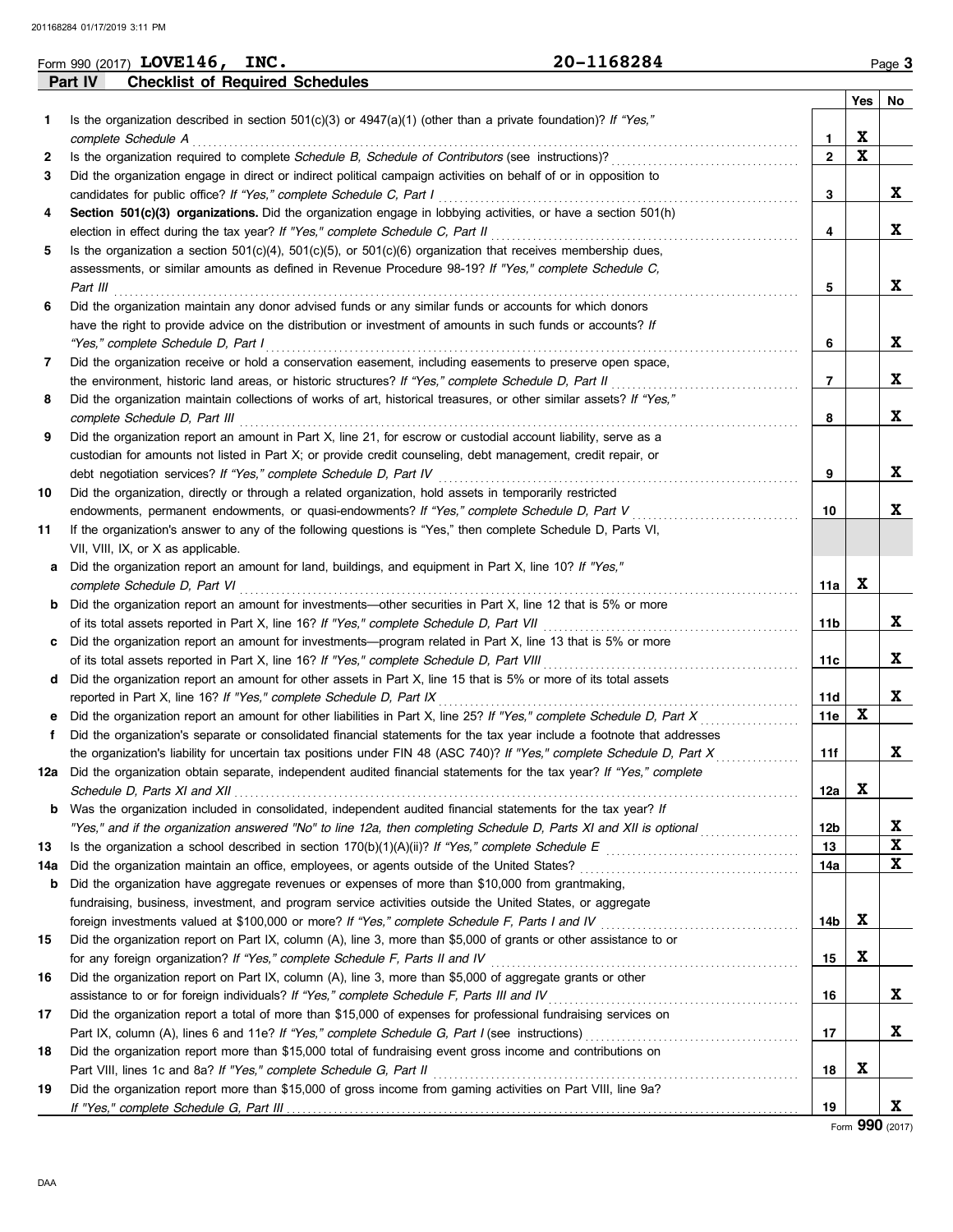Form 990 (2017) **LOVE146, INC.** **20-1168284** Page **3**

## Part IV Checklist of Required Schedules

| | | | Yes | No |
|---|---|---|---|---|
| 1 | Is the organization described in section 501(c)(3) or 4947(a)(1) (other than a private foundation)? *If "Yes," complete Schedule A* | 1 | X | |
| 2 | Is the organization required to complete *Schedule B, Schedule of Contributors* (see instructions)? | 2 | X | |
| 3 | Did the organization engage in direct or indirect political campaign activities on behalf of or in opposition to candidates for public office? *If "Yes," complete Schedule C, Part I* | 3 | | X |
| 4 | **Section 501(c)(3) organizations.** Did the organization engage in lobbying activities, or have a section 501(h) election in effect during the tax year? *If "Yes," complete Schedule C, Part II* | 4 | | X |
| 5 | Is the organization a section 501(c)(4), 501(c)(5), or 501(c)(6) organization that receives membership dues, assessments, or similar amounts as defined in Revenue Procedure 98-19? *If "Yes," complete Schedule C, Part III* | 5 | | X |
| 6 | Did the organization maintain any donor advised funds or any similar funds or accounts for which donors have the right to provide advice on the distribution or investment of amounts in such funds or accounts? *If "Yes," complete Schedule D, Part I* | 6 | | X |
| 7 | Did the organization receive or hold a conservation easement, including easements to preserve open space, the environment, historic land areas, or historic structures? *If "Yes," complete Schedule D, Part II* | 7 | | X |
| 8 | Did the organization maintain collections of works of art, historical treasures, or other similar assets? *If "Yes," complete Schedule D, Part III* | 8 | | X |
| 9 | Did the organization report an amount in Part X, line 21, for escrow or custodial account liability, serve as a custodian for amounts not listed in Part X; or provide credit counseling, debt management, credit repair, or debt negotiation services? *If "Yes," complete Schedule D, Part IV* | 9 | | X |
| 10 | Did the organization, directly or through a related organization, hold assets in temporarily restricted endowments, permanent endowments, or quasi-endowments? *If "Yes," complete Schedule D, Part V* | 10 | | X |
| 11 | If the organization's answer to any of the following questions is "Yes," then complete Schedule D, Parts VI, VII, VIII, IX, or X as applicable. | | | |
| a | Did the organization report an amount for land, buildings, and equipment in Part X, line 10? *If "Yes," complete Schedule D, Part VI* | 11a | X | |
| b | Did the organization report an amount for investments—other securities in Part X, line 12 that is 5% or more of its total assets reported in Part X, line 16? *If "Yes," complete Schedule D, Part VII* | 11b | | X |
| c | Did the organization report an amount for investments—program related in Part X, line 13 that is 5% or more of its total assets reported in Part X, line 16? *If "Yes," complete Schedule D, Part VIII* | 11c | | X |
| d | Did the organization report an amount for other assets in Part X, line 15 that is 5% or more of its total assets reported in Part X, line 16? *If "Yes," complete Schedule D, Part IX* | 11d | | X |
| e | Did the organization report an amount for other liabilities in Part X, line 25? *If "Yes," complete Schedule D, Part X* | 11e | X | |
| f | Did the organization's separate or consolidated financial statements for the tax year include a footnote that addresses the organization's liability for uncertain tax positions under FIN 48 (ASC 740)? *If "Yes," complete Schedule D, Part X* | 11f | | X |
| 12a | Did the organization obtain separate, independent audited financial statements for the tax year? *If "Yes," complete Schedule D, Parts XI and XII* | 12a | X | |
| b | Was the organization included in consolidated, independent audited financial statements for the tax year? *If "Yes," and if the organization answered "No" to line 12a, then completing Schedule D, Parts XI and XII is optional* | 12b | | X |
| 13 | Is the organization a school described in section 170(b)(1)(A)(ii)? *If "Yes," complete Schedule E* | 13 | | X |
| 14a | Did the organization maintain an office, employees, or agents outside of the United States? | 14a | | X |
| b | Did the organization have aggregate revenues or expenses of more than $10,000 from grantmaking, fundraising, business, investment, and program service activities outside the United States, or aggregate foreign investments valued at $100,000 or more? *If "Yes," complete Schedule F, Parts I and IV* | 14b | X | |
| 15 | Did the organization report on Part IX, column (A), line 3, more than $5,000 of grants or other assistance to or for any foreign organization? *If "Yes," complete Schedule F, Parts II and IV* | 15 | X | |
| 16 | Did the organization report on Part IX, column (A), line 3, more than $5,000 of aggregate grants or other assistance to or for foreign individuals? *If "Yes," complete Schedule F, Parts III and IV* | 16 | | X |
| 17 | Did the organization report a total of more than $15,000 of expenses for professional fundraising services on Part IX, column (A), lines 6 and 11e? *If "Yes," complete Schedule G, Part I* (see instructions) | 17 | | X |
| 18 | Did the organization report more than $15,000 total of fundraising event gross income and contributions on Part VIII, lines 1c and 8a? *If "Yes," complete Schedule G, Part II* | 18 | X | |
| 19 | Did the organization report more than $15,000 of gross income from gaming activities on Part VIII, line 9a? *If "Yes," complete Schedule G, Part III* | 19 | | X |

Form **990** (2017)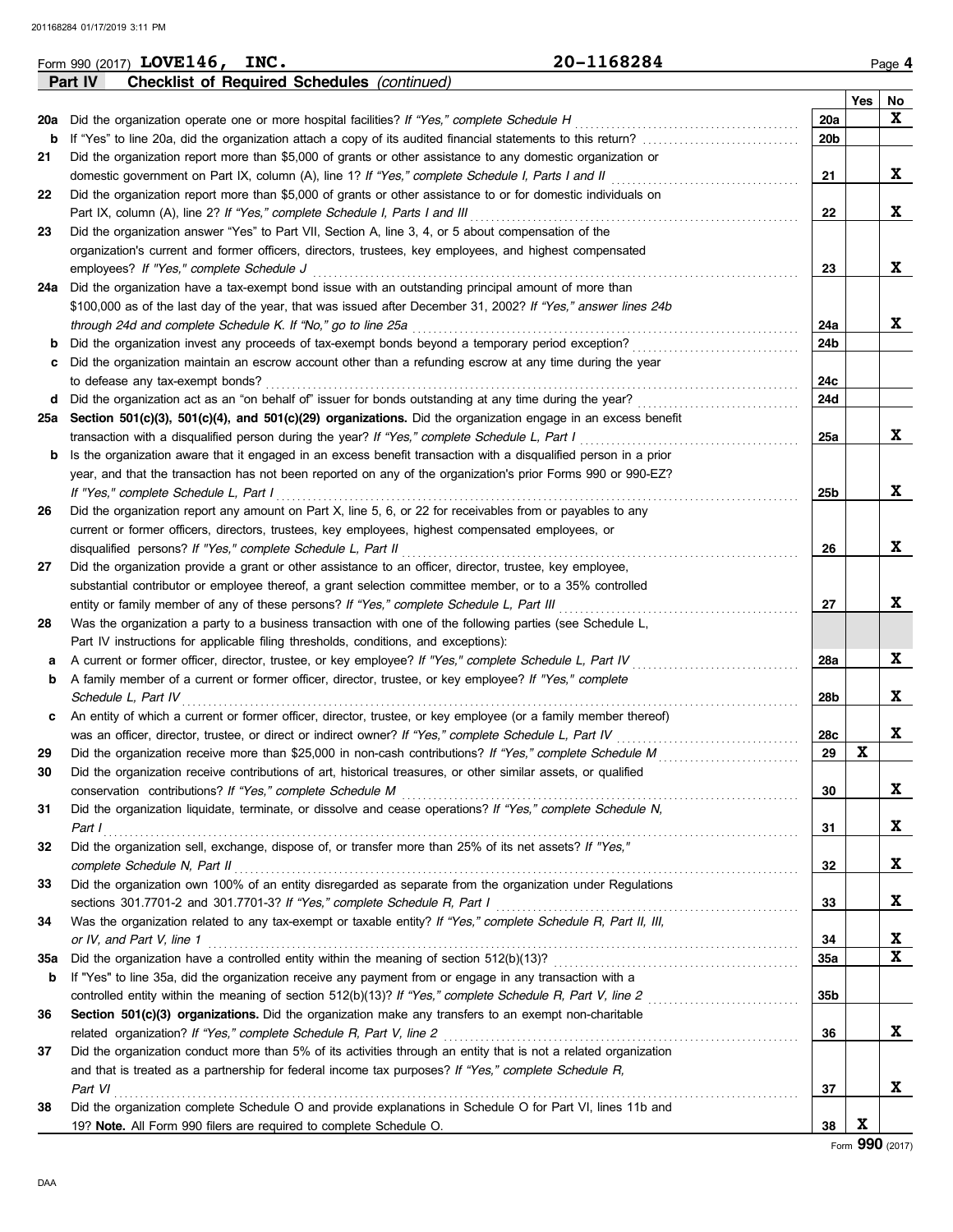Form 990 (2017) **LOVE146, INC.** **20-1168284** Page **4**

**Part IV** **Checklist of Required Schedules** *(continued)*

| | | | Yes | No |
|---|---|---|---|---|
| **20a** | Did the organization operate one or more hospital facilities? *If "Yes," complete Schedule H* | **20a** | | X |
| **b** | If "Yes" to line 20a, did the organization attach a copy of its audited financial statements to this return? | **20b** | | |
| **21** | Did the organization report more than $5,000 of grants or other assistance to any domestic organization or domestic government on Part IX, column (A), line 1? *If "Yes," complete Schedule I, Parts I and II* | **21** | | X |
| **22** | Did the organization report more than $5,000 of grants or other assistance to or for domestic individuals on Part IX, column (A), line 2? *If "Yes," complete Schedule I, Parts I and III* | **22** | | X |
| **23** | Did the organization answer "Yes" to Part VII, Section A, line 3, 4, or 5 about compensation of the organization's current and former officers, directors, trustees, key employees, and highest compensated employees? *If "Yes," complete Schedule J* | **23** | | X |
| **24a** | Did the organization have a tax-exempt bond issue with an outstanding principal amount of more than $100,000 as of the last day of the year, that was issued after December 31, 2002? *If "Yes," answer lines 24b through 24d and complete Schedule K. If "No," go to line 25a* | **24a** | | X |
| **b** | Did the organization invest any proceeds of tax-exempt bonds beyond a temporary period exception? | **24b** | | |
| **c** | Did the organization maintain an escrow account other than a refunding escrow at any time during the year to defease any tax-exempt bonds? | **24c** | | |
| **d** | Did the organization act as an "on behalf of" issuer for bonds outstanding at any time during the year? | **24d** | | |
| **25a** | **Section 501(c)(3), 501(c)(4), and 501(c)(29) organizations.** Did the organization engage in an excess benefit transaction with a disqualified person during the year? *If "Yes," complete Schedule L, Part I* | **25a** | | X |
| **b** | Is the organization aware that it engaged in an excess benefit transaction with a disqualified person in a prior year, and that the transaction has not been reported on any of the organization's prior Forms 990 or 990-EZ? *If "Yes," complete Schedule L, Part I* | **25b** | | X |
| **26** | Did the organization report any amount on Part X, line 5, 6, or 22 for receivables from or payables to any current or former officers, directors, trustees, key employees, highest compensated employees, or disqualified persons? *If "Yes," complete Schedule L, Part II* | **26** | | X |
| **27** | Did the organization provide a grant or other assistance to an officer, director, trustee, key employee, substantial contributor or employee thereof, a grant selection committee member, or to a 35% controlled entity or family member of any of these persons? *If "Yes," complete Schedule L, Part III* | **27** | | X |
| **28** | Was the organization a party to a business transaction with one of the following parties (see Schedule L, Part IV instructions for applicable filing thresholds, conditions, and exceptions): | | | |
| **a** | A current or former officer, director, trustee, or key employee? *If "Yes," complete Schedule L, Part IV* | **28a** | | X |
| **b** | A family member of a current or former officer, director, trustee, or key employee? *If "Yes," complete Schedule L, Part IV* | **28b** | | X |
| **c** | An entity of which a current or former officer, director, trustee, or key employee (or a family member thereof) was an officer, director, trustee, or direct or indirect owner? *If "Yes," complete Schedule L, Part IV* | **28c** | | X |
| **29** | Did the organization receive more than $25,000 in non-cash contributions? *If "Yes," complete Schedule M* | **29** | X | |
| **30** | Did the organization receive contributions of art, historical treasures, or other similar assets, or qualified conservation contributions? *If "Yes," complete Schedule M* | **30** | | X |
| **31** | Did the organization liquidate, terminate, or dissolve and cease operations? *If "Yes," complete Schedule N, Part I* | **31** | | X |
| **32** | Did the organization sell, exchange, dispose of, or transfer more than 25% of its net assets? *If "Yes," complete Schedule N, Part II* | **32** | | X |
| **33** | Did the organization own 100% of an entity disregarded as separate from the organization under Regulations sections 301.7701-2 and 301.7701-3? *If "Yes," complete Schedule R, Part I* | **33** | | X |
| **34** | Was the organization related to any tax-exempt or taxable entity? *If "Yes," complete Schedule R, Part II, III, or IV, and Part V, line 1* | **34** | | X |
| **35a** | Did the organization have a controlled entity within the meaning of section 512(b)(13)? | **35a** | | X |
| **b** | If "Yes" to line 35a, did the organization receive any payment from or engage in any transaction with a controlled entity within the meaning of section 512(b)(13)? *If "Yes," complete Schedule R, Part V, line 2* | **35b** | | |
| **36** | **Section 501(c)(3) organizations.** Did the organization make any transfers to an exempt non-charitable related organization? *If "Yes," complete Schedule R, Part V, line 2* | **36** | | X |
| **37** | Did the organization conduct more than 5% of its activities through an entity that is not a related organization and that is treated as a partnership for federal income tax purposes? *If "Yes," complete Schedule R, Part VI* | **37** | | X |
| **38** | Did the organization complete Schedule O and provide explanations in Schedule O for Part VI, lines 11b and 19? **Note.** All Form 990 filers are required to complete Schedule O. | **38** | X | |

Form **990** (2017)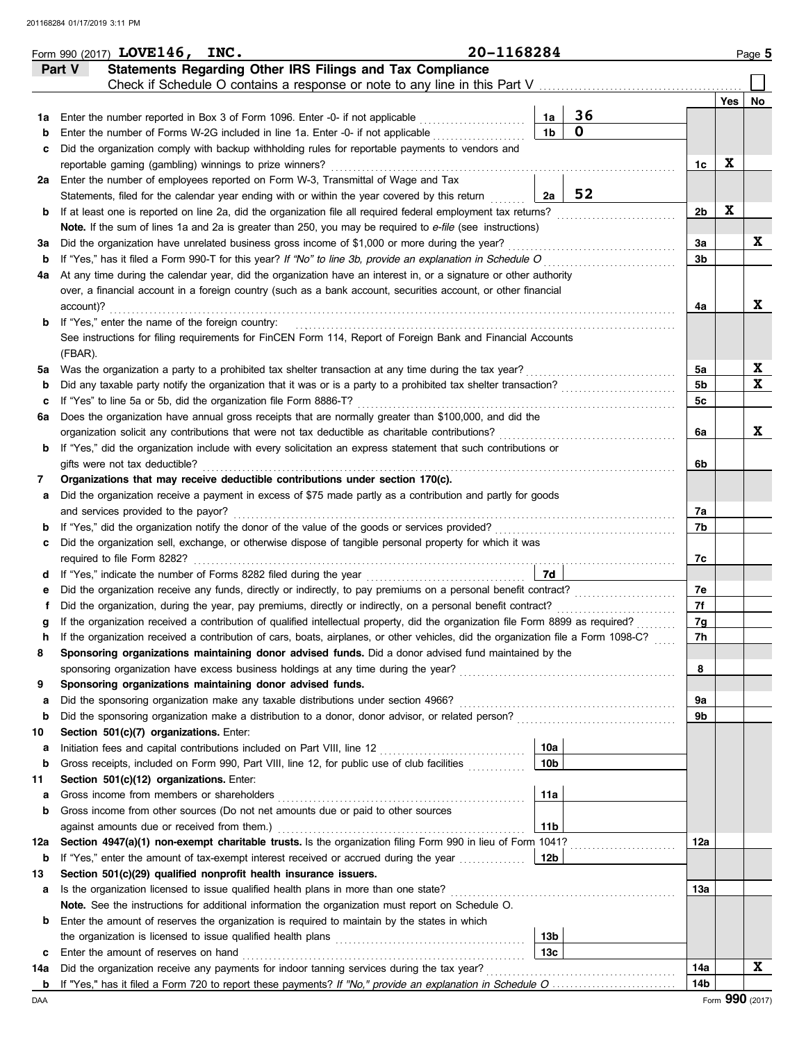Form 990 (2017) **LOVE146, INC.** 20-1168284 Page 5

## Part V Statements Regarding Other IRS Filings and Tax Compliance

Check if Schedule O contains a response or note to any line in this Part V ☐

| | | | | | Yes | No |
|---|---|---|---|---|---|---|
| **1a** | Enter the number reported in Box 3 of Form 1096. Enter -0- if not applicable | 1a | 36 | | | |
| **b** | Enter the number of Forms W-2G included in line 1a. Enter -0- if not applicable | 1b | 0 | | | |
| **c** | Did the organization comply with backup withholding rules for reportable payments to vendors and reportable gaming (gambling) winnings to prize winners? | | | 1c | X | |
| **2a** | Enter the number of employees reported on Form W-3, Transmittal of Wage and Tax Statements, filed for the calendar year ending with or within the year covered by this return | 2a | 52 | | | |
| **b** | If at least one is reported on line 2a, did the organization file all required federal employment tax returns? | | | 2b | X | |
| | **Note.** If the sum of lines 1a and 2a is greater than 250, you may be required to *e-file* (see instructions) | | | | | |
| **3a** | Did the organization have unrelated business gross income of $1,000 or more during the year? | | | 3a | | X |
| **b** | If "Yes," has it filed a Form 990-T for this year? *If "No" to line 3b, provide an explanation in Schedule O* | | | 3b | | |
| **4a** | At any time during the calendar year, did the organization have an interest in, or a signature or other authority over, a financial account in a foreign country (such as a bank account, securities account, or other financial account)? | | | 4a | | X |
| **b** | If "Yes," enter the name of the foreign country: | | | | | |
| | See instructions for filing requirements for FinCEN Form 114, Report of Foreign Bank and Financial Accounts (FBAR). | | | | | |
| **5a** | Was the organization a party to a prohibited tax shelter transaction at any time during the tax year? | | | 5a | | X |
| **b** | Did any taxable party notify the organization that it was or is a party to a prohibited tax shelter transaction? | | | 5b | | X |
| **c** | If "Yes" to line 5a or 5b, did the organization file Form 8886-T? | | | 5c | | |
| **6a** | Does the organization have annual gross receipts that are normally greater than $100,000, and did the organization solicit any contributions that were not tax deductible as charitable contributions? | | | 6a | | X |
| **b** | If "Yes," did the organization include with every solicitation an express statement that such contributions or gifts were not tax deductible? | | | 6b | | |
| **7** | **Organizations that may receive deductible contributions under section 170(c).** | | | | | |
| **a** | Did the organization receive a payment in excess of $75 made partly as a contribution and partly for goods and services provided to the payor? | | | 7a | | |
| **b** | If "Yes," did the organization notify the donor of the value of the goods or services provided? | | | 7b | | |
| **c** | Did the organization sell, exchange, or otherwise dispose of tangible personal property for which it was required to file Form 8282? | | | 7c | | |
| **d** | If "Yes," indicate the number of Forms 8282 filed during the year | 7d | | | | |
| **e** | Did the organization receive any funds, directly or indirectly, to pay premiums on a personal benefit contract? | | | 7e | | |
| **f** | Did the organization, during the year, pay premiums, directly or indirectly, on a personal benefit contract? | | | 7f | | |
| **g** | If the organization received a contribution of qualified intellectual property, did the organization file Form 8899 as required? | | | 7g | | |
| **h** | If the organization received a contribution of cars, boats, airplanes, or other vehicles, did the organization file a Form 1098-C? | | | 7h | | |
| **8** | **Sponsoring organizations maintaining donor advised funds.** Did a donor advised fund maintained by the sponsoring organization have excess business holdings at any time during the year? | | | 8 | | |
| **9** | **Sponsoring organizations maintaining donor advised funds.** | | | | | |
| **a** | Did the sponsoring organization make any taxable distributions under section 4966? | | | 9a | | |
| **b** | Did the sponsoring organization make a distribution to a donor, donor advisor, or related person? | | | 9b | | |
| **10** | **Section 501(c)(7) organizations.** Enter: | | | | | |
| **a** | Initiation fees and capital contributions included on Part VIII, line 12 | 10a | | | | |
| **b** | Gross receipts, included on Form 990, Part VIII, line 12, for public use of club facilities | 10b | | | | |
| **11** | **Section 501(c)(12) organizations.** Enter: | | | | | |
| **a** | Gross income from members or shareholders | 11a | | | | |
| **b** | Gross income from other sources (Do not net amounts due or paid to other sources against amounts due or received from them.) | 11b | | | | |
| **12a** | **Section 4947(a)(1) non-exempt charitable trusts.** Is the organization filing Form 990 in lieu of Form 1041? | | | 12a | | |
| **b** | If "Yes," enter the amount of tax-exempt interest received or accrued during the year | 12b | | | | |
| **13** | **Section 501(c)(29) qualified nonprofit health insurance issuers.** | | | | | |
| **a** | Is the organization licensed to issue qualified health plans in more than one state? | | | 13a | | |
| | **Note.** See the instructions for additional information the organization must report on Schedule O. | | | | | |
| **b** | Enter the amount of reserves the organization is required to maintain by the states in which the organization is licensed to issue qualified health plans | 13b | | | | |
| **c** | Enter the amount of reserves on hand | 13c | | | | |
| **14a** | Did the organization receive any payments for indoor tanning services during the tax year? | | | 14a | | X |
| **b** | If "Yes," has it filed a Form 720 to report these payments? *If "No," provide an explanation in Schedule O* | | | 14b | | |

Form **990** (2017)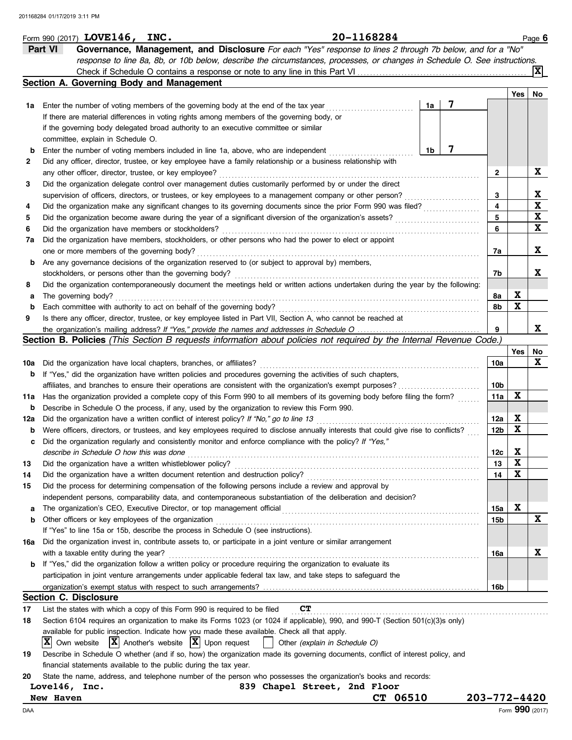Form 990 (2017) **LOVE146, INC.** **20-1168284**

## Part VI Governance, Management, and Disclosure

*For each "Yes" response to lines 2 through 7b below, and for a "No" response to line 8a, 8b, or 10b below, describe the circumstances, processes, or changes in Schedule O. See instructions.*

Check if Schedule O contains a response or note to any line in this Part VI ..... [X]

### Section A. Governing Body and Management

| | | | | Yes | No |
|---|---|---|---|---|---|
| 1a | Enter the number of voting members of the governing body at the end of the tax year | 1a | 7 | | |
| | If there are material differences in voting rights among members of the governing body, or if the governing body delegated broad authority to an executive committee or similar committee, explain in Schedule O. | | | | |
| b | Enter the number of voting members included in line 1a, above, who are independent | 1b | 7 | | |
| 2 | Did any officer, director, trustee, or key employee have a family relationship or a business relationship with any other officer, director, trustee, or key employee? | 2 | | | X |
| 3 | Did the organization delegate control over management duties customarily performed by or under the direct supervision of officers, directors, or trustees, or key employees to a management company or other person? | 3 | | | X |
| 4 | Did the organization make any significant changes to its governing documents since the prior Form 990 was filed? | 4 | | | X |
| 5 | Did the organization become aware during the year of a significant diversion of the organization's assets? | 5 | | | X |
| 6 | Did the organization have members or stockholders? | 6 | | | X |
| 7a | Did the organization have members, stockholders, or other persons who had the power to elect or appoint one or more members of the governing body? | 7a | | | X |
| b | Are any governance decisions of the organization reserved to (or subject to approval by) members, stockholders, or persons other than the governing body? | 7b | | | X |
| 8 | Did the organization contemporaneously document the meetings held or written actions undertaken during the year by the following: | | | | |
| a | The governing body? | 8a | | X | |
| b | Each committee with authority to act on behalf of the governing body? | 8b | | X | |
| 9 | Is there any officer, director, trustee, or key employee listed in Part VII, Section A, who cannot be reached at the organization's mailing address? *If "Yes," provide the names and addresses in Schedule O* | 9 | | | X |

### Section B. Policies *(This Section B requests information about policies not required by the Internal Revenue Code.)*

| | | | Yes | No |
|---|---|---|---|---|
| 10a | Did the organization have local chapters, branches, or affiliates? | 10a | | X |
| b | If "Yes," did the organization have written policies and procedures governing the activities of such chapters, affiliates, and branches to ensure their operations are consistent with the organization's exempt purposes? | 10b | | |
| 11a | Has the organization provided a complete copy of this Form 990 to all members of its governing body before filing the form? | 11a | X | |
| b | Describe in Schedule O the process, if any, used by the organization to review this Form 990. | | | |
| 12a | Did the organization have a written conflict of interest policy? *If "No," go to line 13* | 12a | X | |
| b | Were officers, directors, or trustees, and key employees required to disclose annually interests that could give rise to conflicts? | 12b | X | |
| c | Did the organization regularly and consistently monitor and enforce compliance with the policy? *If "Yes," describe in Schedule O how this was done* | 12c | X | |
| 13 | Did the organization have a written whistleblower policy? | 13 | X | |
| 14 | Did the organization have a written document retention and destruction policy? | 14 | X | |
| 15 | Did the process for determining compensation of the following persons include a review and approval by independent persons, comparability data, and contemporaneous substantiation of the deliberation and decision? | | | |
| a | The organization's CEO, Executive Director, or top management official | 15a | X | |
| b | Other officers or key employees of the organization | 15b | | X |
| | If "Yes" to line 15a or 15b, describe the process in Schedule O (see instructions). | | | |
| 16a | Did the organization invest in, contribute assets to, or participate in a joint venture or similar arrangement with a taxable entity during the year? | 16a | | X |
| b | If "Yes," did the organization follow a written policy or procedure requiring the organization to evaluate its participation in joint venture arrangements under applicable federal tax law, and take steps to safeguard the organization's exempt status with respect to such arrangements? | 16b | | |

### Section C. Disclosure

17 List the states with which a copy of this Form 990 is required to be filed **CT**

18 Section 6104 requires an organization to make its Forms 1023 (or 1024 if applicable), 990, and 990-T (Section 501(c)(3)s only) available for public inspection. Indicate how you made these available. Check all that apply.

[X] Own website [X] Another's website [X] Upon request [ ] Other *(explain in Schedule O)*

19 Describe in Schedule O whether (and if so, how) the organization made its governing documents, conflict of interest policy, and financial statements available to the public during the tax year.

20 State the name, address, and telephone number of the person who possesses the organization's books and records:

**Love146, Inc.** **839 Chapel Street, 2nd Floor**
**New Haven** **CT 06510** **203-772-4420**

Form **990** (2017)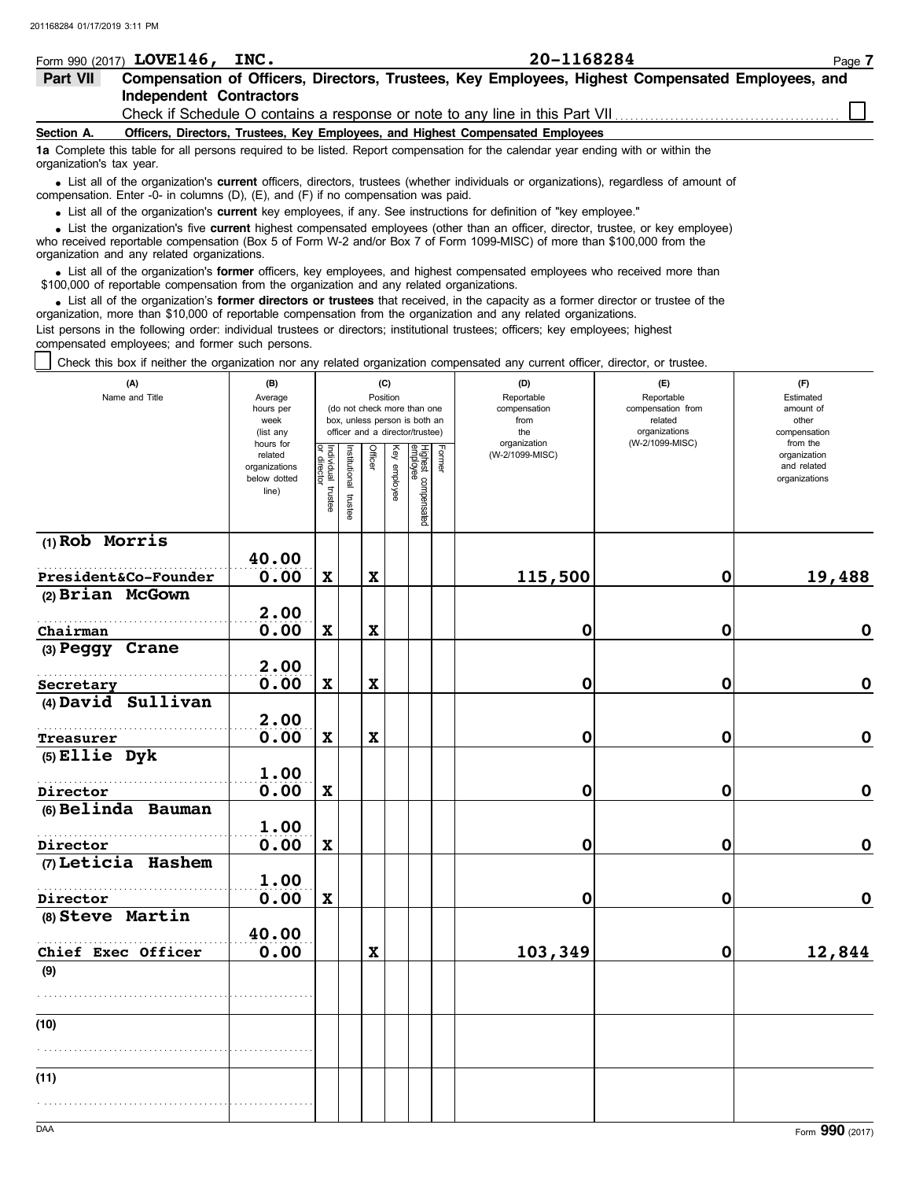Form 990 (2017) **LOVE146, INC.** **20-1168284** Page 7

## Part VII Compensation of Officers, Directors, Trustees, Key Employees, Highest Compensated Employees, and Independent Contractors

Check if Schedule O contains a response or note to any line in this Part VII ☐

**Section A. Officers, Directors, Trustees, Key Employees, and Highest Compensated Employees**

**1a** Complete this table for all persons required to be listed. Report compensation for the calendar year ending with or within the organization's tax year.

- List all of the organization's **current** officers, directors, trustees (whether individuals or organizations), regardless of amount of compensation. Enter -0- in columns (D), (E), and (F) if no compensation was paid.
- List all of the organization's **current** key employees, if any. See instructions for definition of "key employee."
- List the organization's five **current** highest compensated employees (other than an officer, director, trustee, or key employee) who received reportable compensation (Box 5 of Form W-2 and/or Box 7 of Form 1099-MISC) of more than $100,000 from the organization and any related organizations.
- List all of the organization's **former** officers, key employees, and highest compensated employees who received more than $100,000 of reportable compensation from the organization and any related organizations.
- List all of the organization's **former directors or trustees** that received, in the capacity as a former director or trustee of the organization, more than $10,000 of reportable compensation from the organization and any related organizations.

List persons in the following order: individual trustees or directors; institutional trustees; officers; key employees; highest compensated employees; and former such persons.

☐ Check this box if neither the organization nor any related organization compensated any current officer, director, or trustee.

| (A) Name and Title | (B) Average hours per week (list any hours for related organizations below dotted line) | (C) Position (do not check more than one box, unless person is both an officer and a director/trustee) | | | | | | (D) Reportable compensation from the organization (W-2/1099-MISC) | (E) Reportable compensation from related organizations (W-2/1099-MISC) | (F) Estimated amount of other compensation from the organization and related organizations |
|---|---|---|---|---|---|---|---|---|---|---|
| | | Individual trustee or director | Institutional trustee | Officer | Key employee | Highest compensated employee | Former | | | |
| (1) Rob Morris<br>President&Co-Founder | 40.00<br>0.00 | X | | X | | | | 115,500 | 0 | 19,488 |
| (2) Brian McGown<br>Chairman | 2.00<br>0.00 | X | | X | | | | 0 | 0 | 0 |
| (3) Peggy Crane<br>Secretary | 2.00<br>0.00 | X | | X | | | | 0 | 0 | 0 |
| (4) David Sullivan<br>Treasurer | 2.00<br>0.00 | X | | X | | | | 0 | 0 | 0 |
| (5) Ellie Dyk<br>Director | 1.00<br>0.00 | X | | | | | | 0 | 0 | 0 |
| (6) Belinda Bauman<br>Director | 1.00<br>0.00 | X | | | | | | 0 | 0 | 0 |
| (7) Leticia Hashem<br>Director | 1.00<br>0.00 | X | | | | | | 0 | 0 | 0 |
| (8) Steve Martin<br>Chief Exec Officer | 40.00<br>0.00 | | | X | | | | 103,349 | 0 | 12,844 |
| (9) | | | | | | | | | | |
| (10) | | | | | | | | | | |
| (11) | | | | | | | | | | |

Form **990** (2017)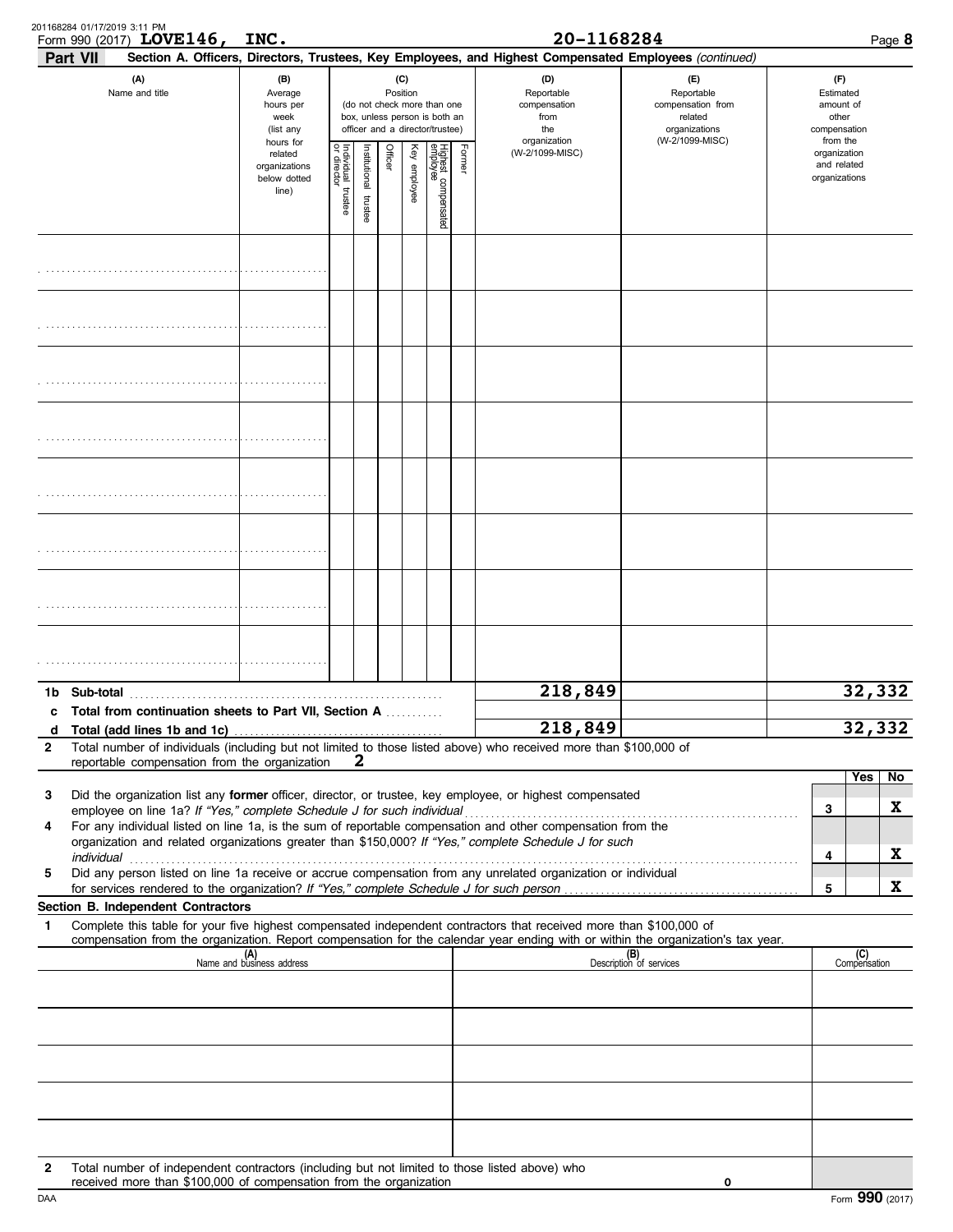Form 990 (2017) **LOVE146, INC.** **20-1168284** Page **8**

**Part VII** **Section A. Officers, Directors, Trustees, Key Employees, and Highest Compensated Employees** *(continued)*

| (A) Name and title | (B) Average hours per week (list any hours for related organizations below dotted line) | (C) Position (do not check more than one box, unless person is both an officer and a director/trustee): Individual trustee or director | Institutional trustee | Officer | Key employee | Highest compensated employee | Former | (D) Reportable compensation from the organization (W-2/1099-MISC) | (E) Reportable compensation from related organizations (W-2/1099-MISC) | (F) Estimated amount of other compensation from the organization and related organizations |
|---|---|---|---|---|---|---|---|---|---|---|
| | | | | | | | | | | |
| | | | | | | | | | | |
| | | | | | | | | | | |
| | | | | | | | | | | |
| | | | | | | | | | | |
| | | | | | | | | | | |
| | | | | | | | | | | |
| | | | | | | | | | | |
| **1b Sub-total** | | | | | | | | **218,849** | | **32,332** |
| **c Total from continuation sheets to Part VII, Section A** | | | | | | | | | | |
| **d Total (add lines 1b and 1c)** | | | | | | | | **218,849** | | **32,332** |

**2** Total number of individuals (including but not limited to those listed above) who received more than $100,000 of reportable compensation from the organization **2**

| | | Yes | No |
|---|---|---|---|
| **3** Did the organization list any **former** officer, director, or trustee, key employee, or highest compensated employee on line 1a? *If "Yes," complete Schedule J for such individual* | 3 | | X |
| **4** For any individual listed on line 1a, is the sum of reportable compensation and other compensation from the organization and related organizations greater than $150,000? *If "Yes," complete Schedule J for such individual* | 4 | | X |
| **5** Did any person listed on line 1a receive or accrue compensation from any unrelated organization or individual for services rendered to the organization? *If "Yes," complete Schedule J for such person* | 5 | | X |

**Section B. Independent Contractors**

**1** Complete this table for your five highest compensated independent contractors that received more than $100,000 of compensation from the organization. Report compensation for the calendar year ending with or within the organization's tax year.

| (A) Name and business address | (B) Description of services | (C) Compensation |
|---|---|---|
| | | |
| | | |
| | | |
| | | |
| | | |

**2** Total number of independent contractors (including but not limited to those listed above) who received more than $100,000 of compensation from the organization **0**

Form **990** (2017)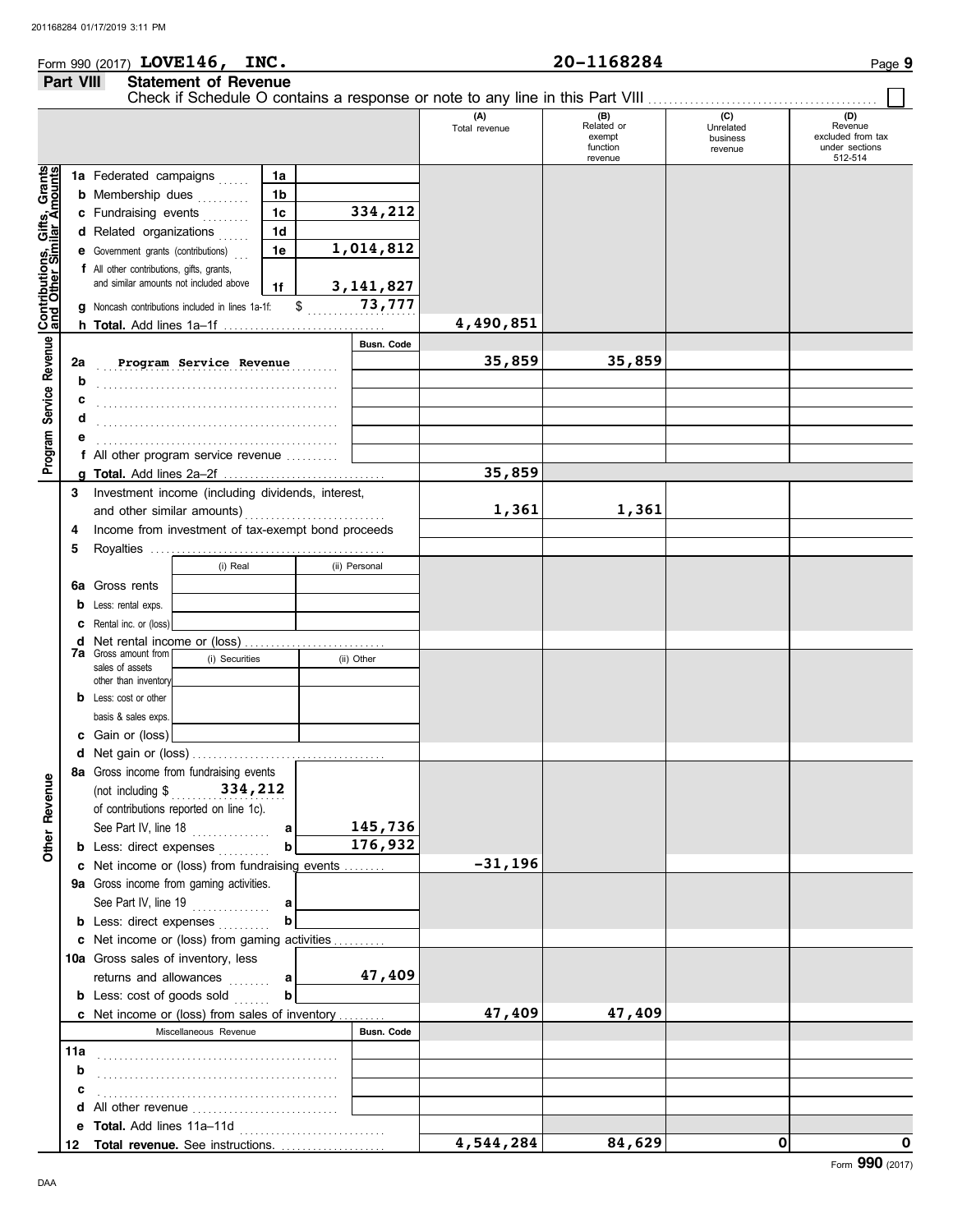Form 990 (2017) **LOVE146, INC.** **20-1168284** Page **9**

## Part VIII Statement of Revenue

Check if Schedule O contains a response or note to any line in this Part VIII ☐

| | | | | (A) Total revenue | (B) Related or exempt function revenue | (C) Unrelated business revenue | (D) Revenue excluded from tax under sections 512-514 |
|---|---|---|---|---|---|---|---|
| **Contributions, Gifts, Grants and Other Similar Amounts** | **1a** Federated campaigns | 1a | | | | | |
| | **b** Membership dues | 1b | | | | | |
| | **c** Fundraising events | 1c | 334,212 | | | | |
| | **d** Related organizations | 1d | | | | | |
| | **e** Government grants (contributions) | 1e | 1,014,812 | | | | |
| | **f** All other contributions, gifts, grants, and similar amounts not included above | 1f | 3,141,827 | | | | |
| | **g** Noncash contributions included in lines 1a-1f: $ 73,777 | | | | | | |
| | **h Total.** Add lines 1a–1f | | | 4,490,851 | | | |
| **Program Service Revenue** | | | Busn. Code | | | | |
| | **2a** Program Service Revenue | | | 35,859 | 35,859 | | |
| | **b** | | | | | | |
| | **c** | | | | | | |
| | **d** | | | | | | |
| | **e** | | | | | | |
| | **f** All other program service revenue | | | | | | |
| | **g Total.** Add lines 2a–2f | | | 35,859 | | | |
| **Other Revenue** | **3** Investment income (including dividends, interest, and other similar amounts) | | | 1,361 | 1,361 | | |
| | **4** Income from investment of tax-exempt bond proceeds | | | | | | |
| | **5** Royalties | | | | | | |
| | | (i) Real | (ii) Personal | | | | |
| | **6a** Gross rents | | | | | | |
| | **b** Less: rental exps. | | | | | | |
| | **c** Rental inc. or (loss) | | | | | | |
| | **d** Net rental income or (loss) | | | | | | |
| | | (i) Securities | (ii) Other | | | | |
| | **7a** Gross amount from sales of assets other than inventory | | | | | | |
| | **b** Less: cost or other basis & sales exps. | | | | | | |
| | **c** Gain or (loss) | | | | | | |
| | **d** Net gain or (loss) | | | | | | |
| | **8a** Gross income from fundraising events (not including $ 334,212 of contributions reported on line 1c). See Part IV, line 18 | a | 145,736 | | | | |
| | **b** Less: direct expenses | b | 176,932 | | | | |
| | **c** Net income or (loss) from fundraising events | | | -31,196 | | | |
| | **9a** Gross income from gaming activities. See Part IV, line 19 | a | | | | | |
| | **b** Less: direct expenses | b | | | | | |
| | **c** Net income or (loss) from gaming activities | | | | | | |
| | **10a** Gross sales of inventory, less returns and allowances | a | 47,409 | | | | |
| | **b** Less: cost of goods sold | b | | | | | |
| | **c** Net income or (loss) from sales of inventory | | | 47,409 | 47,409 | | |
| | Miscellaneous Revenue | | Busn. Code | | | | |
| | **11a** | | | | | | |
| | **b** | | | | | | |
| | **c** | | | | | | |
| | **d** All other revenue | | | | | | |
| | **e Total.** Add lines 11a–11d | | | | | | |
| | **12 Total revenue.** See instructions. | | | 4,544,284 | 84,629 | 0 | 0 |

Form **990** (2017)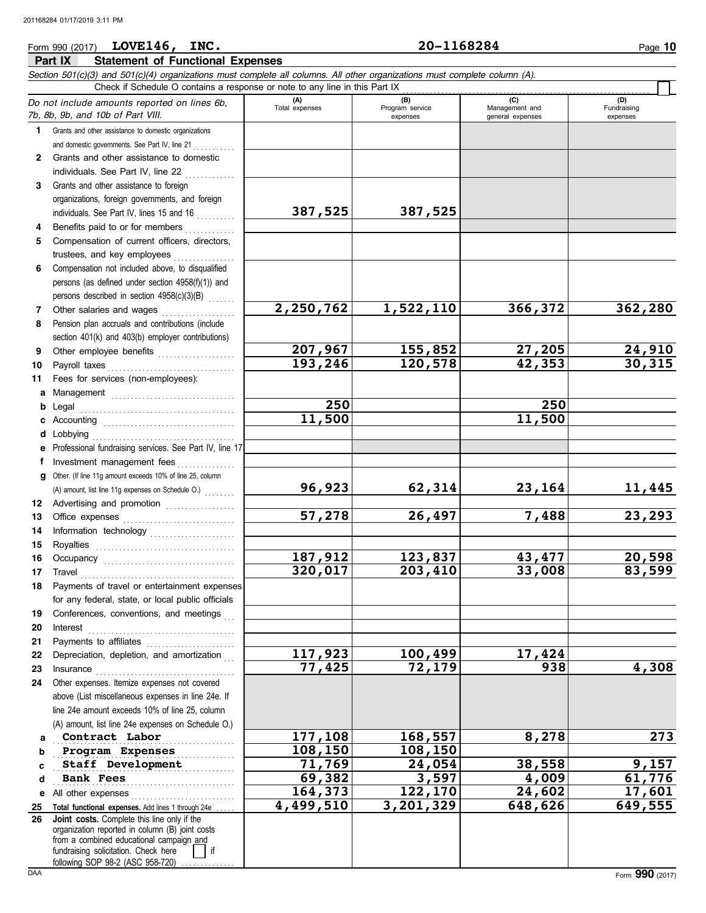Form 990 (2017) **LOVE146, INC.** **20-1168284**

## Part IX Statement of Functional Expenses

*Section 501(c)(3) and 501(c)(4) organizations must complete all columns. All other organizations must complete column (A).*

Check if Schedule O contains a response or note to any line in this Part IX ☐

| *Do not include amounts reported on lines 6b, 7b, 8b, 9b, and 10b of Part VIII.* | (A) Total expenses | (B) Program service expenses | (C) Management and general expenses | (D) Fundraising expenses |
|---|---|---|---|---|
| **1** Grants and other assistance to domestic organizations and domestic governments. See Part IV, line 21 | | | | |
| **2** Grants and other assistance to domestic individuals. See Part IV, line 22 | | | | |
| **3** Grants and other assistance to foreign organizations, foreign governments, and foreign individuals. See Part IV, lines 15 and 16 | 387,525 | 387,525 | | |
| **4** Benefits paid to or for members | | | | |
| **5** Compensation of current officers, directors, trustees, and key employees | | | | |
| **6** Compensation not included above, to disqualified persons (as defined under section 4958(f)(1)) and persons described in section 4958(c)(3)(B) | | | | |
| **7** Other salaries and wages | 2,250,762 | 1,522,110 | 366,372 | 362,280 |
| **8** Pension plan accruals and contributions (include section 401(k) and 403(b) employer contributions) | | | | |
| **9** Other employee benefits | 207,967 | 155,852 | 27,205 | 24,910 |
| **10** Payroll taxes | 193,246 | 120,578 | 42,353 | 30,315 |
| **11** Fees for services (non-employees): | | | | |
| **a** Management | | | | |
| **b** Legal | 250 | | 250 | |
| **c** Accounting | 11,500 | | 11,500 | |
| **d** Lobbying | | | | |
| **e** Professional fundraising services. See Part IV, line 17 | | | | |
| **f** Investment management fees | | | | |
| **g** Other. (If line 11g amount exceeds 10% of line 25, column (A) amount, list line 11g expenses on Schedule O.) | 96,923 | 62,314 | 23,164 | 11,445 |
| **12** Advertising and promotion | | | | |
| **13** Office expenses | 57,278 | 26,497 | 7,488 | 23,293 |
| **14** Information technology | | | | |
| **15** Royalties | | | | |
| **16** Occupancy | 187,912 | 123,837 | 43,477 | 20,598 |
| **17** Travel | 320,017 | 203,410 | 33,008 | 83,599 |
| **18** Payments of travel or entertainment expenses for any federal, state, or local public officials | | | | |
| **19** Conferences, conventions, and meetings | | | | |
| **20** Interest | | | | |
| **21** Payments to affiliates | | | | |
| **22** Depreciation, depletion, and amortization | 117,923 | 100,499 | 17,424 | |
| **23** Insurance | 77,425 | 72,179 | 938 | 4,308 |
| **24** Other expenses. Itemize expenses not covered above (List miscellaneous expenses in line 24e. If line 24e amount exceeds 10% of line 25, column (A) amount, list line 24e expenses on Schedule O.) | | | | |
| **a** Contract Labor | 177,108 | 168,557 | 8,278 | 273 |
| **b** Program Expenses | 108,150 | 108,150 | | |
| **c** Staff Development | 71,769 | 24,054 | 38,558 | 9,157 |
| **d** Bank Fees | 69,382 | 3,597 | 4,009 | 61,776 |
| **e** All other expenses | 164,373 | 122,170 | 24,602 | 17,601 |
| **25 Total functional expenses.** Add lines 1 through 24e | 4,499,510 | 3,201,329 | 648,626 | 649,555 |
| **26 Joint costs.** Complete this line only if the organization reported in column (B) joint costs from a combined educational campaign and fundraising solicitation. Check here ☐ if following SOP 98-2 (ASC 958-720) | | | | |

Form **990** (2017)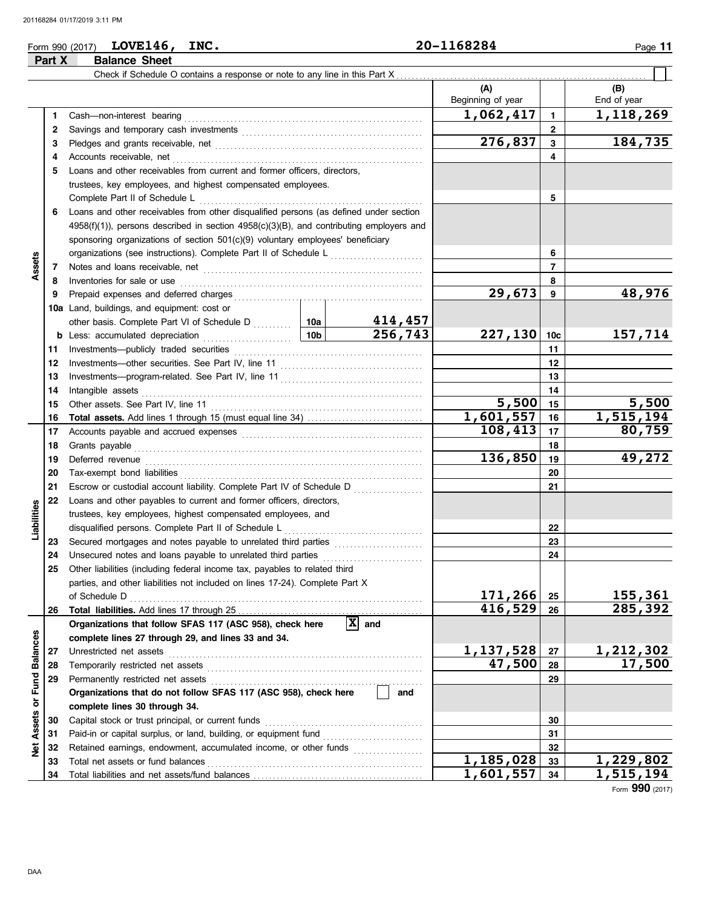Form 990 (2017) **LOVE146, INC.** **20-1168284**

## Part X Balance Sheet

Check if Schedule O contains a response or note to any line in this Part X ☐

| | | | | (A) Beginning of year | | (B) End of year |
|---|---|---|---|---|---|---|
| **Assets** | 1 | Cash—non-interest bearing | | 1,062,417 | 1 | 1,118,269 |
| | 2 | Savings and temporary cash investments | | | 2 | |
| | 3 | Pledges and grants receivable, net | | 276,837 | 3 | 184,735 |
| | 4 | Accounts receivable, net | | | 4 | |
| | 5 | Loans and other receivables from current and former officers, directors, trustees, key employees, and highest compensated employees. Complete Part II of Schedule L | | | 5 | |
| | 6 | Loans and other receivables from other disqualified persons (as defined under section 4958(f)(1)), persons described in section 4958(c)(3)(B), and contributing employers and sponsoring organizations of section 501(c)(9) voluntary employees' beneficiary organizations (see instructions). Complete Part II of Schedule L | | | 6 | |
| | 7 | Notes and loans receivable, net | | | 7 | |
| | 8 | Inventories for sale or use | | | 8 | |
| | 9 | Prepaid expenses and deferred charges | | 29,673 | 9 | 48,976 |
| | 10a | Land, buildings, and equipment: cost or other basis. Complete Part VI of Schedule D | 10a 414,457 | | | |
| | b | Less: accumulated depreciation | 10b 256,743 | 227,130 | 10c | 157,714 |
| | 11 | Investments—publicly traded securities | | | 11 | |
| | 12 | Investments—other securities. See Part IV, line 11 | | | 12 | |
| | 13 | Investments—program-related. See Part IV, line 11 | | | 13 | |
| | 14 | Intangible assets | | | 14 | |
| | 15 | Other assets. See Part IV, line 11 | | 5,500 | 15 | 5,500 |
| | 16 | **Total assets.** Add lines 1 through 15 (must equal line 34) | | 1,601,557 | 16 | 1,515,194 |
| **Liabilities** | 17 | Accounts payable and accrued expenses | | 108,413 | 17 | 80,759 |
| | 18 | Grants payable | | | 18 | |
| | 19 | Deferred revenue | | 136,850 | 19 | 49,272 |
| | 20 | Tax-exempt bond liabilities | | | 20 | |
| | 21 | Escrow or custodial account liability. Complete Part IV of Schedule D | | | 21 | |
| | 22 | Loans and other payables to current and former officers, directors, trustees, key employees, highest compensated employees, and disqualified persons. Complete Part II of Schedule L | | | 22 | |
| | 23 | Secured mortgages and notes payable to unrelated third parties | | | 23 | |
| | 24 | Unsecured notes and loans payable to unrelated third parties | | | 24 | |
| | 25 | Other liabilities (including federal income tax, payables to related third parties, and other liabilities not included on lines 17-24). Complete Part X of Schedule D | | 171,266 | 25 | 155,361 |
| | 26 | **Total liabilities.** Add lines 17 through 25 | | 416,529 | 26 | 285,392 |
| **Net Assets or Fund Balances** | | **Organizations that follow SFAS 117 (ASC 958), check here** ☒ **and complete lines 27 through 29, and lines 33 and 34.** | | | | |
| | 27 | Unrestricted net assets | | 1,137,528 | 27 | 1,212,302 |
| | 28 | Temporarily restricted net assets | | 47,500 | 28 | 17,500 |
| | 29 | Permanently restricted net assets | | | 29 | |
| | | **Organizations that do not follow SFAS 117 (ASC 958), check here** ☐ **and complete lines 30 through 34.** | | | | |
| | 30 | Capital stock or trust principal, or current funds | | | 30 | |
| | 31 | Paid-in or capital surplus, or land, building, or equipment fund | | | 31 | |
| | 32 | Retained earnings, endowment, accumulated income, or other funds | | | 32 | |
| | 33 | Total net assets or fund balances | | 1,185,028 | 33 | 1,229,802 |
| | 34 | Total liabilities and net assets/fund balances | | 1,601,557 | 34 | 1,515,194 |

Form **990** (2017)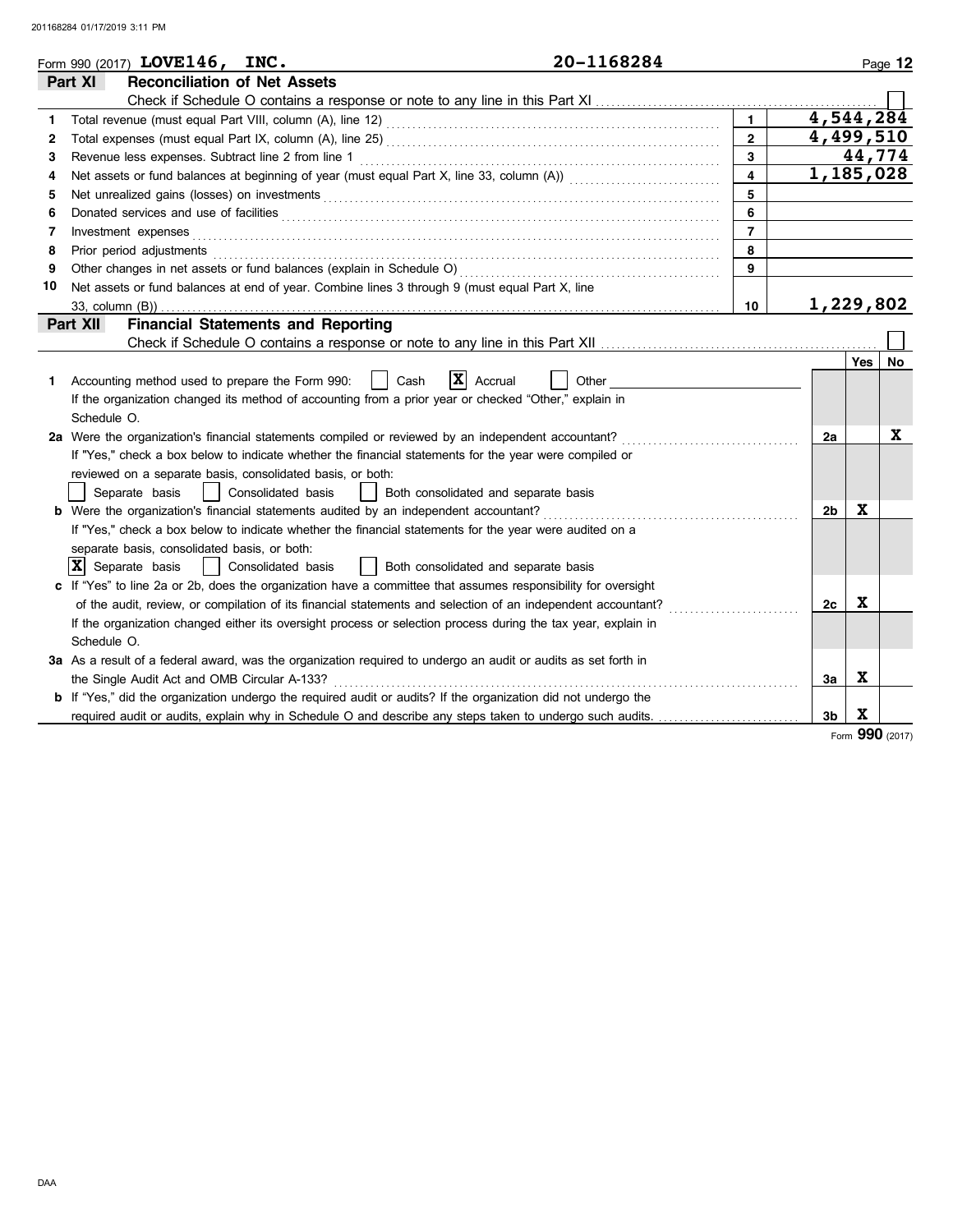Form 990 (2017) **LOVE146, INC.** **20-1168284**

## Part XI — Reconciliation of Net Assets

Check if Schedule O contains a response or note to any line in this Part XI ☐

| | | | |
|---|---|---|---|
| 1 | Total revenue (must equal Part VIII, column (A), line 12) | 1 | 4,544,284 |
| 2 | Total expenses (must equal Part IX, column (A), line 25) | 2 | 4,499,510 |
| 3 | Revenue less expenses. Subtract line 2 from line 1 | 3 | 44,774 |
| 4 | Net assets or fund balances at beginning of year (must equal Part X, line 33, column (A)) | 4 | 1,185,028 |
| 5 | Net unrealized gains (losses) on investments | 5 | |
| 6 | Donated services and use of facilities | 6 | |
| 7 | Investment expenses | 7 | |
| 8 | Prior period adjustments | 8 | |
| 9 | Other changes in net assets or fund balances (explain in Schedule O) | 9 | |
| 10 | Net assets or fund balances at end of year. Combine lines 3 through 9 (must equal Part X, line 33, column (B)) | 10 | 1,229,802 |

## Part XII — Financial Statements and Reporting

Check if Schedule O contains a response or note to any line in this Part XII ☐

| | | | Yes | No |
|---|---|---|---|---|
| 1 | Accounting method used to prepare the Form 990: ☐ Cash ☒ Accrual ☐ Other<br>If the organization changed its method of accounting from a prior year or checked "Other," explain in Schedule O. | | | |
| 2a | Were the organization's financial statements compiled or reviewed by an independent accountant?<br>If "Yes," check a box below to indicate whether the financial statements for the year were compiled or reviewed on a separate basis, consolidated basis, or both:<br>☐ Separate basis ☐ Consolidated basis ☐ Both consolidated and separate basis | 2a | | X |
| b | Were the organization's financial statements audited by an independent accountant?<br>If "Yes," check a box below to indicate whether the financial statements for the year were audited on a separate basis, consolidated basis, or both:<br>☒ Separate basis ☐ Consolidated basis ☐ Both consolidated and separate basis | 2b | X | |
| c | If "Yes" to line 2a or 2b, does the organization have a committee that assumes responsibility for oversight of the audit, review, or compilation of its financial statements and selection of an independent accountant?<br>If the organization changed either its oversight process or selection process during the tax year, explain in Schedule O. | 2c | X | |
| 3a | As a result of a federal award, was the organization required to undergo an audit or audits as set forth in the Single Audit Act and OMB Circular A-133? | 3a | X | |
| b | If "Yes," did the organization undergo the required audit or audits? If the organization did not undergo the required audit or audits, explain why in Schedule O and describe any steps taken to undergo such audits. | 3b | X | |

Form **990** (2017)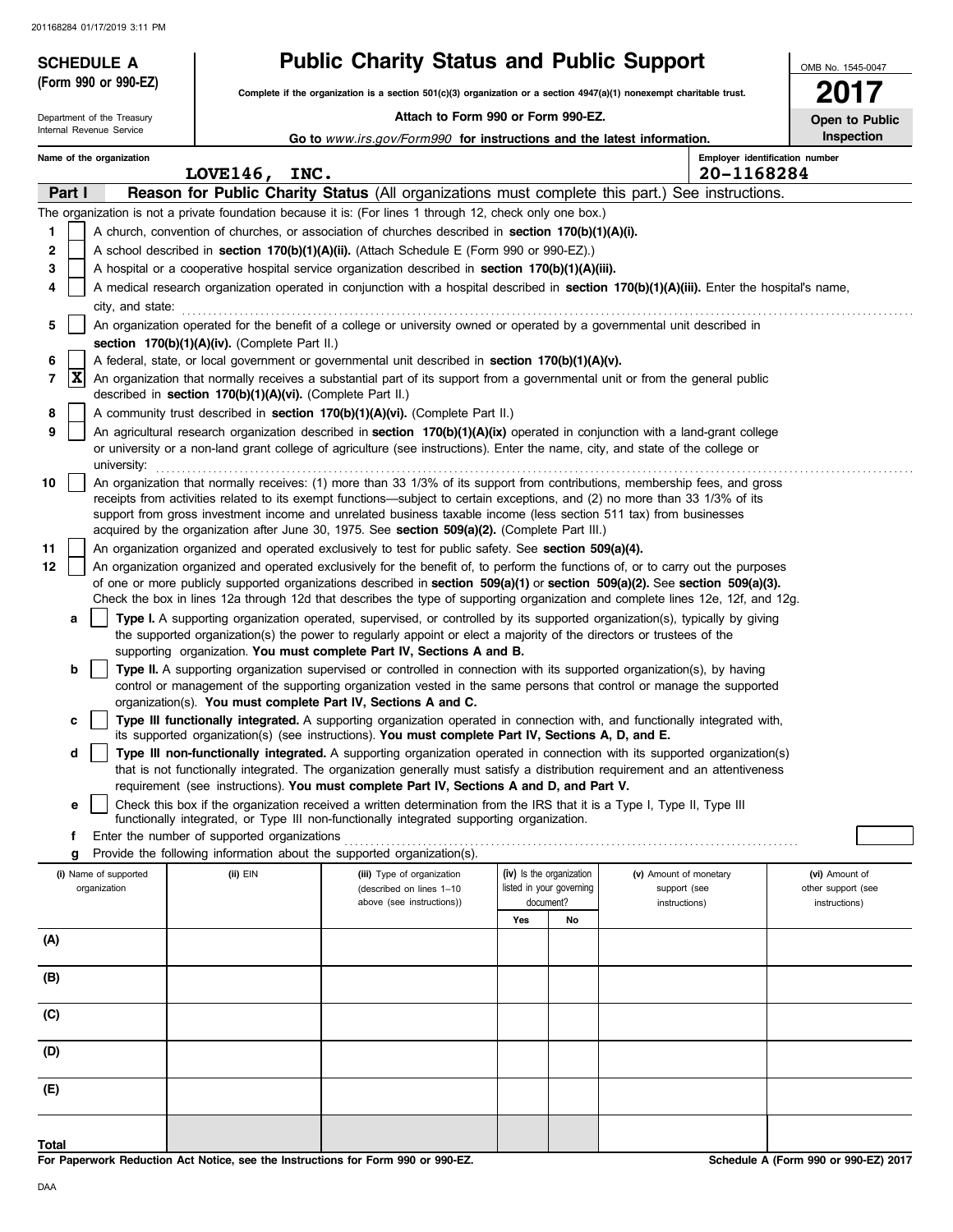**SCHEDULE A**
**(Form 990 or 990-EZ)**

Department of the Treasury
Internal Revenue Service

# Public Charity Status and Public Support

**Complete if the organization is a section 501(c)(3) organization or a section 4947(a)(1) nonexempt charitable trust.**

**Attach to Form 990 or Form 990-EZ.**

**Go to** *www.irs.gov/Form990* **for instructions and the latest information.**

OMB No. 1545-0047

**2017**

**Open to Public Inspection**

Name of the organization: **LOVE146, INC.**

Employer identification number: **20-1168284**

## Part I — Reason for Public Charity Status (All organizations must complete this part.) See instructions.

The organization is not a private foundation because it is: (For lines 1 through 12, check only one box.)

1. [ ] A church, convention of churches, or association of churches described in **section 170(b)(1)(A)(i).**
2. [ ] A school described in **section 170(b)(1)(A)(ii).** (Attach Schedule E (Form 990 or 990-EZ).)
3. [ ] A hospital or a cooperative hospital service organization described in **section 170(b)(1)(A)(iii).**
4. [ ] A medical research organization operated in conjunction with a hospital described in **section 170(b)(1)(A)(iii).** Enter the hospital's name, city, and state:
5. [ ] An organization operated for the benefit of a college or university owned or operated by a governmental unit described in **section 170(b)(1)(A)(iv).** (Complete Part II.)
6. [ ] A federal, state, or local government or governmental unit described in **section 170(b)(1)(A)(v).**
7. [X] An organization that normally receives a substantial part of its support from a governmental unit or from the general public described in **section 170(b)(1)(A)(vi).** (Complete Part II.)
8. [ ] A community trust described in **section 170(b)(1)(A)(vi).** (Complete Part II.)
9. [ ] An agricultural research organization described in **section 170(b)(1)(A)(ix)** operated in conjunction with a land-grant college or university or a non-land grant college of agriculture (see instructions). Enter the name, city, and state of the college or university:
10. [ ] An organization that normally receives: (1) more than 33 1/3% of its support from contributions, membership fees, and gross receipts from activities related to its exempt functions—subject to certain exceptions, and (2) no more than 33 1/3% of its support from gross investment income and unrelated business taxable income (less section 511 tax) from businesses acquired by the organization after June 30, 1975. See **section 509(a)(2).** (Complete Part III.)
11. [ ] An organization organized and operated exclusively to test for public safety. See **section 509(a)(4).**
12. [ ] An organization organized and operated exclusively for the benefit of, to perform the functions of, or to carry out the purposes of one or more publicly supported organizations described in **section 509(a)(1)** or **section 509(a)(2).** See **section 509(a)(3).** Check the box in lines 12a through 12d that describes the type of supporting organization and complete lines 12e, 12f, and 12g.
   - **a** [ ] **Type I.** A supporting organization operated, supervised, or controlled by its supported organization(s), typically by giving the supported organization(s) the power to regularly appoint or elect a majority of the directors or trustees of the supporting organization. **You must complete Part IV, Sections A and B.**
   - **b** [ ] **Type II.** A supporting organization supervised or controlled in connection with its supported organization(s), by having control or management of the supporting organization vested in the same persons that control or manage the supported organization(s). **You must complete Part IV, Sections A and C.**
   - **c** [ ] **Type III functionally integrated.** A supporting organization operated in connection with, and functionally integrated with, its supported organization(s) (see instructions). **You must complete Part IV, Sections A, D, and E.**
   - **d** [ ] **Type III non-functionally integrated.** A supporting organization operated in connection with its supported organization(s) that is not functionally integrated. The organization generally must satisfy a distribution requirement and an attentiveness requirement (see instructions). **You must complete Part IV, Sections A and D, and Part V.**
   - **e** [ ] Check this box if the organization received a written determination from the IRS that it is a Type I, Type II, Type III functionally integrated, or Type III non-functionally integrated supporting organization.
   - **f** Enter the number of supported organizations
   - **g** Provide the following information about the supported organization(s).

| (i) Name of supported organization | (ii) EIN | (iii) Type of organization (described on lines 1–10 above (see instructions)) | (iv) Is the organization listed in your governing document? | | (v) Amount of monetary support (see instructions) | (vi) Amount of other support (see instructions) |
|---|---|---|---|---|---|---|
| | | | Yes | No | | |
| (A) | | | | | | |
| (B) | | | | | | |
| (C) | | | | | | |
| (D) | | | | | | |
| (E) | | | | | | |
| **Total** | | | | | | |

**For Paperwork Reduction Act Notice, see the Instructions for Form 990 or 990-EZ.**

**Schedule A (Form 990 or 990-EZ) 2017**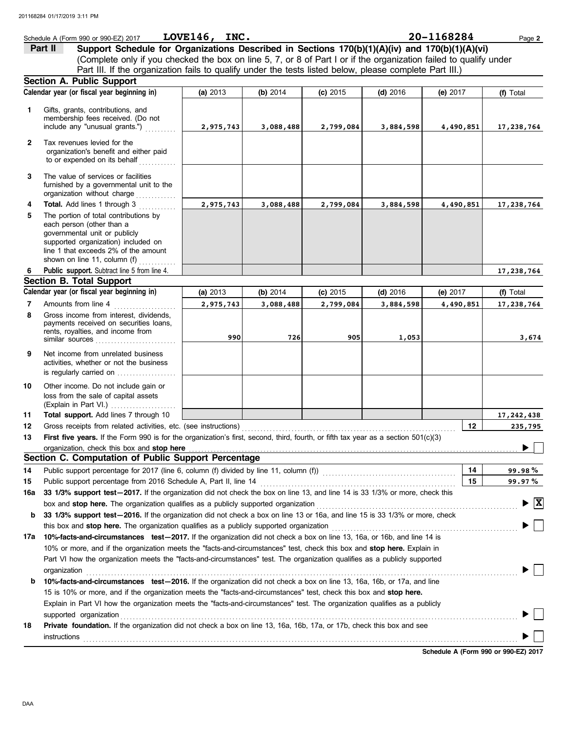Schedule A (Form 990 or 990-EZ) 2017 **LOVE146, INC.** 20-1168284 Page **2**

## Part II Support Schedule for Organizations Described in Sections 170(b)(1)(A)(iv) and 170(b)(1)(A)(vi)

(Complete only if you checked the box on line 5, 7, or 8 of Part I or if the organization failed to qualify under Part III. If the organization fails to qualify under the tests listed below, please complete Part III.)

### Section A. Public Support

| Calendar year (or fiscal year beginning in) | (a) 2013 | (b) 2014 | (c) 2015 | (d) 2016 | (e) 2017 | (f) Total |
|---|---|---|---|---|---|---|
| **1** Gifts, grants, contributions, and membership fees received. (Do not include any "unusual grants.") | 2,975,743 | 3,088,488 | 2,799,084 | 3,884,598 | 4,490,851 | 17,238,764 |
| **2** Tax revenues levied for the organization's benefit and either paid to or expended on its behalf | | | | | | |
| **3** The value of services or facilities furnished by a governmental unit to the organization without charge | | | | | | |
| **4 Total.** Add lines 1 through 3 | 2,975,743 | 3,088,488 | 2,799,084 | 3,884,598 | 4,490,851 | 17,238,764 |
| **5** The portion of total contributions by each person (other than a governmental unit or publicly supported organization) included on line 1 that exceeds 2% of the amount shown on line 11, column (f) | | | | | | |
| **6 Public support.** Subtract line 5 from line 4. | | | | | | 17,238,764 |

### Section B. Total Support

| Calendar year (or fiscal year beginning in) | (a) 2013 | (b) 2014 | (c) 2015 | (d) 2016 | (e) 2017 | (f) Total |
|---|---|---|---|---|---|---|
| **7** Amounts from line 4 | 2,975,743 | 3,088,488 | 2,799,084 | 3,884,598 | 4,490,851 | 17,238,764 |
| **8** Gross income from interest, dividends, payments received on securities loans, rents, royalties, and income from similar sources | 990 | 726 | 905 | 1,053 | | 3,674 |
| **9** Net income from unrelated business activities, whether or not the business is regularly carried on | | | | | | |
| **10** Other income. Do not include gain or loss from the sale of capital assets (Explain in Part VI.) | | | | | | |
| **11 Total support.** Add lines 7 through 10 | | | | | | 17,242,438 |

**12** Gross receipts from related activities, etc. (see instructions) — **12** — 235,795

**13 First five years.** If the Form 990 is for the organization's first, second, third, fourth, or fifth tax year as a section 501(c)(3) organization, check this box and **stop here** ☐

### Section C. Computation of Public Support Percentage

**14** Public support percentage for 2017 (line 6, column (f) divided by line 11, column (f)) — **14** — 99.98 %

**15** Public support percentage from 2016 Schedule A, Part II, line 14 — **15** — 99.97 %

**16a 33 1/3% support test—2017.** If the organization did not check the box on line 13, and line 14 is 33 1/3% or more, check this box and **stop here.** The organization qualifies as a publicly supported organization ☒

**b 33 1/3% support test—2016.** If the organization did not check a box on line 13 or 16a, and line 15 is 33 1/3% or more, check this box and **stop here.** The organization qualifies as a publicly supported organization ☐

**17a 10%-facts-and-circumstances test—2017.** If the organization did not check a box on line 13, 16a, or 16b, and line 14 is 10% or more, and if the organization meets the "facts-and-circumstances" test, check this box and **stop here.** Explain in Part VI how the organization meets the "facts-and-circumstances" test. The organization qualifies as a publicly supported organization ☐

**b 10%-facts-and-circumstances test—2016.** If the organization did not check a box on line 13, 16a, 16b, or 17a, and line 15 is 10% or more, and if the organization meets the "facts-and-circumstances" test, check this box and **stop here.** Explain in Part VI how the organization meets the "facts-and-circumstances" test. The organization qualifies as a publicly supported organization ☐

**18 Private foundation.** If the organization did not check a box on line 13, 16a, 16b, 17a, or 17b, check this box and see instructions ☐

**Schedule A (Form 990 or 990-EZ) 2017**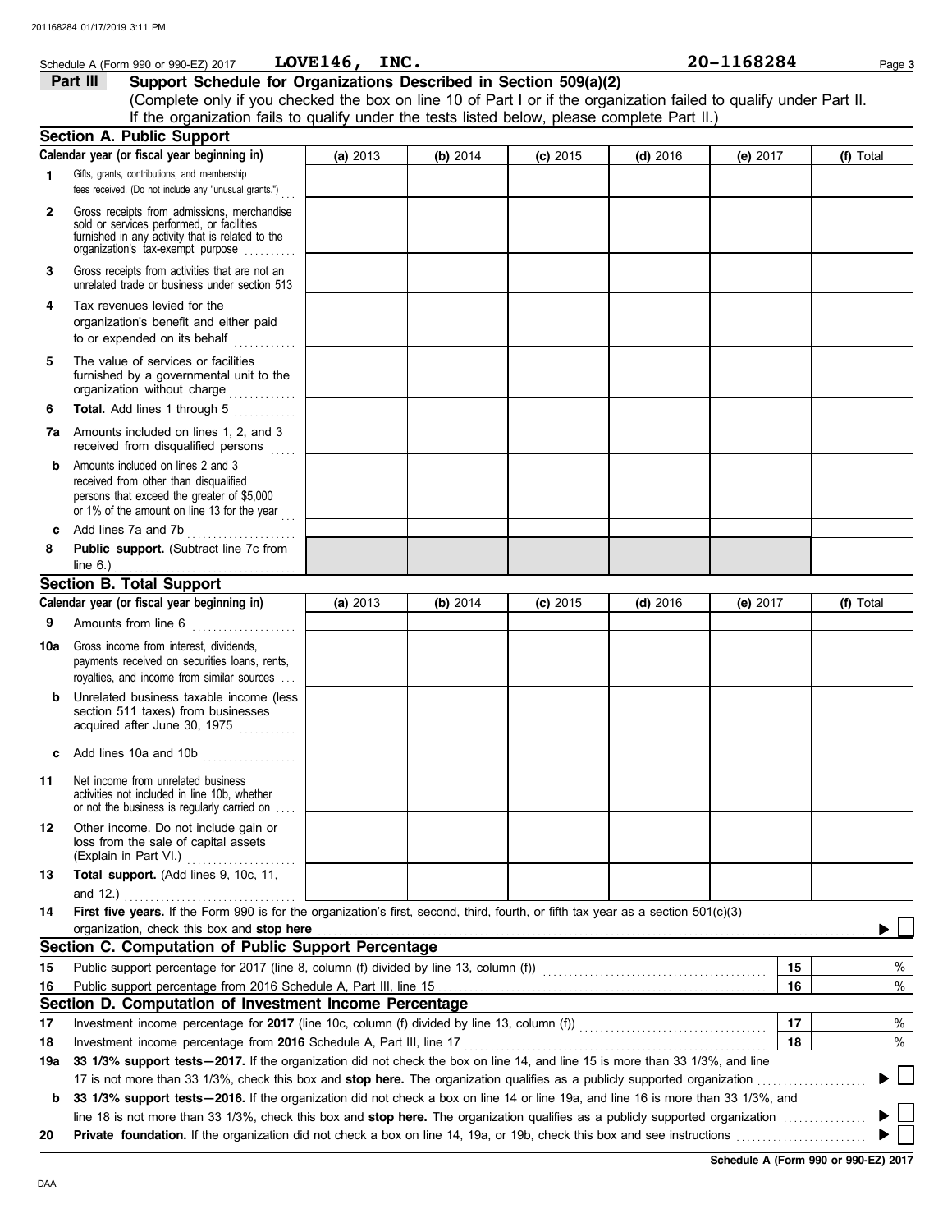Schedule A (Form 990 or 990-EZ) 2017 **LOVE146, INC.** **20-1168284**

## Part III Support Schedule for Organizations Described in Section 509(a)(2)

(Complete only if you checked the box on line 10 of Part I or if the organization failed to qualify under Part II. If the organization fails to qualify under the tests listed below, please complete Part II.)

### Section A. Public Support

| Calendar year (or fiscal year beginning in) | (a) 2013 | (b) 2014 | (c) 2015 | (d) 2016 | (e) 2017 | (f) Total |
|---|---|---|---|---|---|---|
| 1 Gifts, grants, contributions, and membership fees received. (Do not include any "unusual grants.") | | | | | | |
| 2 Gross receipts from admissions, merchandise sold or services performed, or facilities furnished in any activity that is related to the organization's tax-exempt purpose | | | | | | |
| 3 Gross receipts from activities that are not an unrelated trade or business under section 513 | | | | | | |
| 4 Tax revenues levied for the organization's benefit and either paid to or expended on its behalf | | | | | | |
| 5 The value of services or facilities furnished by a governmental unit to the organization without charge | | | | | | |
| 6 **Total.** Add lines 1 through 5 | | | | | | |
| 7a Amounts included on lines 1, 2, and 3 received from disqualified persons | | | | | | |
| b Amounts included on lines 2 and 3 received from other than disqualified persons that exceed the greater of $5,000 or 1% of the amount on line 13 for the year | | | | | | |
| c Add lines 7a and 7b | | | | | | |
| 8 **Public support.** (Subtract line 7c from line 6.) | | | | | | |

### Section B. Total Support

| Calendar year (or fiscal year beginning in) | (a) 2013 | (b) 2014 | (c) 2015 | (d) 2016 | (e) 2017 | (f) Total |
|---|---|---|---|---|---|---|
| 9 Amounts from line 6 | | | | | | |
| 10a Gross income from interest, dividends, payments received on securities loans, rents, royalties, and income from similar sources | | | | | | |
| b Unrelated business taxable income (less section 511 taxes) from businesses acquired after June 30, 1975 | | | | | | |
| c Add lines 10a and 10b | | | | | | |
| 11 Net income from unrelated business activities not included in line 10b, whether or not the business is regularly carried on | | | | | | |
| 12 Other income. Do not include gain or loss from the sale of capital assets (Explain in Part VI.) | | | | | | |
| 13 **Total support.** (Add lines 9, 10c, 11, and 12.) | | | | | | |

**14** **First five years.** If the Form 990 is for the organization's first, second, third, fourth, or fifth tax year as a section 501(c)(3) organization, check this box and **stop here** ▶ ☐

### Section C. Computation of Public Support Percentage

| | | | |
|---|---|---|---|
| 15 | Public support percentage for 2017 (line 8, column (f) divided by line 13, column (f)) | 15 | % |
| 16 | Public support percentage from 2016 Schedule A, Part III, line 15 | 16 | % |

### Section D. Computation of Investment Income Percentage

| | | | |
|---|---|---|---|
| 17 | Investment income percentage for **2017** (line 10c, column (f) divided by line 13, column (f)) | 17 | % |
| 18 | Investment income percentage from **2016** Schedule A, Part III, line 17 | 18 | % |

**19a** **33 1/3% support tests—2017.** If the organization did not check the box on line 14, and line 15 is more than 33 1/3%, and line 17 is not more than 33 1/3%, check this box and **stop here.** The organization qualifies as a publicly supported organization ▶ ☐

**b** **33 1/3% support tests—2016.** If the organization did not check a box on line 14 or line 19a, and line 16 is more than 33 1/3%, and line 18 is not more than 33 1/3%, check this box and **stop here.** The organization qualifies as a publicly supported organization ▶ ☐

**20** **Private foundation.** If the organization did not check a box on line 14, 19a, or 19b, check this box and see instructions ▶ ☐

**Schedule A (Form 990 or 990-EZ) 2017**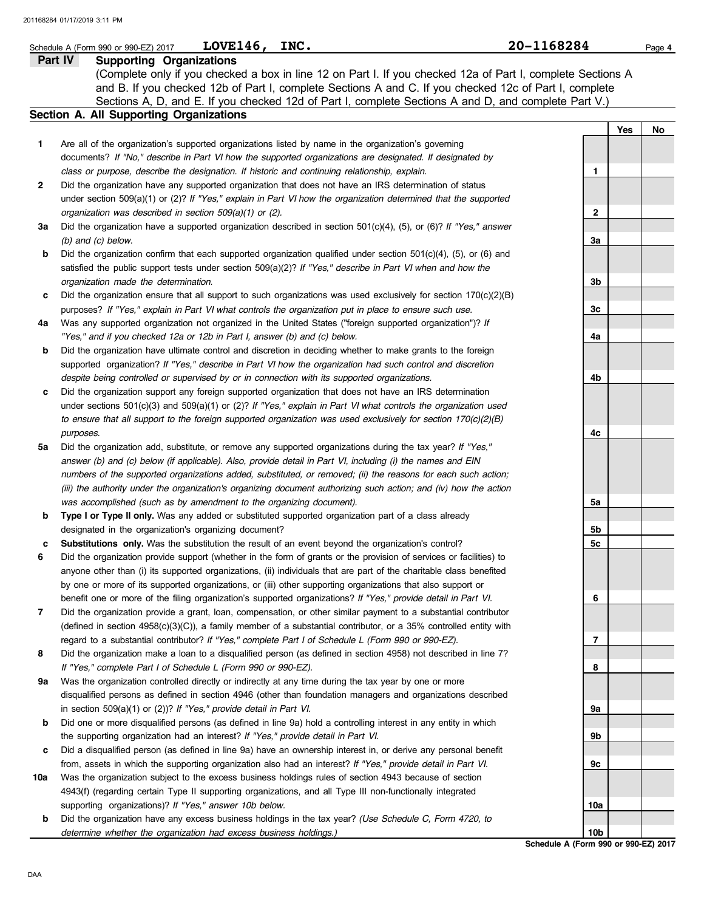Schedule A (Form 990 or 990-EZ) 2017 **LOVE146, INC.** **20-1168284**

## Part IV Supporting Organizations

(Complete only if you checked a box in line 12 on Part I. If you checked 12a of Part I, complete Sections A and B. If you checked 12b of Part I, complete Sections A and C. If you checked 12c of Part I, complete Sections A, D, and E. If you checked 12d of Part I, complete Sections A and D, and complete Part V.)

### Section A. All Supporting Organizations

| | | | Yes | No |
|---|---|---|---|---|
| **1** | Are all of the organization's supported organizations listed by name in the organization's governing documents? *If "No," describe in Part VI how the supported organizations are designated. If designated by class or purpose, describe the designation. If historic and continuing relationship, explain.* | 1 | | |
| **2** | Did the organization have any supported organization that does not have an IRS determination of status under section 509(a)(1) or (2)? *If "Yes," explain in Part VI how the organization determined that the supported organization was described in section 509(a)(1) or (2).* | 2 | | |
| **3a** | Did the organization have a supported organization described in section 501(c)(4), (5), or (6)? *If "Yes," answer (b) and (c) below.* | 3a | | |
| **b** | Did the organization confirm that each supported organization qualified under section 501(c)(4), (5), or (6) and satisfied the public support tests under section 509(a)(2)? *If "Yes," describe in Part VI when and how the organization made the determination.* | 3b | | |
| **c** | Did the organization ensure that all support to such organizations was used exclusively for section 170(c)(2)(B) purposes? *If "Yes," explain in Part VI what controls the organization put in place to ensure such use.* | 3c | | |
| **4a** | Was any supported organization not organized in the United States ("foreign supported organization")? *If "Yes," and if you checked 12a or 12b in Part I, answer (b) and (c) below.* | 4a | | |
| **b** | Did the organization have ultimate control and discretion in deciding whether to make grants to the foreign supported organization? *If "Yes," describe in Part VI how the organization had such control and discretion despite being controlled or supervised by or in connection with its supported organizations.* | 4b | | |
| **c** | Did the organization support any foreign supported organization that does not have an IRS determination under sections 501(c)(3) and 509(a)(1) or (2)? *If "Yes," explain in Part VI what controls the organization used to ensure that all support to the foreign supported organization was used exclusively for section 170(c)(2)(B) purposes.* | 4c | | |
| **5a** | Did the organization add, substitute, or remove any supported organizations during the tax year? *If "Yes," answer (b) and (c) below (if applicable). Also, provide detail in Part VI, including (i) the names and EIN numbers of the supported organizations added, substituted, or removed; (ii) the reasons for each such action; (iii) the authority under the organization's organizing document authorizing such action; and (iv) how the action was accomplished (such as by amendment to the organizing document).* | 5a | | |
| **b** | **Type I or Type II only.** Was any added or substituted supported organization part of a class already designated in the organization's organizing document? | 5b | | |
| **c** | **Substitutions only.** Was the substitution the result of an event beyond the organization's control? | 5c | | |
| **6** | Did the organization provide support (whether in the form of grants or the provision of services or facilities) to anyone other than (i) its supported organizations, (ii) individuals that are part of the charitable class benefited by one or more of its supported organizations, or (iii) other supporting organizations that also support or benefit one or more of the filing organization's supported organizations? *If "Yes," provide detail in Part VI.* | 6 | | |
| **7** | Did the organization provide a grant, loan, compensation, or other similar payment to a substantial contributor (defined in section 4958(c)(3)(C)), a family member of a substantial contributor, or a 35% controlled entity with regard to a substantial contributor? *If "Yes," complete Part I of Schedule L (Form 990 or 990-EZ).* | 7 | | |
| **8** | Did the organization make a loan to a disqualified person (as defined in section 4958) not described in line 7? *If "Yes," complete Part I of Schedule L (Form 990 or 990-EZ).* | 8 | | |
| **9a** | Was the organization controlled directly or indirectly at any time during the tax year by one or more disqualified persons as defined in section 4946 (other than foundation managers and organizations described in section 509(a)(1) or (2))? *If "Yes," provide detail in Part VI.* | 9a | | |
| **b** | Did one or more disqualified persons (as defined in line 9a) hold a controlling interest in any entity in which the supporting organization had an interest? *If "Yes," provide detail in Part VI.* | 9b | | |
| **c** | Did a disqualified person (as defined in line 9a) have an ownership interest in, or derive any personal benefit from, assets in which the supporting organization also had an interest? *If "Yes," provide detail in Part VI.* | 9c | | |
| **10a** | Was the organization subject to the excess business holdings rules of section 4943 because of section 4943(f) (regarding certain Type II supporting organizations, and all Type III non-functionally integrated supporting organizations)? *If "Yes," answer 10b below.* | 10a | | |
| **b** | Did the organization have any excess business holdings in the tax year? *(Use Schedule C, Form 4720, to determine whether the organization had excess business holdings.)* | 10b | | |

**Schedule A (Form 990 or 990-EZ) 2017**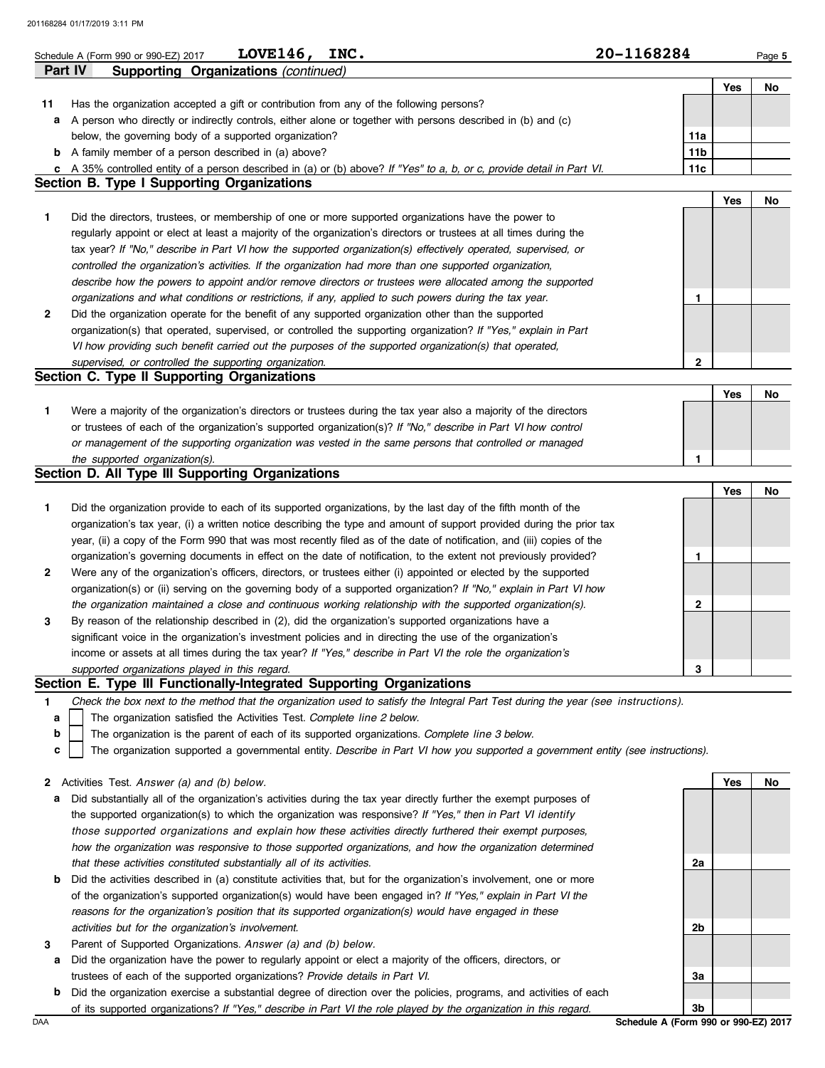Schedule A (Form 990 or 990-EZ) 2017 **LOVE146, INC.** **20-1168284**

## Part IV Supporting Organizations *(continued)*

| | | | Yes | No |
|---|---|---|---|---|
| **11** | Has the organization accepted a gift or contribution from any of the following persons? | | | |
| **a** | A person who directly or indirectly controls, either alone or together with persons described in (b) and (c) below, the governing body of a supported organization? | **11a** | | |
| **b** | A family member of a person described in (a) above? | **11b** | | |
| **c** | A 35% controlled entity of a person described in (a) or (b) above? *If "Yes" to a, b, or c, provide detail in Part VI.* | **11c** | | |

### Section B. Type I Supporting Organizations

| | | | Yes | No |
|---|---|---|---|---|
| **1** | Did the directors, trustees, or membership of one or more supported organizations have the power to regularly appoint or elect at least a majority of the organization's directors or trustees at all times during the tax year? *If "No," describe in Part VI how the supported organization(s) effectively operated, supervised, or controlled the organization's activities. If the organization had more than one supported organization, describe how the powers to appoint and/or remove directors or trustees were allocated among the supported organizations and what conditions or restrictions, if any, applied to such powers during the tax year.* | **1** | | |
| **2** | Did the organization operate for the benefit of any supported organization other than the supported organization(s) that operated, supervised, or controlled the supporting organization? *If "Yes," explain in Part VI how providing such benefit carried out the purposes of the supported organization(s) that operated, supervised, or controlled the supporting organization.* | **2** | | |

### Section C. Type II Supporting Organizations

| | | | Yes | No |
|---|---|---|---|---|
| **1** | Were a majority of the organization's directors or trustees during the tax year also a majority of the directors or trustees of each of the organization's supported organization(s)? *If "No," describe in Part VI how control or management of the supporting organization was vested in the same persons that controlled or managed the supported organization(s).* | **1** | | |

### Section D. All Type III Supporting Organizations

| | | | Yes | No |
|---|---|---|---|---|
| **1** | Did the organization provide to each of its supported organizations, by the last day of the fifth month of the organization's tax year, (i) a written notice describing the type and amount of support provided during the prior tax year, (ii) a copy of the Form 990 that was most recently filed as of the date of notification, and (iii) copies of the organization's governing documents in effect on the date of notification, to the extent not previously provided? | **1** | | |
| **2** | Were any of the organization's officers, directors, or trustees either (i) appointed or elected by the supported organization(s) or (ii) serving on the governing body of a supported organization? *If "No," explain in Part VI how the organization maintained a close and continuous working relationship with the supported organization(s).* | **2** | | |
| **3** | By reason of the relationship described in (2), did the organization's supported organizations have a significant voice in the organization's investment policies and in directing the use of the organization's income or assets at all times during the tax year? *If "Yes," describe in Part VI the role the organization's supported organizations played in this regard.* | **3** | | |

### Section E. Type III Functionally-Integrated Supporting Organizations

**1** *Check the box next to the method that the organization used to satisfy the Integral Part Test during the year (see instructions).*

- **a** ☐ The organization satisfied the Activities Test. *Complete line 2 below.*
- **b** ☐ The organization is the parent of each of its supported organizations. *Complete line 3 below.*
- **c** ☐ The organization supported a governmental entity. *Describe in Part VI how you supported a government entity (see instructions).*

| | | | Yes | No |
|---|---|---|---|---|
| **2** | Activities Test. *Answer (a) and (b) below.* | | | |
| **a** | Did substantially all of the organization's activities during the tax year directly further the exempt purposes of the supported organization(s) to which the organization was responsive? *If "Yes," then in Part VI identify those supported organizations and explain how these activities directly furthered their exempt purposes, how the organization was responsive to those supported organizations, and how the organization determined that these activities constituted substantially all of its activities.* | **2a** | | |
| **b** | Did the activities described in (a) constitute activities that, but for the organization's involvement, one or more of the organization's supported organization(s) would have been engaged in? *If "Yes," explain in Part VI the reasons for the organization's position that its supported organization(s) would have engaged in these activities but for the organization's involvement.* | **2b** | | |
| **3** | Parent of Supported Organizations. *Answer (a) and (b) below.* | | | |
| **a** | Did the organization have the power to regularly appoint or elect a majority of the officers, directors, or trustees of each of the supported organizations? *Provide details in Part VI.* | **3a** | | |
| **b** | Did the organization exercise a substantial degree of direction over the policies, programs, and activities of each of its supported organizations? *If "Yes," describe in Part VI the role played by the organization in this regard.* | **3b** | | |

**Schedule A (Form 990 or 990-EZ) 2017**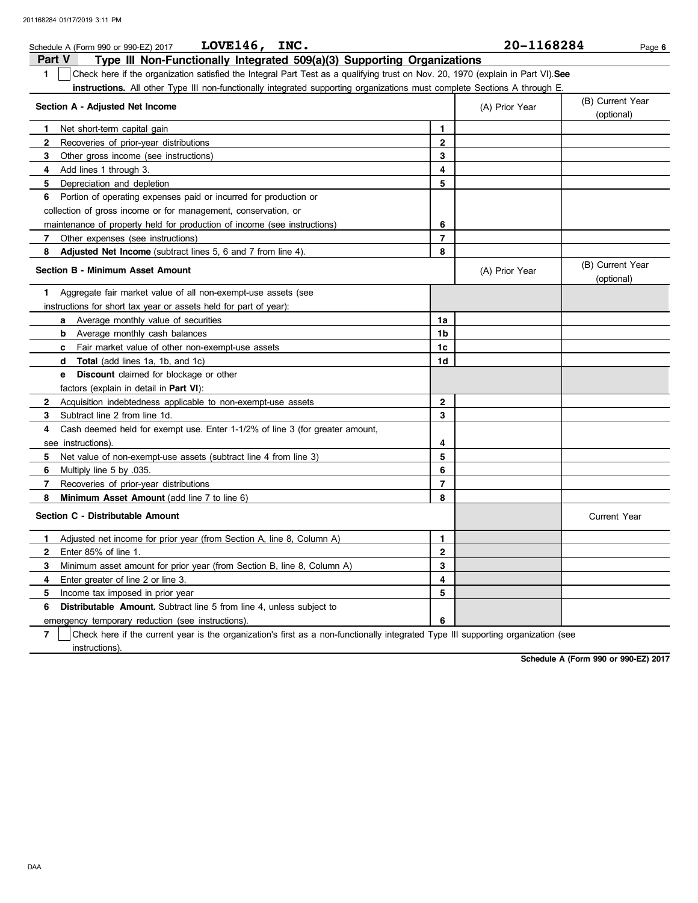Schedule A (Form 990 or 990-EZ) 2017 **LOVE146, INC.** **20-1168284**

## Part V Type III Non-Functionally Integrated 509(a)(3) Supporting Organizations

**1** ☐ Check here if the organization satisfied the Integral Part Test as a qualifying trust on Nov. 20, 1970 (explain in Part VI). **See instructions.** All other Type III non-functionally integrated supporting organizations must complete Sections A through E.

| Section A - Adjusted Net Income | | (A) Prior Year | (B) Current Year (optional) |
|---|---|---|---|
| **1** Net short-term capital gain | 1 | | |
| **2** Recoveries of prior-year distributions | 2 | | |
| **3** Other gross income (see instructions) | 3 | | |
| **4** Add lines 1 through 3. | 4 | | |
| **5** Depreciation and depletion | 5 | | |
| **6** Portion of operating expenses paid or incurred for production or collection of gross income or for management, conservation, or maintenance of property held for production of income (see instructions) | 6 | | |
| **7** Other expenses (see instructions) | 7 | | |
| **8** **Adjusted Net Income** (subtract lines 5, 6 and 7 from line 4). | 8 | | |

| Section B - Minimum Asset Amount | | (A) Prior Year | (B) Current Year (optional) |
|---|---|---|---|
| **1** Aggregate fair market value of all non-exempt-use assets (see instructions for short tax year or assets held for part of year): | | | |
| **a** Average monthly value of securities | 1a | | |
| **b** Average monthly cash balances | 1b | | |
| **c** Fair market value of other non-exempt-use assets | 1c | | |
| **d** **Total** (add lines 1a, 1b, and 1c) | 1d | | |
| **e** **Discount** claimed for blockage or other factors (explain in detail in **Part VI**): | | | |
| **2** Acquisition indebtedness applicable to non-exempt-use assets | 2 | | |
| **3** Subtract line 2 from line 1d. | 3 | | |
| **4** Cash deemed held for exempt use. Enter 1-1/2% of line 3 (for greater amount, see instructions). | 4 | | |
| **5** Net value of non-exempt-use assets (subtract line 4 from line 3) | 5 | | |
| **6** Multiply line 5 by .035. | 6 | | |
| **7** Recoveries of prior-year distributions | 7 | | |
| **8** **Minimum Asset Amount** (add line 7 to line 6) | 8 | | |

| Section C - Distributable Amount | | | Current Year |
|---|---|---|---|
| **1** Adjusted net income for prior year (from Section A, line 8, Column A) | 1 | | |
| **2** Enter 85% of line 1. | 2 | | |
| **3** Minimum asset amount for prior year (from Section B, line 8, Column A) | 3 | | |
| **4** Enter greater of line 2 or line 3. | 4 | | |
| **5** Income tax imposed in prior year | 5 | | |
| **6** **Distributable Amount.** Subtract line 5 from line 4, unless subject to emergency temporary reduction (see instructions). | 6 | | |

**7** ☐ Check here if the current year is the organization's first as a non-functionally integrated Type III supporting organization (see instructions).

**Schedule A (Form 990 or 990-EZ) 2017**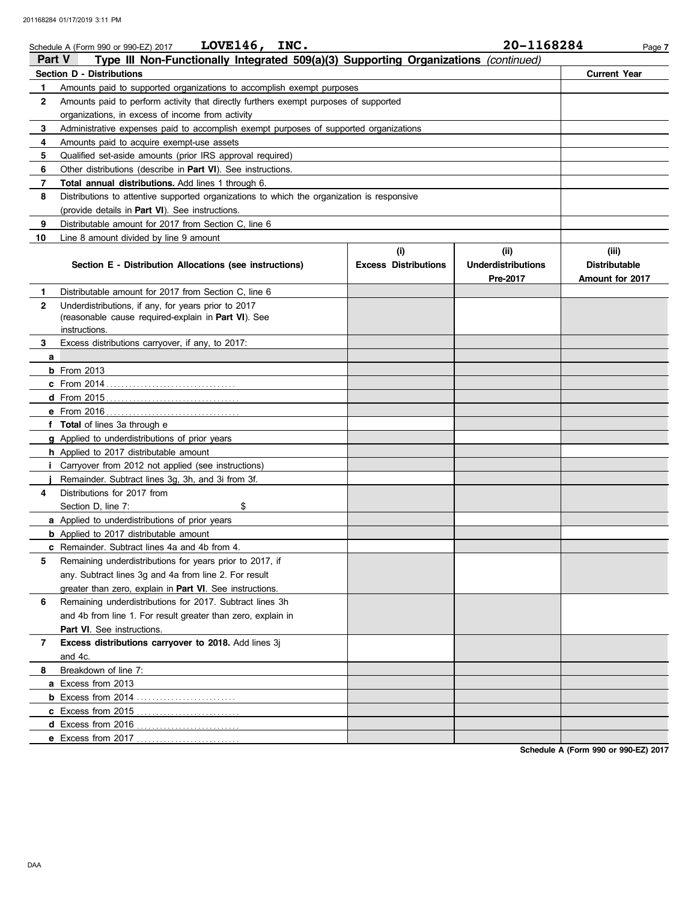Schedule A (Form 990 or 990-EZ) 2017 **LOVE146, INC.** **20-1168284**

## Part V Type III Non-Functionally Integrated 509(a)(3) Supporting Organizations *(continued)*

| **Section D - Distributions** | | **Current Year** |
|---|---|---|
| **1** | Amounts paid to supported organizations to accomplish exempt purposes | |
| **2** | Amounts paid to perform activity that directly furthers exempt purposes of supported organizations, in excess of income from activity | |
| **3** | Administrative expenses paid to accomplish exempt purposes of supported organizations | |
| **4** | Amounts paid to acquire exempt-use assets | |
| **5** | Qualified set-aside amounts (prior IRS approval required) | |
| **6** | Other distributions (describe in **Part VI**). See instructions. | |
| **7** | **Total annual distributions.** Add lines 1 through 6. | |
| **8** | Distributions to attentive supported organizations to which the organization is responsive (provide details in **Part VI**). See instructions. | |
| **9** | Distributable amount for 2017 from Section C, line 6 | |
| **10** | Line 8 amount divided by line 9 amount | |

| | **Section E - Distribution Allocations (see instructions)** | **(i) Excess Distributions** | **(ii) Underdistributions Pre-2017** | **(iii) Distributable Amount for 2017** |
|---|---|---|---|---|
| **1** | Distributable amount for 2017 from Section C, line 6 | | | |
| **2** | Underdistributions, if any, for years prior to 2017 (reasonable cause required-explain in **Part VI**). See instructions. | | | |
| **3** | Excess distributions carryover, if any, to 2017: | | | |
| **a** | | | | |
| **b** | From 2013 | | | |
| **c** | From 2014 | | | |
| **d** | From 2015 | | | |
| **e** | From 2016 | | | |
| **f** | **Total** of lines 3a through e | | | |
| **g** | Applied to underdistributions of prior years | | | |
| **h** | Applied to 2017 distributable amount | | | |
| **i** | Carryover from 2012 not applied (see instructions) | | | |
| **j** | Remainder. Subtract lines 3g, 3h, and 3i from 3f. | | | |
| **4** | Distributions for 2017 from Section D, line 7: $ | | | |
| **a** | Applied to underdistributions of prior years | | | |
| **b** | Applied to 2017 distributable amount | | | |
| **c** | Remainder. Subtract lines 4a and 4b from 4. | | | |
| **5** | Remaining underdistributions for years prior to 2017, if any. Subtract lines 3g and 4a from line 2. For result greater than zero, explain in **Part VI**. See instructions. | | | |
| **6** | Remaining underdistributions for 2017. Subtract lines 3h and 4b from line 1. For result greater than zero, explain in **Part VI**. See instructions. | | | |
| **7** | **Excess distributions carryover to 2018.** Add lines 3j and 4c. | | | |
| **8** | Breakdown of line 7: | | | |
| **a** | Excess from 2013 | | | |
| **b** | Excess from 2014 | | | |
| **c** | Excess from 2015 | | | |
| **d** | Excess from 2016 | | | |
| **e** | Excess from 2017 | | | |

**Schedule A (Form 990 or 990-EZ) 2017**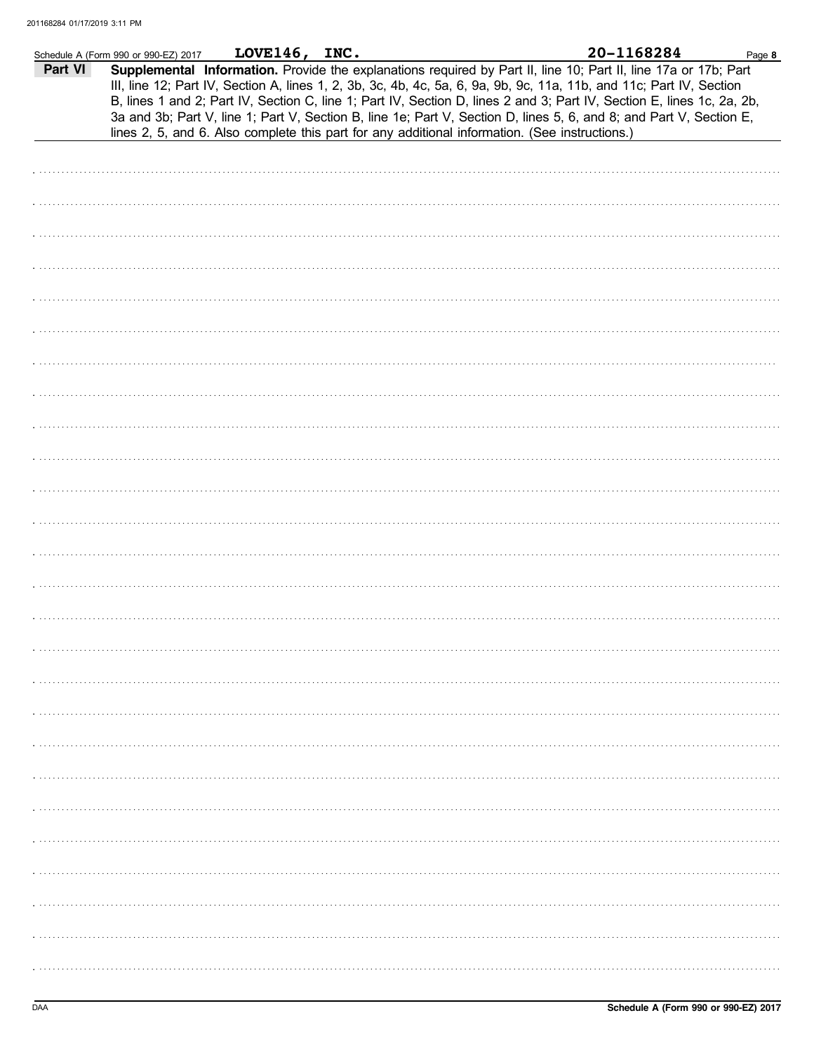Schedule A (Form 990 or 990-EZ) 2017 **LOVE146, INC.** **20-1168284** Page **8**

**Part VI** **Supplemental Information.** Provide the explanations required by Part II, line 10; Part II, line 17a or 17b; Part III, line 12; Part IV, Section A, lines 1, 2, 3b, 3c, 4b, 4c, 5a, 6, 9a, 9b, 9c, 11a, 11b, and 11c; Part IV, Section B, lines 1 and 2; Part IV, Section C, line 1; Part IV, Section D, lines 2 and 3; Part IV, Section E, lines 1c, 2a, 2b, 3a and 3b; Part V, line 1; Part V, Section B, line 1e; Part V, Section D, lines 5, 6, and 8; and Part V, Section E, lines 2, 5, and 6. Also complete this part for any additional information. (See instructions.)

DAA **Schedule A (Form 990 or 990-EZ) 2017**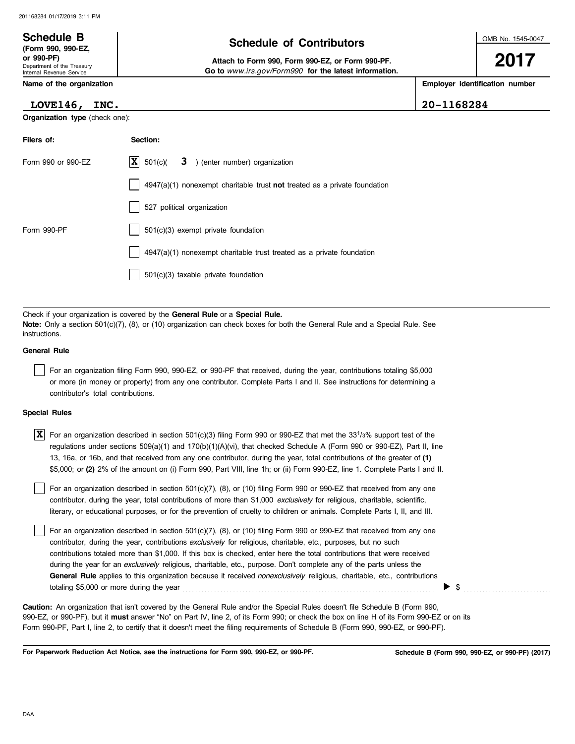# Schedule B (Form 990, 990-EZ, or 990-PF)

Department of the Treasury
Internal Revenue Service

## Schedule of Contributors

**Attach to Form 990, Form 990-EZ, or Form 990-PF.**
**Go to** *www.irs.gov/Form990* **for the latest information.**

OMB No. 1545-0047

**2017**

| Name of the organization | Employer identification number |
|---|---|
| LOVE146, INC. | 20-1168284 |

**Organization type** (check one):

| Filers of: | Section: |
|---|---|
| Form 990 or 990-EZ | [X] 501(c)( 3 ) (enter number) organization |
| | [ ] 4947(a)(1) nonexempt charitable trust **not** treated as a private foundation |
| | [ ] 527 political organization |
| Form 990-PF | [ ] 501(c)(3) exempt private foundation |
| | [ ] 4947(a)(1) nonexempt charitable trust treated as a private foundation |
| | [ ] 501(c)(3) taxable private foundation |

Check if your organization is covered by the **General Rule** or a **Special Rule.**
**Note:** Only a section 501(c)(7), (8), or (10) organization can check boxes for both the General Rule and a Special Rule. See instructions.

**General Rule**

[ ] For an organization filing Form 990, 990-EZ, or 990-PF that received, during the year, contributions totaling $5,000 or more (in money or property) from any one contributor. Complete Parts I and II. See instructions for determining a contributor's total contributions.

**Special Rules**

[X] For an organization described in section 501(c)(3) filing Form 990 or 990-EZ that met the 33 1/3% support test of the regulations under sections 509(a)(1) and 170(b)(1)(A)(vi), that checked Schedule A (Form 990 or 990-EZ), Part II, line 13, 16a, or 16b, and that received from any one contributor, during the year, total contributions of the greater of **(1)** $5,000; or **(2)** 2% of the amount on (i) Form 990, Part VIII, line 1h; or (ii) Form 990-EZ, line 1. Complete Parts I and II.

[ ] For an organization described in section 501(c)(7), (8), or (10) filing Form 990 or 990-EZ that received from any one contributor, during the year, total contributions of more than $1,000 *exclusively* for religious, charitable, scientific, literary, or educational purposes, or for the prevention of cruelty to children or animals. Complete Parts I, II, and III.

[ ] For an organization described in section 501(c)(7), (8), or (10) filing Form 990 or 990-EZ that received from any one contributor, during the year, contributions *exclusively* for religious, charitable, etc., purposes, but no such contributions totaled more than $1,000. If this box is checked, enter here the total contributions that were received during the year for an *exclusively* religious, charitable, etc., purpose. Don't complete any of the parts unless the **General Rule** applies to this organization because it received *nonexclusively* religious, charitable, etc., contributions totaling $5,000 or more during the year ▶ $ ..........

**Caution:** An organization that isn't covered by the General Rule and/or the Special Rules doesn't file Schedule B (Form 990, 990-EZ, or 990-PF), but it **must** answer "No" on Part IV, line 2, of its Form 990; or check the box on line H of its Form 990-EZ or on its Form 990-PF, Part I, line 2, to certify that it doesn't meet the filing requirements of Schedule B (Form 990, 990-EZ, or 990-PF).

**For Paperwork Reduction Act Notice, see the instructions for Form 990, 990-EZ, or 990-PF.** **Schedule B (Form 990, 990-EZ, or 990-PF) (2017)**

DAA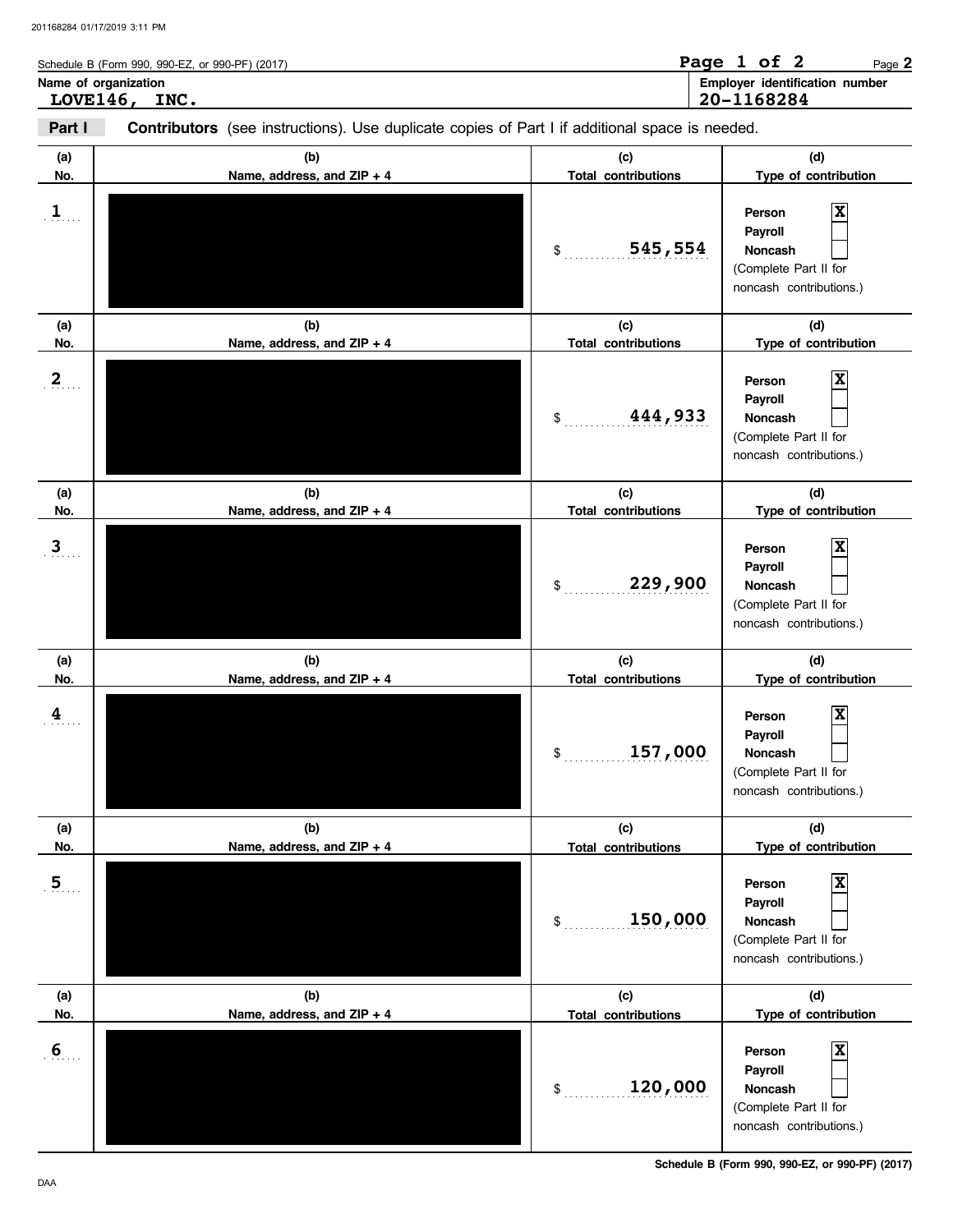Schedule B (Form 990, 990-EZ, or 990-PF) (2017)

Page 1 of 2

**Name of organization**
**LOVE146, INC.**

**Employer identification number**
**20-1168284**

**Part I** **Contributors** (see instructions). Use duplicate copies of Part I if additional space is needed.

| (a) No. | (b) Name, address, and ZIP + 4 | (c) Total contributions | (d) Type of contribution |
|---|---|---|---|
| 1 | [REDACTED] | $ 545,554 | Person [X] Payroll [ ] Noncash [ ] (Complete Part II for noncash contributions.) |
| 2 | [REDACTED] | $ 444,933 | Person [X] Payroll [ ] Noncash [ ] (Complete Part II for noncash contributions.) |
| 3 | [REDACTED] | $ 229,900 | Person [X] Payroll [ ] Noncash [ ] (Complete Part II for noncash contributions.) |
| 4 | [REDACTED] | $ 157,000 | Person [X] Payroll [ ] Noncash [ ] (Complete Part II for noncash contributions.) |
| 5 | [REDACTED] | $ 150,000 | Person [X] Payroll [ ] Noncash [ ] (Complete Part II for noncash contributions.) |
| 6 | [REDACTED] | $ 120,000 | Person [X] Payroll [ ] Noncash [ ] (Complete Part II for noncash contributions.) |

**Schedule B (Form 990, 990-EZ, or 990-PF) (2017)**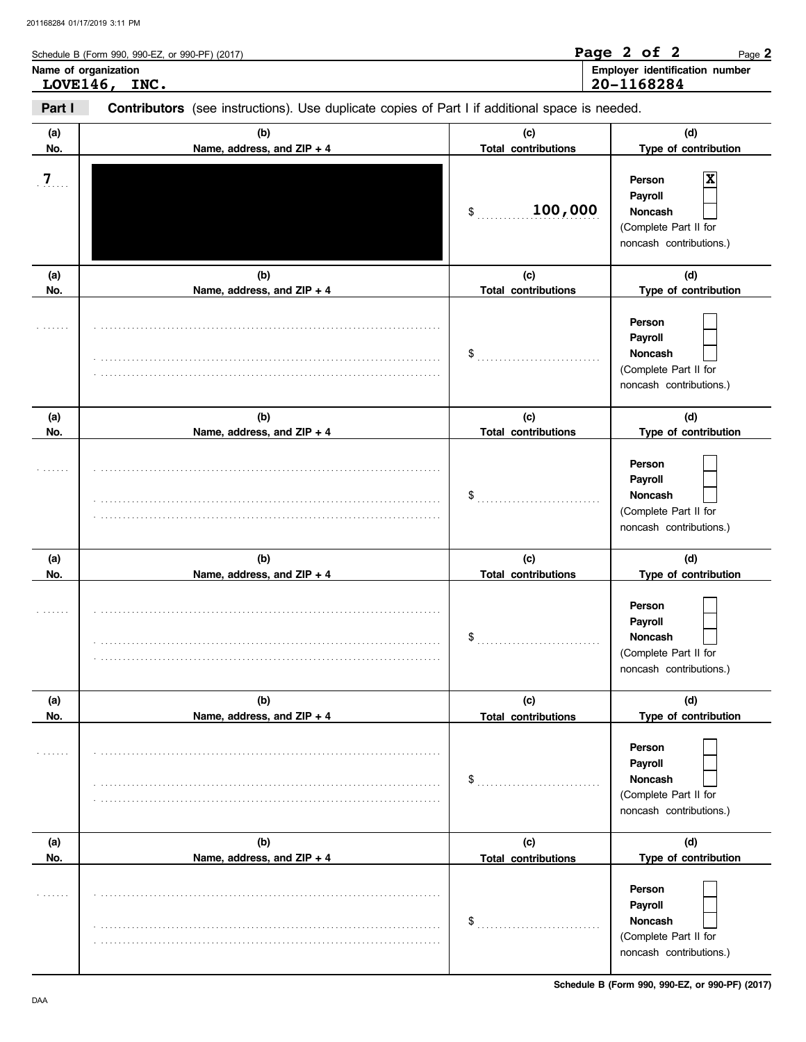Schedule B (Form 990, 990-EZ, or 990-PF) (2017)

**Name of organization**
**LOVE146, INC.**

**Employer identification number**
**20-1168284**

**Part I** **Contributors** (see instructions). Use duplicate copies of Part I if additional space is needed.

| (a) No. | (b) Name, address, and ZIP + 4 | (c) Total contributions | (d) Type of contribution |
|---|---|---|---|
| 7 | [REDACTED] | $ 100,000 | Person [X] Payroll [ ] Noncash [ ] (Complete Part II for noncash contributions.) |
| | | $ | Person [ ] Payroll [ ] Noncash [ ] (Complete Part II for noncash contributions.) |
| | | $ | Person [ ] Payroll [ ] Noncash [ ] (Complete Part II for noncash contributions.) |
| | | $ | Person [ ] Payroll [ ] Noncash [ ] (Complete Part II for noncash contributions.) |
| | | $ | Person [ ] Payroll [ ] Noncash [ ] (Complete Part II for noncash contributions.) |
| | | $ | Person [ ] Payroll [ ] Noncash [ ] (Complete Part II for noncash contributions.) |

Schedule B (Form 990, 990-EZ, or 990-PF) (2017)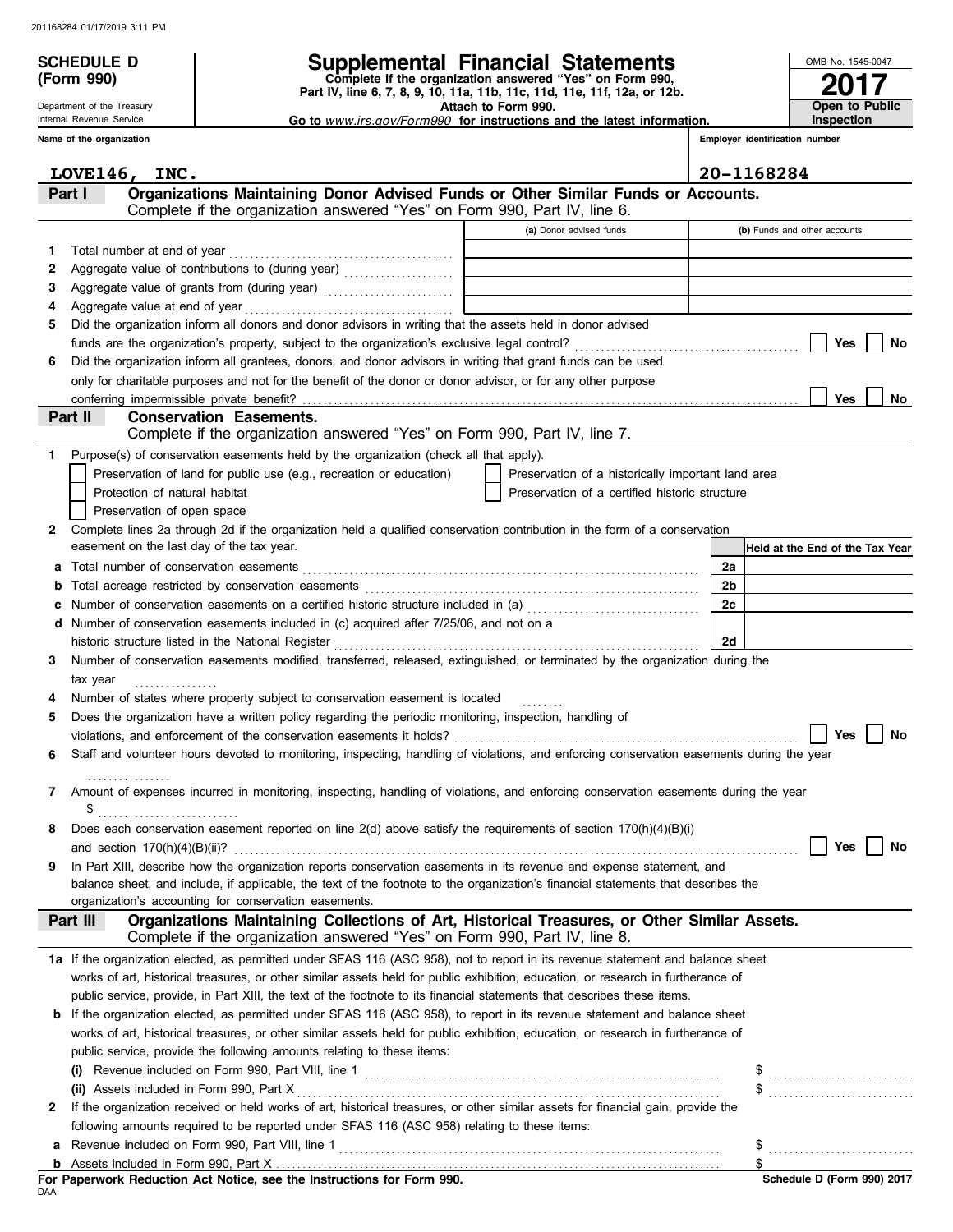**SCHEDULE D (Form 990)**

Department of the Treasury
Internal Revenue Service

# Supplemental Financial Statements

**Complete if the organization answered "Yes" on Form 990, Part IV, line 6, 7, 8, 9, 10, 11a, 11b, 11c, 11d, 11e, 11f, 12a, or 12b.**
**Attach to Form 990.**
**Go to *www.irs.gov/Form990* for instructions and the latest information.**

OMB No. 1545-0047
**2017**
**Open to Public Inspection**

**Name of the organization:** LOVE146, INC.
**Employer identification number:** 20-1168284

## Part I — Organizations Maintaining Donor Advised Funds or Other Similar Funds or Accounts.
Complete if the organization answered "Yes" on Form 990, Part IV, line 6.

| | | (a) Donor advised funds | (b) Funds and other accounts |
|---|---|---|---|
| 1 | Total number at end of year | | |
| 2 | Aggregate value of contributions to (during year) | | |
| 3 | Aggregate value of grants from (during year) | | |
| 4 | Aggregate value at end of year | | |

5 Did the organization inform all donors and donor advisors in writing that the assets held in donor advised funds are the organization's property, subject to the organization's exclusive legal control? ☐ Yes ☐ No

6 Did the organization inform all grantees, donors, and donor advisors in writing that grant funds can be used only for charitable purposes and not for the benefit of the donor or donor advisor, or for any other purpose conferring impermissible private benefit? ☐ Yes ☐ No

## Part II — Conservation Easements.
Complete if the organization answered "Yes" on Form 990, Part IV, line 7.

1 Purpose(s) of conservation easements held by the organization (check all that apply).
- ☐ Preservation of land for public use (e.g., recreation or education)
- ☐ Protection of natural habitat
- ☐ Preservation of open space
- ☐ Preservation of a historically important land area
- ☐ Preservation of a certified historic structure

2 Complete lines 2a through 2d if the organization held a qualified conservation contribution in the form of a conservation easement on the last day of the tax year.

| | | | Held at the End of the Tax Year |
|---|---|---|---|
| a | Total number of conservation easements | 2a | |
| b | Total acreage restricted by conservation easements | 2b | |
| c | Number of conservation easements on a certified historic structure included in (a) | 2c | |
| d | Number of conservation easements included in (c) acquired after 7/25/06, and not on a historic structure listed in the National Register | 2d | |

3 Number of conservation easements modified, transferred, released, extinguished, or terminated by the organization during the tax year ................

4 Number of states where property subject to conservation easement is located ........

5 Does the organization have a written policy regarding the periodic monitoring, inspection, handling of violations, and enforcement of the conservation easements it holds? ☐ Yes ☐ No

6 Staff and volunteer hours devoted to monitoring, inspecting, handling of violations, and enforcing conservation easements during the year ................

7 Amount of expenses incurred in monitoring, inspecting, handling of violations, and enforcing conservation easements during the year $ ..........................

8 Does each conservation easement reported on line 2(d) above satisfy the requirements of section 170(h)(4)(B)(i) and section 170(h)(4)(B)(ii)? ☐ Yes ☐ No

9 In Part XIII, describe how the organization reports conservation easements in its revenue and expense statement, and balance sheet, and include, if applicable, the text of the footnote to the organization's financial statements that describes the organization's accounting for conservation easements.

## Part III — Organizations Maintaining Collections of Art, Historical Treasures, or Other Similar Assets.
Complete if the organization answered "Yes" on Form 990, Part IV, line 8.

1a If the organization elected, as permitted under SFAS 116 (ASC 958), not to report in its revenue statement and balance sheet works of art, historical treasures, or other similar assets held for public exhibition, education, or research in furtherance of public service, provide, in Part XIII, the text of the footnote to its financial statements that describes these items.

b If the organization elected, as permitted under SFAS 116 (ASC 958), to report in its revenue statement and balance sheet works of art, historical treasures, or other similar assets held for public exhibition, education, or research in furtherance of public service, provide the following amounts relating to these items:

(i) Revenue included on Form 990, Part VIII, line 1 $ ..........................

(ii) Assets included in Form 990, Part X $ ..........................

2 If the organization received or held works of art, historical treasures, or other similar assets for financial gain, provide the following amounts required to be reported under SFAS 116 (ASC 958) relating to these items:

a Revenue included on Form 990, Part VIII, line 1 $ ..........................

b Assets included in Form 990, Part X $

**For Paperwork Reduction Act Notice, see the Instructions for Form 990.**
DAA
**Schedule D (Form 990) 2017**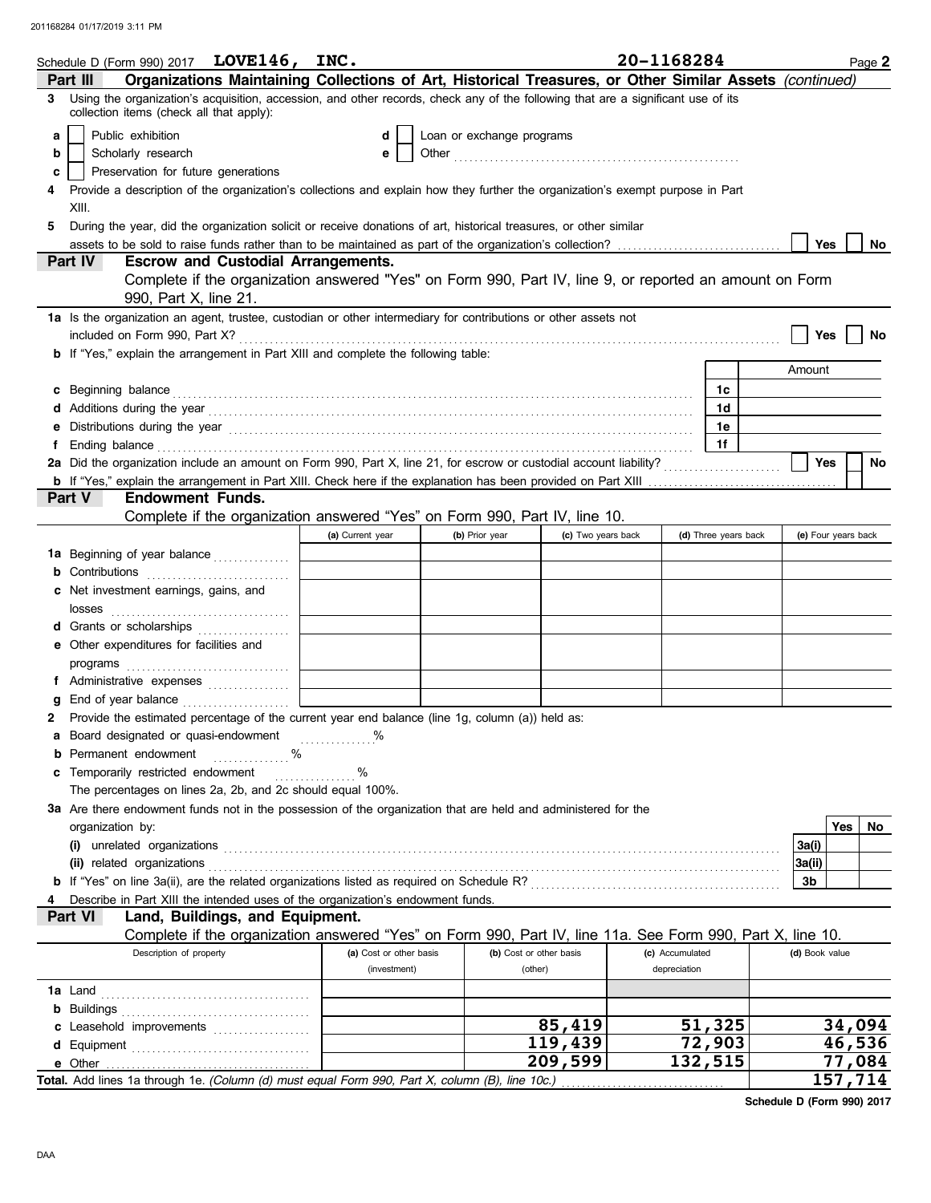Schedule D (Form 990) 2017 **LOVE146, INC.** **20-1168284** Page **2**

## Part III Organizations Maintaining Collections of Art, Historical Treasures, or Other Similar Assets *(continued)*

**3** Using the organization's acquisition, accession, and other records, check any of the following that are a significant use of its collection items (check all that apply):

- **a** ☐ Public exhibition
- **b** ☐ Scholarly research
- **c** ☐ Preservation for future generations
- **d** ☐ Loan or exchange programs
- **e** ☐ Other

**4** Provide a description of the organization's collections and explain how they further the organization's exempt purpose in Part XIII.

**5** During the year, did the organization solicit or receive donations of art, historical treasures, or other similar assets to be sold to raise funds rather than to be maintained as part of the organization's collection? ☐ Yes ☐ No

## Part IV Escrow and Custodial Arrangements.

Complete if the organization answered "Yes" on Form 990, Part IV, line 9, or reported an amount on Form 990, Part X, line 21.

**1a** Is the organization an agent, trustee, custodian or other intermediary for contributions or other assets not included on Form 990, Part X? ☐ Yes ☐ No

**b** If "Yes," explain the arrangement in Part XIII and complete the following table:

| | | Amount |
|---|---|---|
| **c** Beginning balance | 1c | |
| **d** Additions during the year | 1d | |
| **e** Distributions during the year | 1e | |
| **f** Ending balance | 1f | |

**2a** Did the organization include an amount on Form 990, Part X, line 21, for escrow or custodial account liability? ☐ Yes ☐ No

**b** If "Yes," explain the arrangement in Part XIII. Check here if the explanation has been provided on Part XIII ☐

## Part V Endowment Funds.

Complete if the organization answered "Yes" on Form 990, Part IV, line 10.

| | (a) Current year | (b) Prior year | (c) Two years back | (d) Three years back | (e) Four years back |
|---|---|---|---|---|---|
| **1a** Beginning of year balance | | | | | |
| **b** Contributions | | | | | |
| **c** Net investment earnings, gains, and losses | | | | | |
| **d** Grants or scholarships | | | | | |
| **e** Other expenditures for facilities and programs | | | | | |
| **f** Administrative expenses | | | | | |
| **g** End of year balance | | | | | |

**2** Provide the estimated percentage of the current year end balance (line 1g, column (a)) held as:

- **a** Board designated or quasi-endowment ........ %
- **b** Permanent endowment ........ %
- **c** Temporarily restricted endowment ........ %

The percentages on lines 2a, 2b, and 2c should equal 100%.

**3a** Are there endowment funds not in the possession of the organization that are held and administered for the organization by:

| | | Yes | No |
|---|---|---|---|
| **(i)** unrelated organizations | 3a(i) | | |
| **(ii)** related organizations | 3a(ii) | | |
| **b** If "Yes" on line 3a(ii), are the related organizations listed as required on Schedule R? | 3b | | |

**4** Describe in Part XIII the intended uses of the organization's endowment funds.

## Part VI Land, Buildings, and Equipment.

Complete if the organization answered "Yes" on Form 990, Part IV, line 11a. See Form 990, Part X, line 10.

| Description of property | (a) Cost or other basis (investment) | (b) Cost or other basis (other) | (c) Accumulated depreciation | (d) Book value |
|---|---|---|---|---|
| **1a** Land | | | | |
| **b** Buildings | | | | |
| **c** Leasehold improvements | | 85,419 | 51,325 | 34,094 |
| **d** Equipment | | 119,439 | 72,903 | 46,536 |
| **e** Other | | 209,599 | 132,515 | 77,084 |
| **Total.** Add lines 1a through 1e. *(Column (d) must equal Form 990, Part X, column (B), line 10c.)* | | | | 157,714 |

**Schedule D (Form 990) 2017**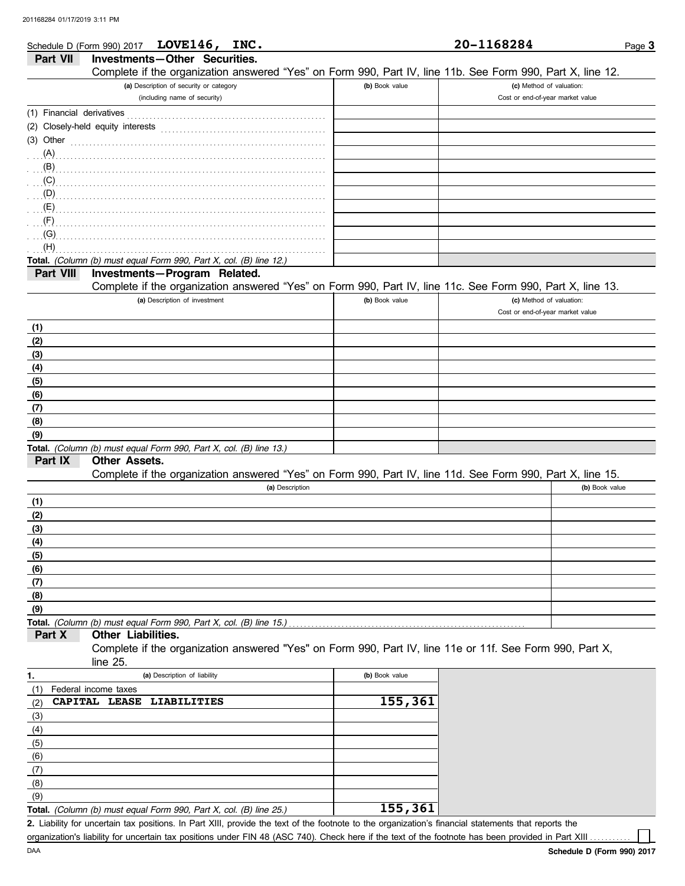Schedule D (Form 990) 2017 **LOVE146, INC.** **20-1168284**

## Part VII Investments—Other Securities.

Complete if the organization answered "Yes" on Form 990, Part IV, line 11b. See Form 990, Part X, line 12.

| (a) Description of security or category (including name of security) | (b) Book value | (c) Method of valuation: Cost or end-of-year market value |
|---|---|---|
| (1) Financial derivatives | | |
| (2) Closely-held equity interests | | |
| (3) Other | | |
| (A) | | |
| (B) | | |
| (C) | | |
| (D) | | |
| (E) | | |
| (F) | | |
| (G) | | |
| (H) | | |
| **Total.** *(Column (b) must equal Form 990, Part X, col. (B) line 12.)* | | |

## Part VIII Investments—Program Related.

Complete if the organization answered "Yes" on Form 990, Part IV, line 11c. See Form 990, Part X, line 13.

| (a) Description of investment | (b) Book value | (c) Method of valuation: Cost or end-of-year market value |
|---|---|---|
| (1) | | |
| (2) | | |
| (3) | | |
| (4) | | |
| (5) | | |
| (6) | | |
| (7) | | |
| (8) | | |
| (9) | | |
| **Total.** *(Column (b) must equal Form 990, Part X, col. (B) line 13.)* | | |

## Part IX Other Assets.

Complete if the organization answered "Yes" on Form 990, Part IV, line 11d. See Form 990, Part X, line 15.

| (a) Description | (b) Book value |
|---|---|
| (1) | |
| (2) | |
| (3) | |
| (4) | |
| (5) | |
| (6) | |
| (7) | |
| (8) | |
| (9) | |
| **Total.** *(Column (b) must equal Form 990, Part X, col. (B) line 15.)* | |

## Part X Other Liabilities.

Complete if the organization answered "Yes" on Form 990, Part IV, line 11e or 11f. See Form 990, Part X, line 25.

| 1. (a) Description of liability | (b) Book value |
|---|---|
| (1) Federal income taxes | |
| (2) CAPITAL LEASE LIABILITIES | 155,361 |
| (3) | |
| (4) | |
| (5) | |
| (6) | |
| (7) | |
| (8) | |
| (9) | |
| **Total.** *(Column (b) must equal Form 990, Part X, col. (B) line 25.)* | 155,361 |

**2.** Liability for uncertain tax positions. In Part XIII, provide the text of the footnote to the organization's financial statements that reports the organization's liability for uncertain tax positions under FIN 48 (ASC 740). Check here if the text of the footnote has been provided in Part XIII ☐

DAA **Schedule D (Form 990) 2017**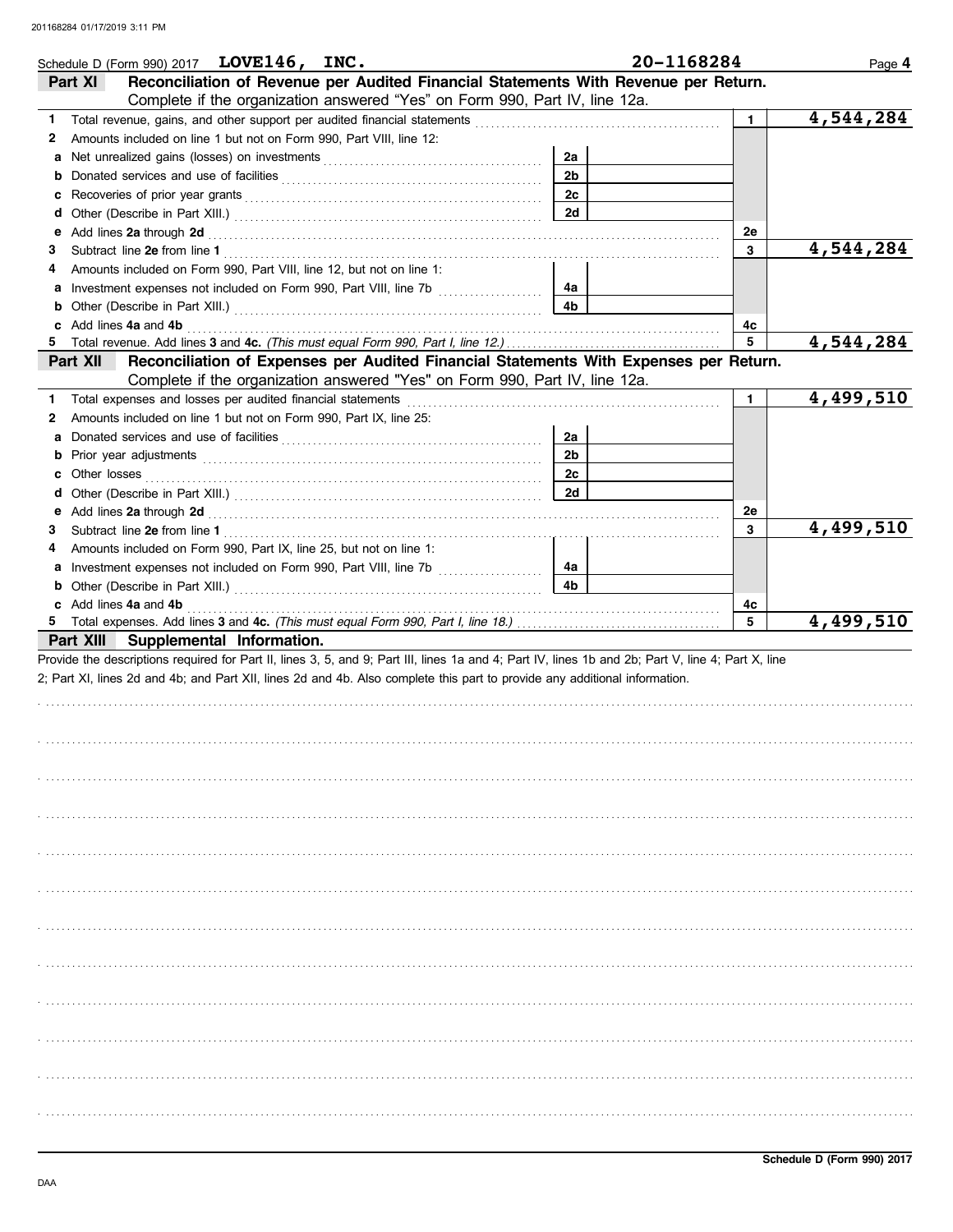Schedule D (Form 990) 2017 **LOVE146, INC.** **20-1168284**

## Part XI Reconciliation of Revenue per Audited Financial Statements With Revenue per Return.

Complete if the organization answered "Yes" on Form 990, Part IV, line 12a.

| | | | | | |
|---|---|---|---|---|---|
| **1** | Total revenue, gains, and other support per audited financial statements | | | 1 | 4,544,284 |
| **2** | Amounts included on line 1 but not on Form 990, Part VIII, line 12: | | | | |
| a | Net unrealized gains (losses) on investments | 2a | | | |
| b | Donated services and use of facilities | 2b | | | |
| c | Recoveries of prior year grants | 2c | | | |
| d | Other (Describe in Part XIII.) | 2d | | | |
| e | Add lines **2a** through **2d** | | | 2e | |
| **3** | Subtract line **2e** from line **1** | | | 3 | 4,544,284 |
| **4** | Amounts included on Form 990, Part VIII, line 12, but not on line 1: | | | | |
| a | Investment expenses not included on Form 990, Part VIII, line 7b | 4a | | | |
| b | Other (Describe in Part XIII.) | 4b | | | |
| c | Add lines **4a** and **4b** | | | 4c | |
| **5** | Total revenue. Add lines **3** and **4c.** *(This must equal Form 990, Part I, line 12.)* | | | 5 | 4,544,284 |

## Part XII Reconciliation of Expenses per Audited Financial Statements With Expenses per Return.

Complete if the organization answered "Yes" on Form 990, Part IV, line 12a.

| | | | | | |
|---|---|---|---|---|---|
| **1** | Total expenses and losses per audited financial statements | | | 1 | 4,499,510 |
| **2** | Amounts included on line 1 but not on Form 990, Part IX, line 25: | | | | |
| a | Donated services and use of facilities | 2a | | | |
| b | Prior year adjustments | 2b | | | |
| c | Other losses | 2c | | | |
| d | Other (Describe in Part XIII.) | 2d | | | |
| e | Add lines **2a** through **2d** | | | 2e | |
| **3** | Subtract line **2e** from line **1** | | | 3 | 4,499,510 |
| **4** | Amounts included on Form 990, Part IX, line 25, but not on line 1: | | | | |
| a | Investment expenses not included on Form 990, Part VIII, line 7b | 4a | | | |
| b | Other (Describe in Part XIII.) | 4b | | | |
| c | Add lines **4a** and **4b** | | | 4c | |
| **5** | Total expenses. Add lines **3** and **4c.** *(This must equal Form 990, Part I, line 18.)* | | | 5 | 4,499,510 |

## Part XIII Supplemental Information.

Provide the descriptions required for Part II, lines 3, 5, and 9; Part III, lines 1a and 4; Part IV, lines 1b and 2b; Part V, line 4; Part X, line 2; Part XI, lines 2d and 4b; and Part XII, lines 2d and 4b. Also complete this part to provide any additional information.

Schedule D (Form 990) 2017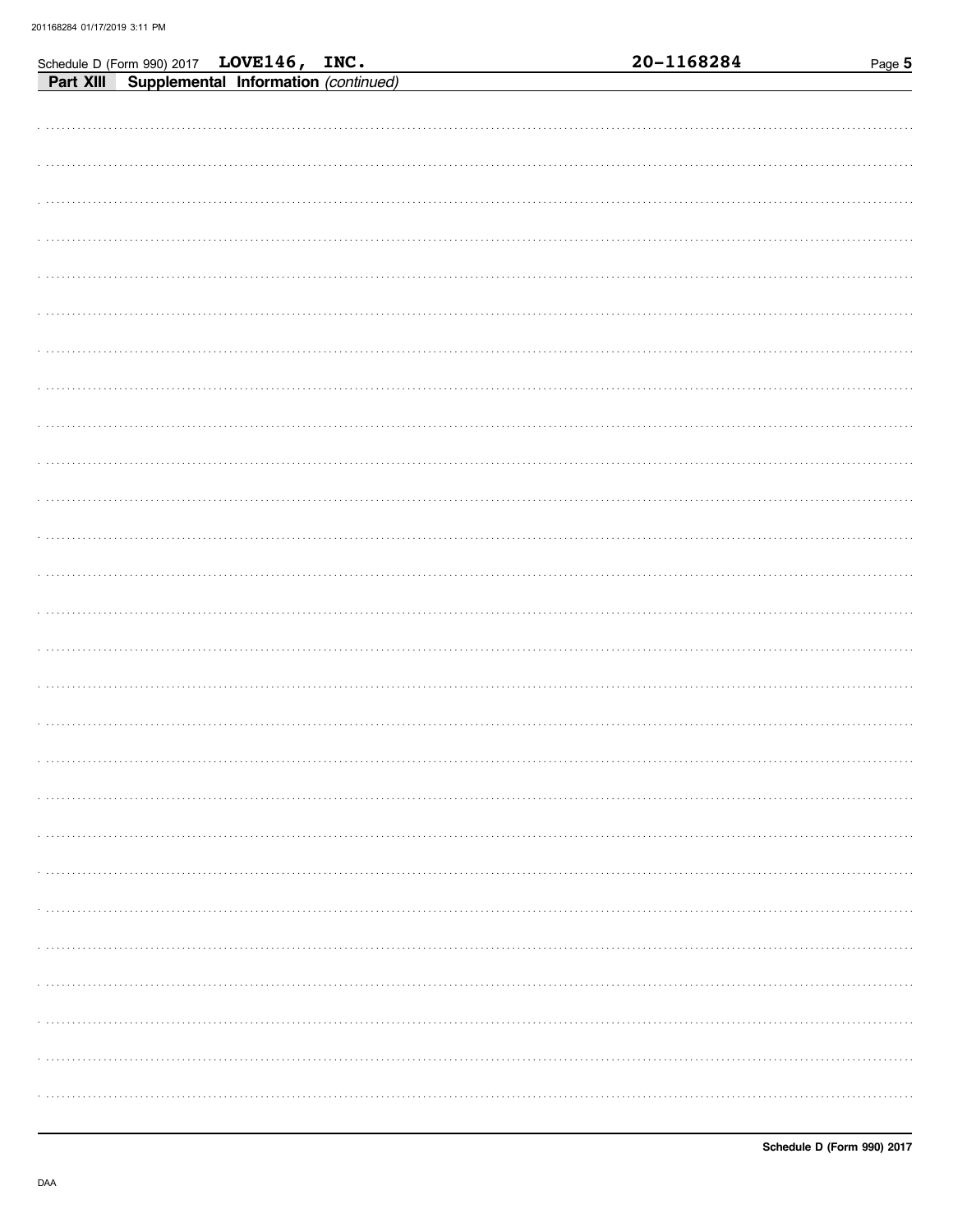Schedule D (Form 990) 2017 **LOVE146, INC.** **20-1168284**

**Part XIII** **Supplemental Information** *(continued)*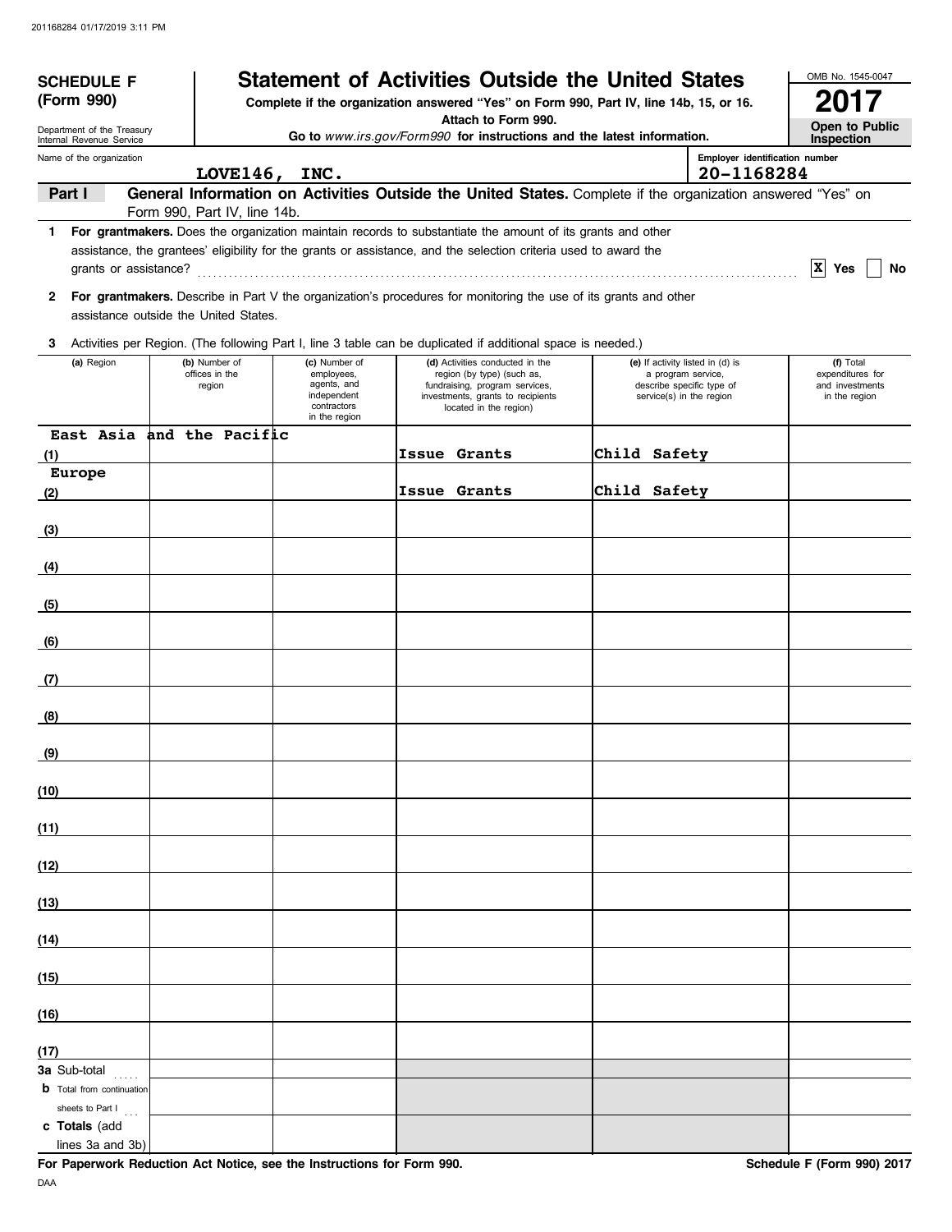**SCHEDULE F (Form 990)**

Department of the Treasury
Internal Revenue Service

# Statement of Activities Outside the United States

**Complete if the organization answered "Yes" on Form 990, Part IV, line 14b, 15, or 16.**
**Attach to Form 990.**
**Go to** *www.irs.gov/Form990* **for instructions and the latest information.**

OMB No. 1545-0047

**2017**

**Open to Public Inspection**

Name of the organization: LOVE146, INC.

Employer identification number: 20-1168284

**Part I — General Information on Activities Outside the United States.** Complete if the organization answered "Yes" on Form 990, Part IV, line 14b.

**1 For grantmakers.** Does the organization maintain records to substantiate the amount of its grants and other assistance, the grantees' eligibility for the grants or assistance, and the selection criteria used to award the grants or assistance? ..... [X] Yes [ ] No

**2 For grantmakers.** Describe in Part V the organization's procedures for monitoring the use of its grants and other assistance outside the United States.

**3** Activities per Region. (The following Part I, line 3 table can be duplicated if additional space is needed.)

| (a) Region | (b) Number of offices in the region | (c) Number of employees, agents, and independent contractors in the region | (d) Activities conducted in the region (by type) (such as, fundraising, program services, investments, grants to recipients located in the region) | (e) If activity listed in (d) is a program service, describe specific type of service(s) in the region | (f) Total expenditures for and investments in the region |
|---|---|---|---|---|---|
| (1) East Asia and the Pacific | | | Issue Grants | Child Safety | |
| (2) Europe | | | Issue Grants | Child Safety | |
| (3) | | | | | |
| (4) | | | | | |
| (5) | | | | | |
| (6) | | | | | |
| (7) | | | | | |
| (8) | | | | | |
| (9) | | | | | |
| (10) | | | | | |
| (11) | | | | | |
| (12) | | | | | |
| (13) | | | | | |
| (14) | | | | | |
| (15) | | | | | |
| (16) | | | | | |
| (17) | | | | | |
| **3a** Sub-total | | | | | |
| **b** Total from continuation sheets to Part I | | | | | |
| **c Totals** (add lines 3a and 3b) | | | | | |

**For Paperwork Reduction Act Notice, see the Instructions for Form 990.**

**Schedule F (Form 990) 2017**

DAA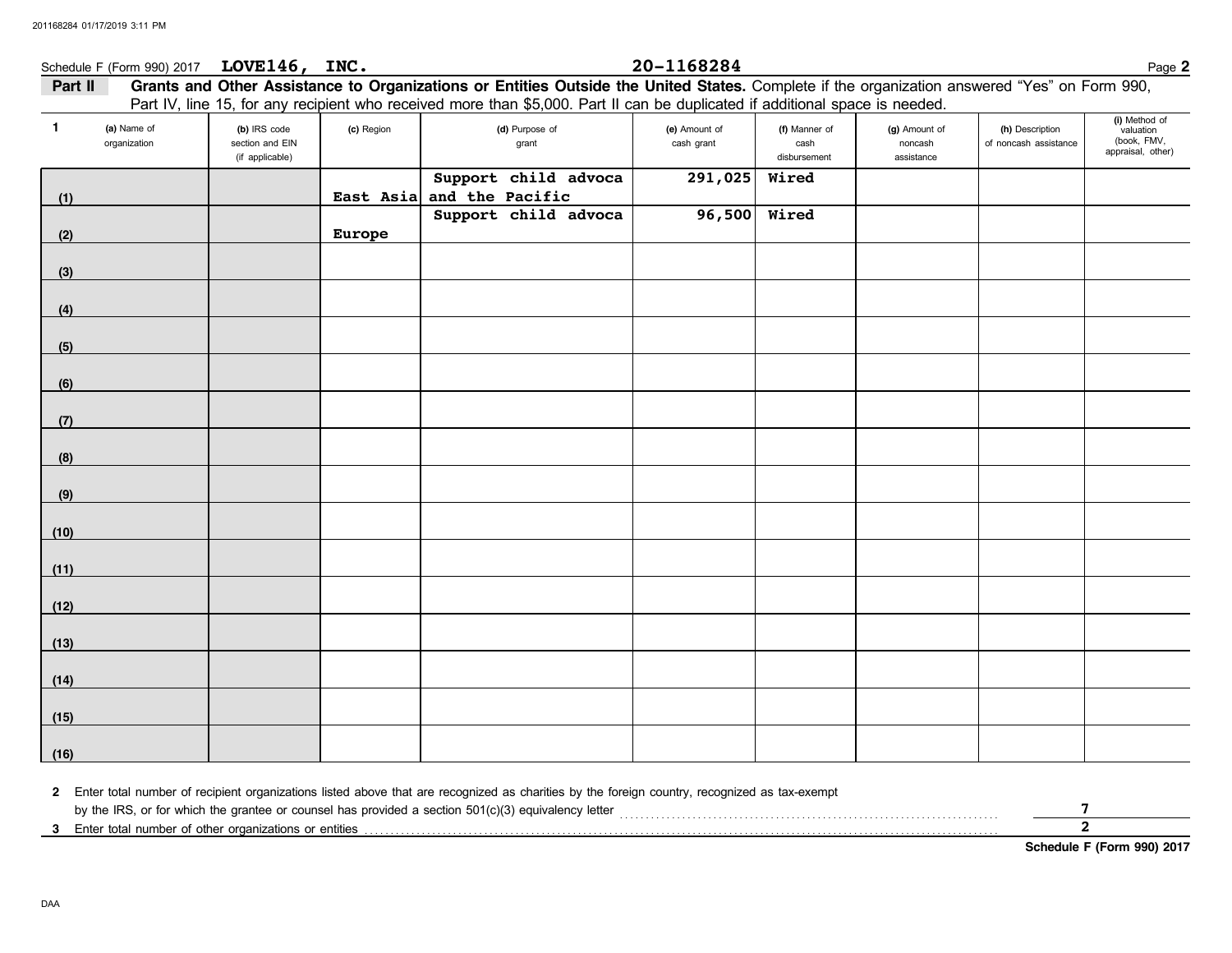Schedule F (Form 990) 2017 **LOVE146, INC.** **20-1168284**

## Part II Grants and Other Assistance to Organizations or Entities Outside the United States.

Complete if the organization answered "Yes" on Form 990, Part IV, line 15, for any recipient who received more than $5,000. Part II can be duplicated if additional space is needed.

| 1 | (a) Name of organization | (b) IRS code section and EIN (if applicable) | (c) Region | (d) Purpose of grant | (e) Amount of cash grant | (f) Manner of cash disbursement | (g) Amount of noncash assistance | (h) Description of noncash assistance | (i) Method of valuation (book, FMV, appraisal, other) |
|---|---|---|---|---|---|---|---|---|---|
| (1) | | | East Asia and the Pacific | Support child advoca | 291,025 | Wired | | | |
| (2) | | | Europe | Support child advoca | 96,500 | Wired | | | |
| (3) | | | | | | | | | |
| (4) | | | | | | | | | |
| (5) | | | | | | | | | |
| (6) | | | | | | | | | |
| (7) | | | | | | | | | |
| (8) | | | | | | | | | |
| (9) | | | | | | | | | |
| (10) | | | | | | | | | |
| (11) | | | | | | | | | |
| (12) | | | | | | | | | |
| (13) | | | | | | | | | |
| (14) | | | | | | | | | |
| (15) | | | | | | | | | |
| (16) | | | | | | | | | |

**2** Enter total number of recipient organizations listed above that are recognized as charities by the foreign country, recognized as tax-exempt by the IRS, or for which the grantee or counsel has provided a section 501(c)(3) equivalency letter .......... **7**

**3** Enter total number of other organizations or entities .......... **2**

**Schedule F (Form 990) 2017**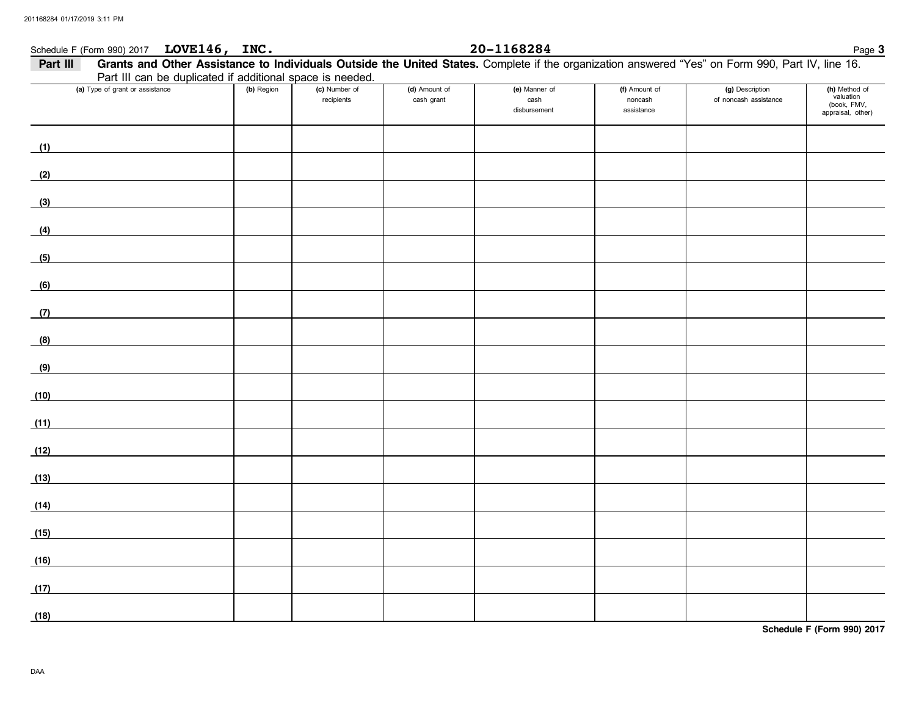Schedule F (Form 990) 2017 **LOVE146, INC.** **20-1168284**

**Part III** **Grants and Other Assistance to Individuals Outside the United States.** Complete if the organization answered "Yes" on Form 990, Part IV, line 16. Part III can be duplicated if additional space is needed.

| (a) Type of grant or assistance | (b) Region | (c) Number of recipients | (d) Amount of cash grant | (e) Manner of cash disbursement | (f) Amount of noncash assistance | (g) Description of noncash assistance | (h) Method of valuation (book, FMV, appraisal, other) |
|---|---|---|---|---|---|---|---|
| (1) | | | | | | | |
| (2) | | | | | | | |
| (3) | | | | | | | |
| (4) | | | | | | | |
| (5) | | | | | | | |
| (6) | | | | | | | |
| (7) | | | | | | | |
| (8) | | | | | | | |
| (9) | | | | | | | |
| (10) | | | | | | | |
| (11) | | | | | | | |
| (12) | | | | | | | |
| (13) | | | | | | | |
| (14) | | | | | | | |
| (15) | | | | | | | |
| (16) | | | | | | | |
| (17) | | | | | | | |
| (18) | | | | | | | |

**Schedule F (Form 990) 2017**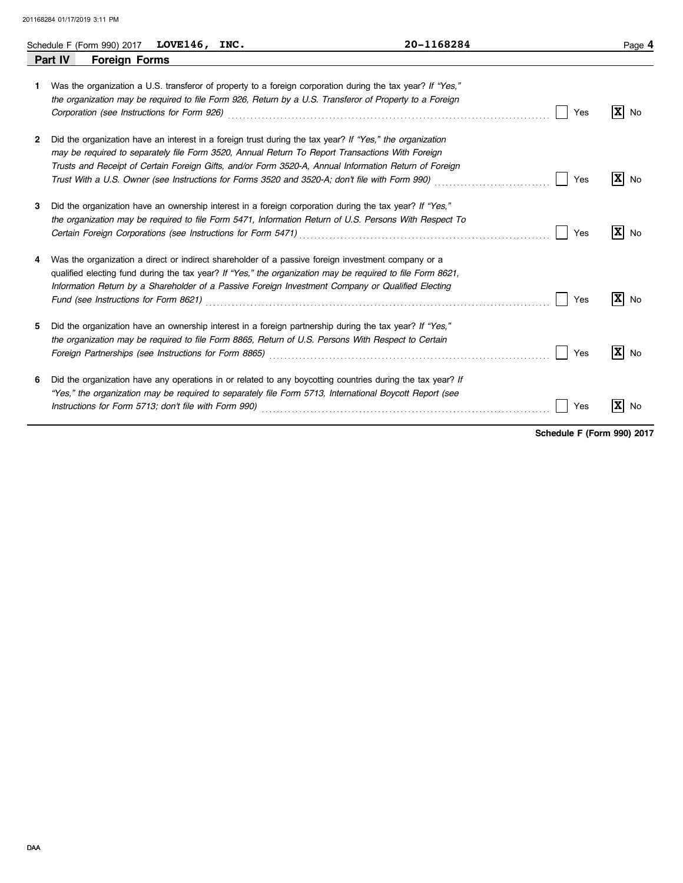Schedule F (Form 990) 2017 **LOVE146, INC.** **20-1168284**

## Part IV Foreign Forms

**1** Was the organization a U.S. transferor of property to a foreign corporation during the tax year? *If "Yes," the organization may be required to file Form 926, Return by a U.S. Transferor of Property to a Foreign Corporation (see Instructions for Form 926)* ..... [ ] Yes [X] No

**2** Did the organization have an interest in a foreign trust during the tax year? *If "Yes," the organization may be required to separately file Form 3520, Annual Return To Report Transactions With Foreign Trusts and Receipt of Certain Foreign Gifts, and/or Form 3520-A, Annual Information Return of Foreign Trust With a U.S. Owner (see Instructions for Forms 3520 and 3520-A; don't file with Form 990)* ..... [ ] Yes [X] No

**3** Did the organization have an ownership interest in a foreign corporation during the tax year? *If "Yes," the organization may be required to file Form 5471, Information Return of U.S. Persons With Respect To Certain Foreign Corporations (see Instructions for Form 5471)* ..... [ ] Yes [X] No

**4** Was the organization a direct or indirect shareholder of a passive foreign investment company or a qualified electing fund during the tax year? *If "Yes," the organization may be required to file Form 8621, Information Return by a Shareholder of a Passive Foreign Investment Company or Qualified Electing Fund (see Instructions for Form 8621)* ..... [ ] Yes [X] No

**5** Did the organization have an ownership interest in a foreign partnership during the tax year? *If "Yes," the organization may be required to file Form 8865, Return of U.S. Persons With Respect to Certain Foreign Partnerships (see Instructions for Form 8865)* ..... [ ] Yes [X] No

**6** Did the organization have any operations in or related to any boycotting countries during the tax year? *If "Yes," the organization may be required to separately file Form 5713, International Boycott Report (see Instructions for Form 5713; don't file with Form 990)* ..... [ ] Yes [X] No

**Schedule F (Form 990) 2017**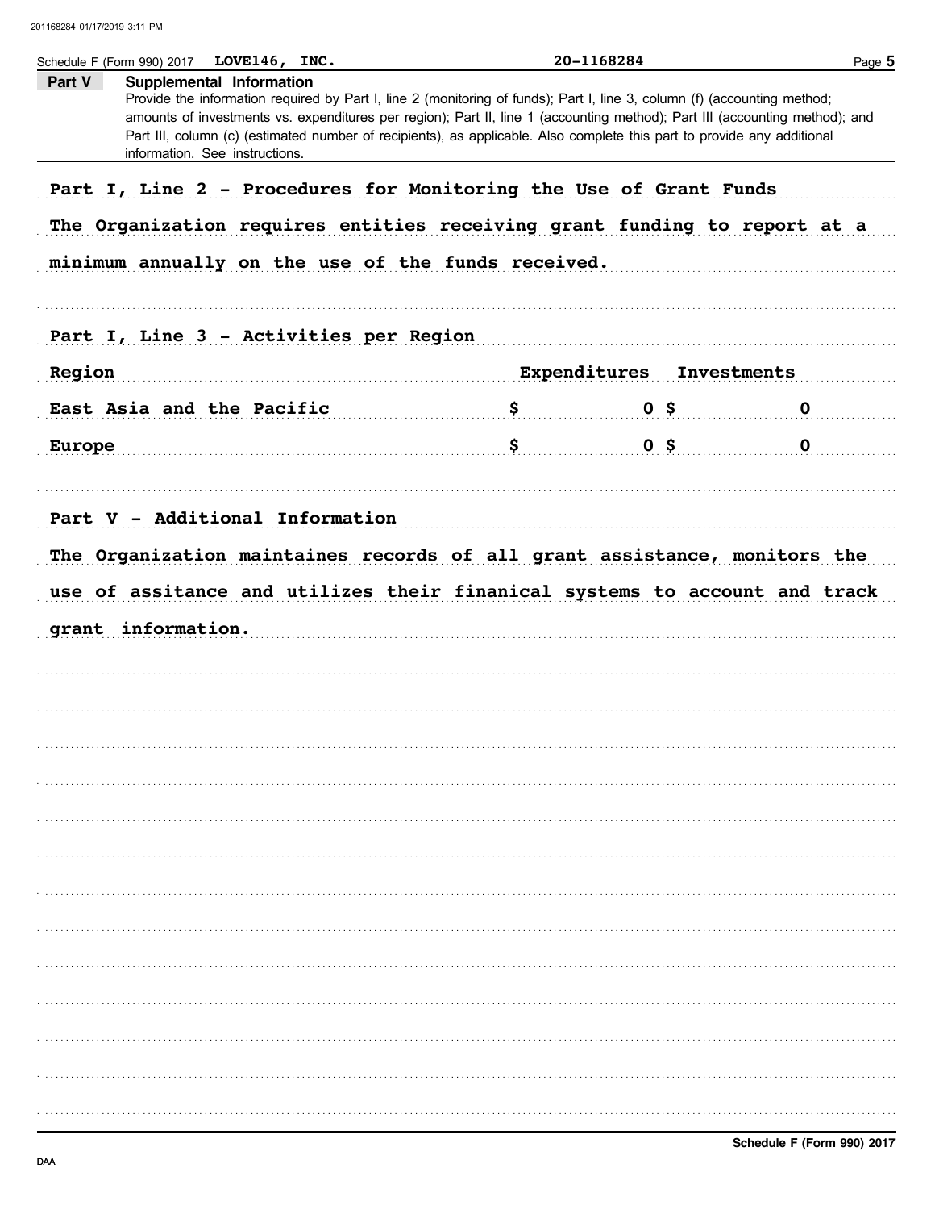Schedule F (Form 990) 2017 **LOVE146, INC.** **20-1168284**

## Part V Supplemental Information

Provide the information required by Part I, line 2 (monitoring of funds); Part I, line 3, column (f) (accounting method; amounts of investments vs. expenditures per region); Part II, line 1 (accounting method); Part III (accounting method); and Part III, column (c) (estimated number of recipients), as applicable. Also complete this part to provide any additional information. See instructions.

**Part I, Line 2 - Procedures for Monitoring the Use of Grant Funds**

The Organization requires entities receiving grant funding to report at a minimum annually on the use of the funds received.

**Part I, Line 3 - Activities per Region**

| Region | Expenditures | Investments |
|---|---|---|
| East Asia and the Pacific | $ 0 | $ 0 |
| Europe | $ 0 | $ 0 |

**Part V - Additional Information**

The Organization maintaines records of all grant assistance, monitors the use of assitance and utilizes their finanical systems to account and track grant information.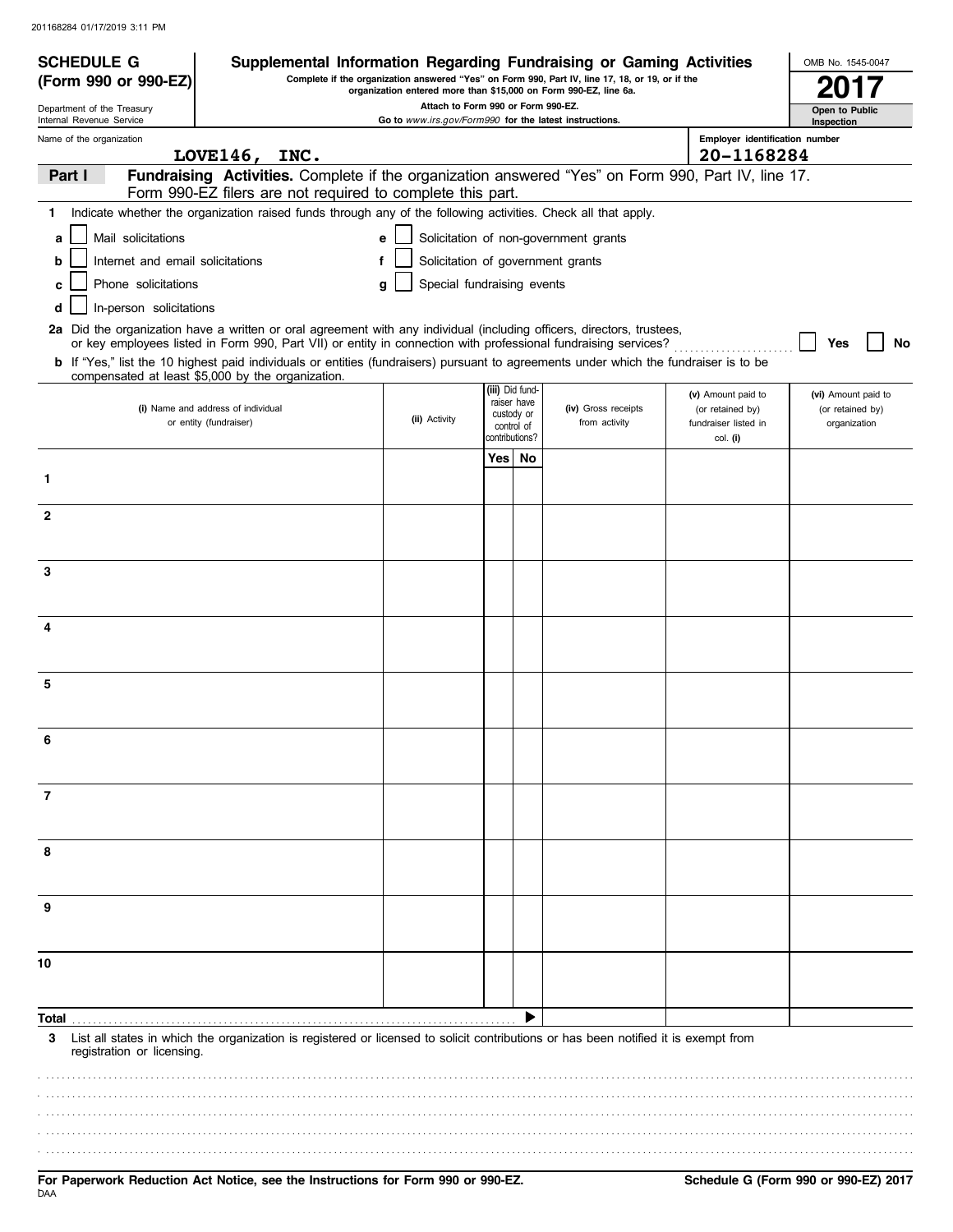201168284 01/17/2019 3:11 PM

**SCHEDULE G (Form 990 or 990-EZ)**

Department of the Treasury
Internal Revenue Service

# Supplemental Information Regarding Fundraising or Gaming Activities

**Complete if the organization answered "Yes" on Form 990, Part IV, line 17, 18, or 19, or if the organization entered more than $15,000 on Form 990-EZ, line 6a.**

**Attach to Form 990 or Form 990-EZ.**

**Go to *www.irs.gov/Form990* for the latest instructions.**

OMB No. 1545-0047

**2017**

**Open to Public Inspection**

Name of the organization: **LOVE146, INC.**

Employer identification number: **20-1168284**

## Part I Fundraising Activities. Complete if the organization answered "Yes" on Form 990, Part IV, line 17. Form 990-EZ filers are not required to complete this part.

**1** Indicate whether the organization raised funds through any of the following activities. Check all that apply.

- **a** ☐ Mail solicitations
- **b** ☐ Internet and email solicitations
- **c** ☐ Phone solicitations
- **d** ☐ In-person solicitations
- **e** ☐ Solicitation of non-government grants
- **f** ☐ Solicitation of government grants
- **g** ☐ Special fundraising events

**2a** Did the organization have a written or oral agreement with any individual (including officers, directors, trustees, or key employees listed in Form 990, Part VII) or entity in connection with professional fundraising services? ☐ Yes ☐ No

**b** If "Yes," list the 10 highest paid individuals or entities (fundraisers) pursuant to agreements under which the fundraiser is to be compensated at least $5,000 by the organization.

| | (i) Name and address of individual or entity (fundraiser) | (ii) Activity | (iii) Did fund-raiser have custody or control of contributions? Yes | No | (iv) Gross receipts from activity | (v) Amount paid to (or retained by) fundraiser listed in col. (i) | (vi) Amount paid to (or retained by) organization |
|---|---|---|---|---|---|---|---|
| 1 | | | | | | | |
| 2 | | | | | | | |
| 3 | | | | | | | |
| 4 | | | | | | | |
| 5 | | | | | | | |
| 6 | | | | | | | |
| 7 | | | | | | | |
| 8 | | | | | | | |
| 9 | | | | | | | |
| 10 | | | | | | | |
| **Total** | | | | ▶ | | | |

**3** List all states in which the organization is registered or licensed to solicit contributions or has been notified it is exempt from registration or licensing.

**For Paperwork Reduction Act Notice, see the Instructions for Form 990 or 990-EZ.**

DAA

**Schedule G (Form 990 or 990-EZ) 2017**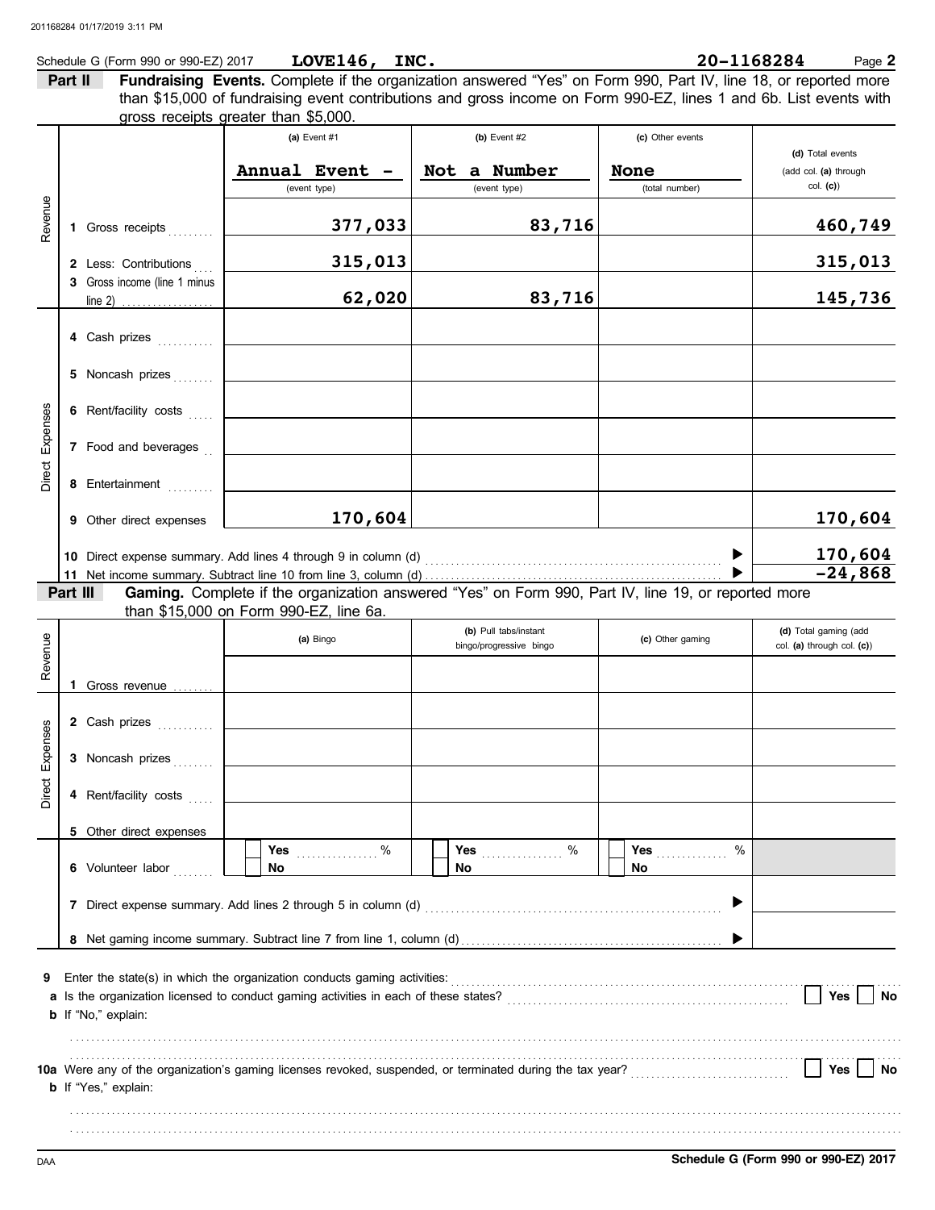Schedule G (Form 990 or 990-EZ) 2017 **LOVE146, INC.** **20-1168284** Page **2**

**Part II** **Fundraising Events.** Complete if the organization answered "Yes" on Form 990, Part IV, line 18, or reported more than $15,000 of fundraising event contributions and gross income on Form 990-EZ, lines 1 and 6b. List events with gross receipts greater than $5,000.

| | | (a) Event #1 | (b) Event #2 | (c) Other events | (d) Total events (add col. (a) through col. (c)) |
|---|---|---|---|---|---|
| | | Annual Event - (event type) | Not a Number (event type) | None (total number) | |
| Revenue | 1 Gross receipts | 377,033 | 83,716 | | 460,749 |
| | 2 Less: Contributions | 315,013 | | | 315,013 |
| | 3 Gross income (line 1 minus line 2) | 62,020 | 83,716 | | 145,736 |
| Direct Expenses | 4 Cash prizes | | | | |
| | 5 Noncash prizes | | | | |
| | 6 Rent/facility costs | | | | |
| | 7 Food and beverages | | | | |
| | 8 Entertainment | | | | |
| | 9 Other direct expenses | 170,604 | | | 170,604 |
| | 10 Direct expense summary. Add lines 4 through 9 in column (d) | | | | 170,604 |
| | 11 Net income summary. Subtract line 10 from line 3, column (d) | | | | -24,868 |

**Part III** **Gaming.** Complete if the organization answered "Yes" on Form 990, Part IV, line 19, or reported more than $15,000 on Form 990-EZ, line 6a.

| | | (a) Bingo | (b) Pull tabs/instant bingo/progressive bingo | (c) Other gaming | (d) Total gaming (add col. (a) through col. (c)) |
|---|---|---|---|---|---|
| Revenue | 1 Gross revenue | | | | |
| Direct Expenses | 2 Cash prizes | | | | |
| | 3 Noncash prizes | | | | |
| | 4 Rent/facility costs | | | | |
| | 5 Other direct expenses | | | | |
| | 6 Volunteer labor | ☐ Yes ___ % ☐ No | ☐ Yes ___ % ☐ No | ☐ Yes ___ % ☐ No | |
| | 7 Direct expense summary. Add lines 2 through 5 in column (d) | | | | |
| | 8 Net gaming income summary. Subtract line 7 from line 1, column (d) | | | | |

**9** Enter the state(s) in which the organization conducts gaming activities:

**a** Is the organization licensed to conduct gaming activities in each of these states? ☐ Yes ☐ No

**b** If "No," explain:

**10a** Were any of the organization's gaming licenses revoked, suspended, or terminated during the tax year? ☐ Yes ☐ No

**b** If "Yes," explain:

**Schedule G (Form 990 or 990-EZ) 2017**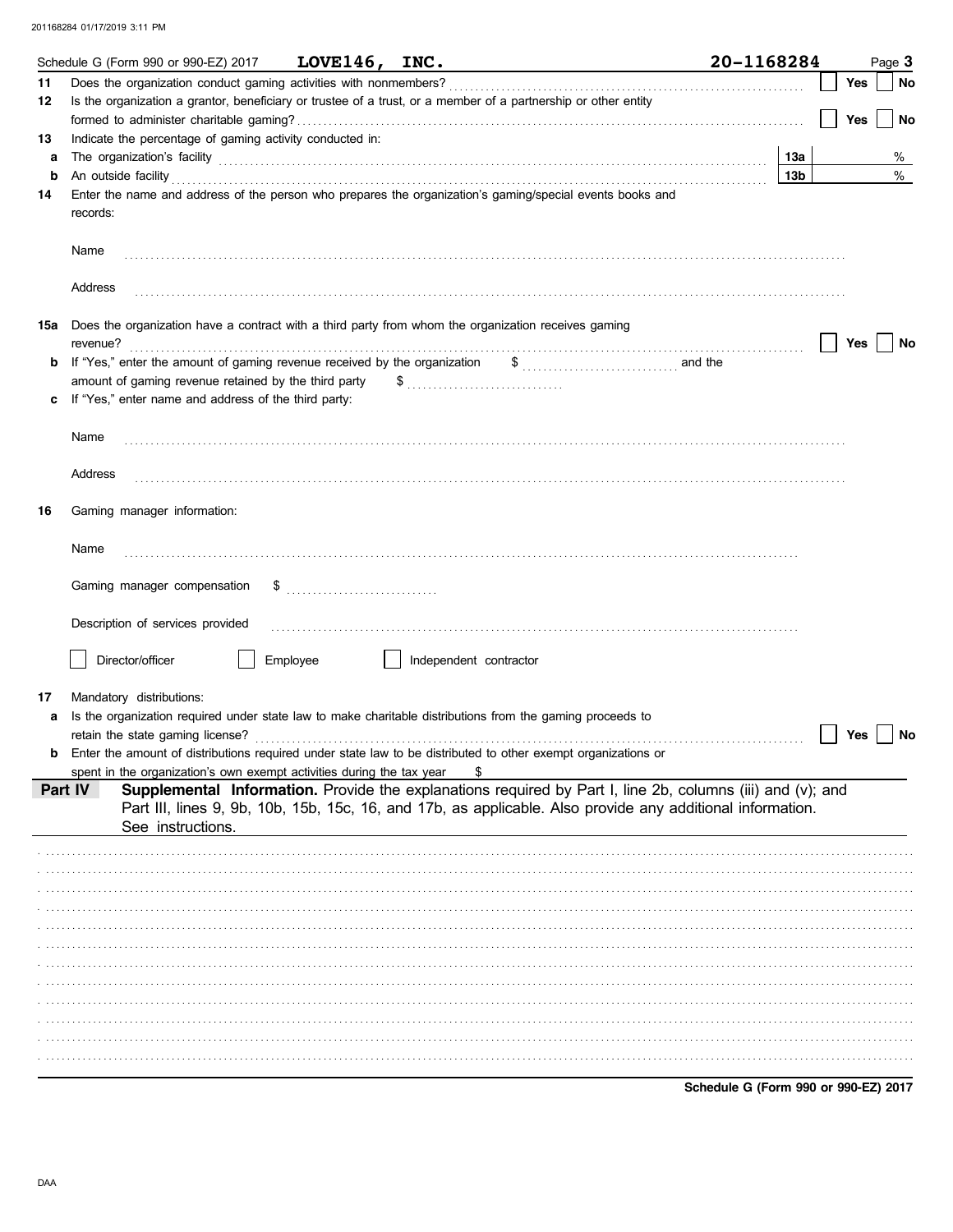Schedule G (Form 990 or 990-EZ) 2017 **LOVE146, INC.** **20-1168284** Page **3**

**11** Does the organization conduct gaming activities with nonmembers? ☐ **Yes** ☐ **No**

**12** Is the organization a grantor, beneficiary or trustee of a trust, or a member of a partnership or other entity formed to administer charitable gaming? ☐ **Yes** ☐ **No**

**13** Indicate the percentage of gaming activity conducted in:

**a** The organization's facility **13a** %

**b** An outside facility **13b** %

**14** Enter the name and address of the person who prepares the organization's gaming/special events books and records:

Name

Address

**15a** Does the organization have a contract with a third party from whom the organization receives gaming revenue? ☐ **Yes** ☐ **No**

**b** If "Yes," enter the amount of gaming revenue received by the organization $ and the amount of gaming revenue retained by the third party $

**c** If "Yes," enter name and address of the third party:

Name

Address

**16** Gaming manager information:

Name

Gaming manager compensation $

Description of services provided

☐ Director/officer ☐ Employee ☐ Independent contractor

**17** Mandatory distributions:

**a** Is the organization required under state law to make charitable distributions from the gaming proceeds to retain the state gaming license? ☐ **Yes** ☐ **No**

**b** Enter the amount of distributions required under state law to be distributed to other exempt organizations or spent in the organization's own exempt activities during the tax year $

**Part IV** **Supplemental Information.** Provide the explanations required by Part I, line 2b, columns (iii) and (v); and Part III, lines 9, 9b, 10b, 15b, 15c, 16, and 17b, as applicable. Also provide any additional information. See instructions.

**Schedule G (Form 990 or 990-EZ) 2017**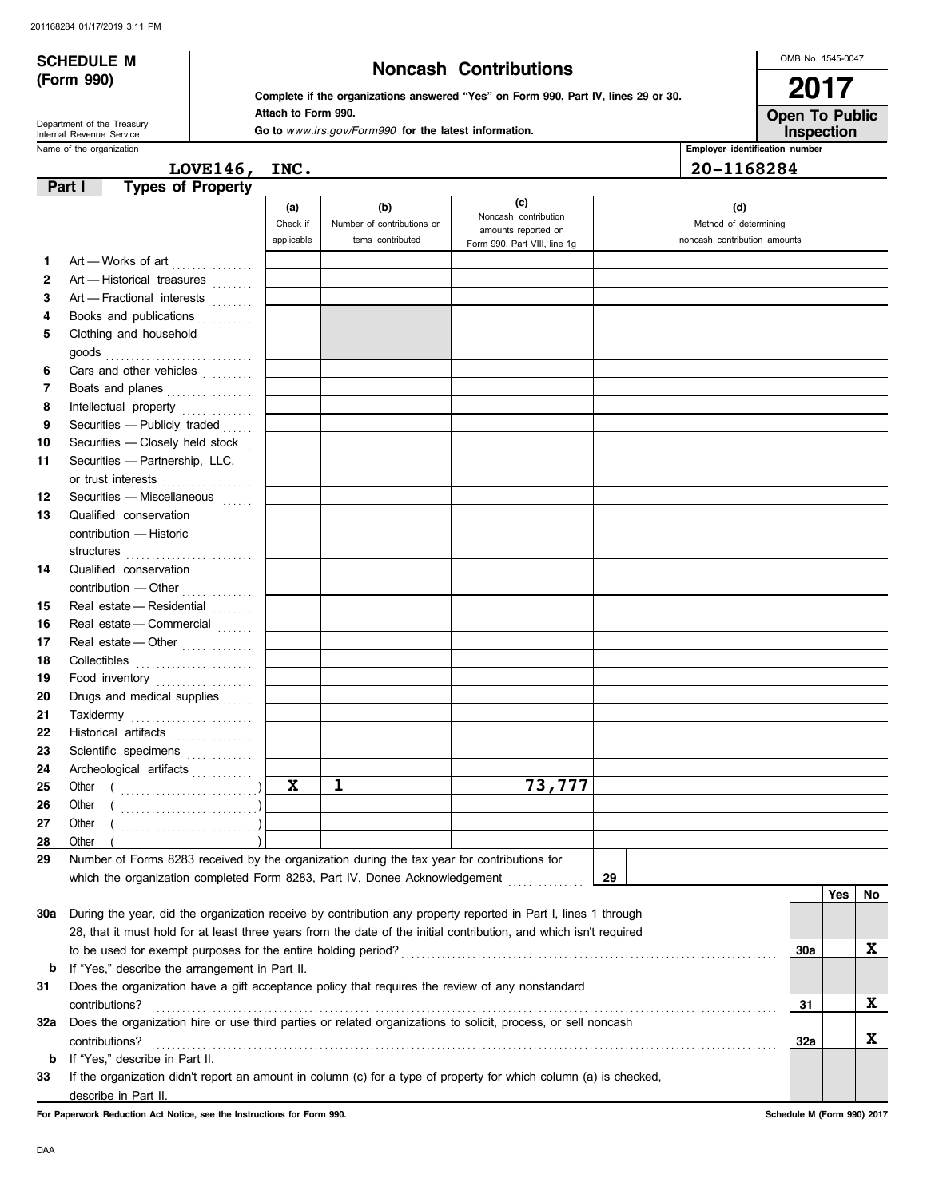**SCHEDULE M (Form 990)**

Department of the Treasury
Internal Revenue Service

# Noncash Contributions

**Complete if the organizations answered "Yes" on Form 990, Part IV, lines 29 or 30.**
**Attach to Form 990.**
**Go to** *www.irs.gov/Form990* **for the latest information.**

OMB No. 1545-0047

**2017**

**Open To Public Inspection**

Name of the organization: **LOVE146, INC.**

Employer identification number: **20-1168284**

## Part I Types of Property

| | | (a) Check if applicable | (b) Number of contributions or items contributed | (c) Noncash contribution amounts reported on Form 990, Part VIII, line 1g | (d) Method of determining noncash contribution amounts |
|---|---|---|---|---|---|
| 1 | Art — Works of art | | | | |
| 2 | Art — Historical treasures | | | | |
| 3 | Art — Fractional interests | | | | |
| 4 | Books and publications | | | | |
| 5 | Clothing and household goods | | | | |
| 6 | Cars and other vehicles | | | | |
| 7 | Boats and planes | | | | |
| 8 | Intellectual property | | | | |
| 9 | Securities — Publicly traded | | | | |
| 10 | Securities — Closely held stock | | | | |
| 11 | Securities — Partnership, LLC, or trust interests | | | | |
| 12 | Securities — Miscellaneous | | | | |
| 13 | Qualified conservation contribution — Historic structures | | | | |
| 14 | Qualified conservation contribution — Other | | | | |
| 15 | Real estate — Residential | | | | |
| 16 | Real estate — Commercial | | | | |
| 17 | Real estate — Other | | | | |
| 18 | Collectibles | | | | |
| 19 | Food inventory | | | | |
| 20 | Drugs and medical supplies | | | | |
| 21 | Taxidermy | | | | |
| 22 | Historical artifacts | | | | |
| 23 | Scientific specimens | | | | |
| 24 | Archeological artifacts | | | | |
| 25 | Other ( ) | X | 1 | 73,777 | |
| 26 | Other ( ) | | | | |
| 27 | Other ( ) | | | | |
| 28 | Other ( ) | | | | |

29 Number of Forms 8283 received by the organization during the tax year for contributions for which the organization completed Form 8283, Part IV, Donee Acknowledgement ..... **29**

| | | | Yes | No |
|---|---|---|---|---|
| 30a | During the year, did the organization receive by contribution any property reported in Part I, lines 1 through 28, that it must hold for at least three years from the date of the initial contribution, and which isn't required to be used for exempt purposes for the entire holding period? | 30a | | X |
| b | If "Yes," describe the arrangement in Part II. | | | |
| 31 | Does the organization have a gift acceptance policy that requires the review of any nonstandard contributions? | 31 | | X |
| 32a | Does the organization hire or use third parties or related organizations to solicit, process, or sell noncash contributions? | 32a | | X |
| b | If "Yes," describe in Part II. | | | |
| 33 | If the organization didn't report an amount in column (c) for a type of property for which column (a) is checked, describe in Part II. | | | |

**For Paperwork Reduction Act Notice, see the Instructions for Form 990.**

**Schedule M (Form 990) 2017**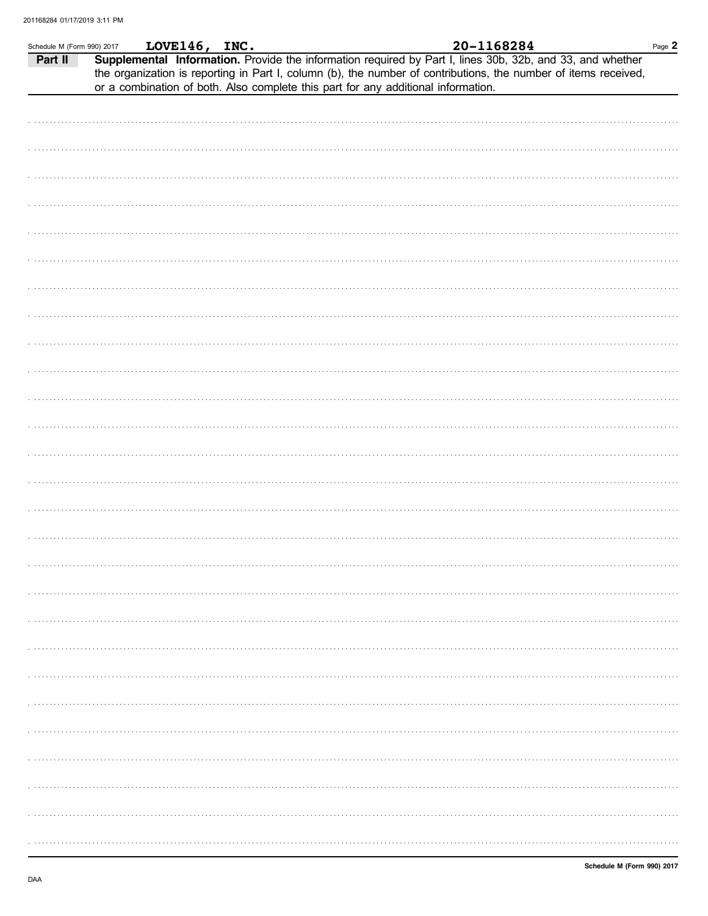Schedule M (Form 990) 2017 **LOVE146, INC.** **20-1168284**

**Part II** **Supplemental Information.** Provide the information required by Part I, lines 30b, 32b, and 33, and whether the organization is reporting in Part I, column (b), the number of contributions, the number of items received, or a combination of both. Also complete this part for any additional information.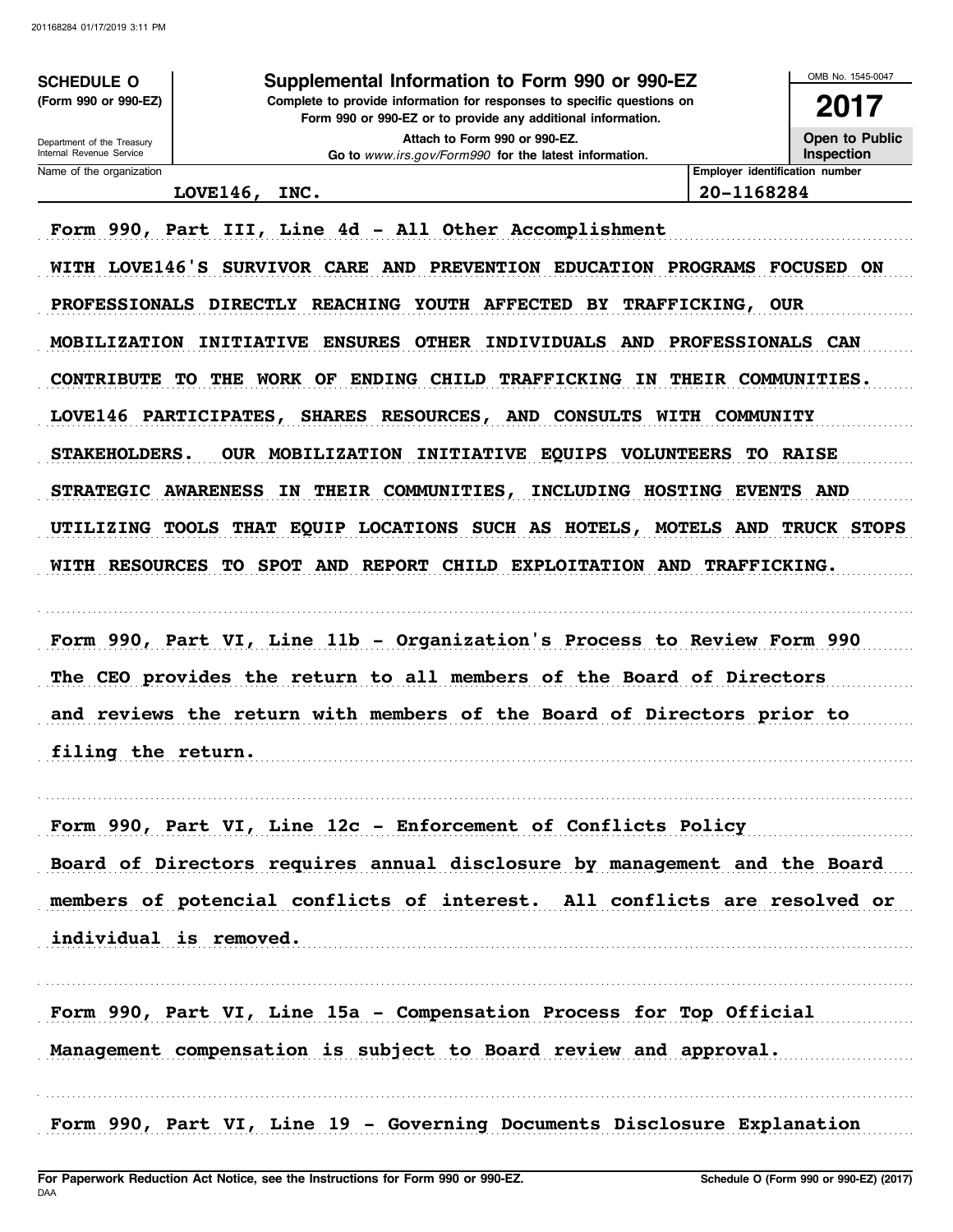**SCHEDULE O**
**(Form 990 or 990-EZ)**

Department of the Treasury
Internal Revenue Service

# Supplemental Information to Form 990 or 990-EZ

**Complete to provide information for responses to specific questions on Form 990 or 990-EZ or to provide any additional information.**

**Attach to Form 990 or 990-EZ.**

**Go to** *www.irs.gov/Form990* **for the latest information.**

OMB No. 1545-0047

**2017**

**Open to Public Inspection**

| Name of the organization | Employer identification number |
|---|---|
| LOVE146, INC. | 20-1168284 |

Form 990, Part III, Line 4d - All Other Accomplishment

WITH LOVE146'S SURVIVOR CARE AND PREVENTION EDUCATION PROGRAMS FOCUSED ON PROFESSIONALS DIRECTLY REACHING YOUTH AFFECTED BY TRAFFICKING, OUR MOBILIZATION INITIATIVE ENSURES OTHER INDIVIDUALS AND PROFESSIONALS CAN CONTRIBUTE TO THE WORK OF ENDING CHILD TRAFFICKING IN THEIR COMMUNITIES. LOVE146 PARTICIPATES, SHARES RESOURCES, AND CONSULTS WITH COMMUNITY STAKEHOLDERS. OUR MOBILIZATION INITIATIVE EQUIPS VOLUNTEERS TO RAISE STRATEGIC AWARENESS IN THEIR COMMUNITIES, INCLUDING HOSTING EVENTS AND UTILIZING TOOLS THAT EQUIP LOCATIONS SUCH AS HOTELS, MOTELS AND TRUCK STOPS WITH RESOURCES TO SPOT AND REPORT CHILD EXPLOITATION AND TRAFFICKING.

Form 990, Part VI, Line 11b - Organization's Process to Review Form 990

The CEO provides the return to all members of the Board of Directors and reviews the return with members of the Board of Directors prior to filing the return.

Form 990, Part VI, Line 12c - Enforcement of Conflicts Policy

Board of Directors requires annual disclosure by management and the Board members of potencial conflicts of interest. All conflicts are resolved or individual is removed.

Form 990, Part VI, Line 15a - Compensation Process for Top Official

Management compensation is subject to Board review and approval.

Form 990, Part VI, Line 19 - Governing Documents Disclosure Explanation

**For Paperwork Reduction Act Notice, see the Instructions for Form 990 or 990-EZ.**
DAA
**Schedule O (Form 990 or 990-EZ) (2017)**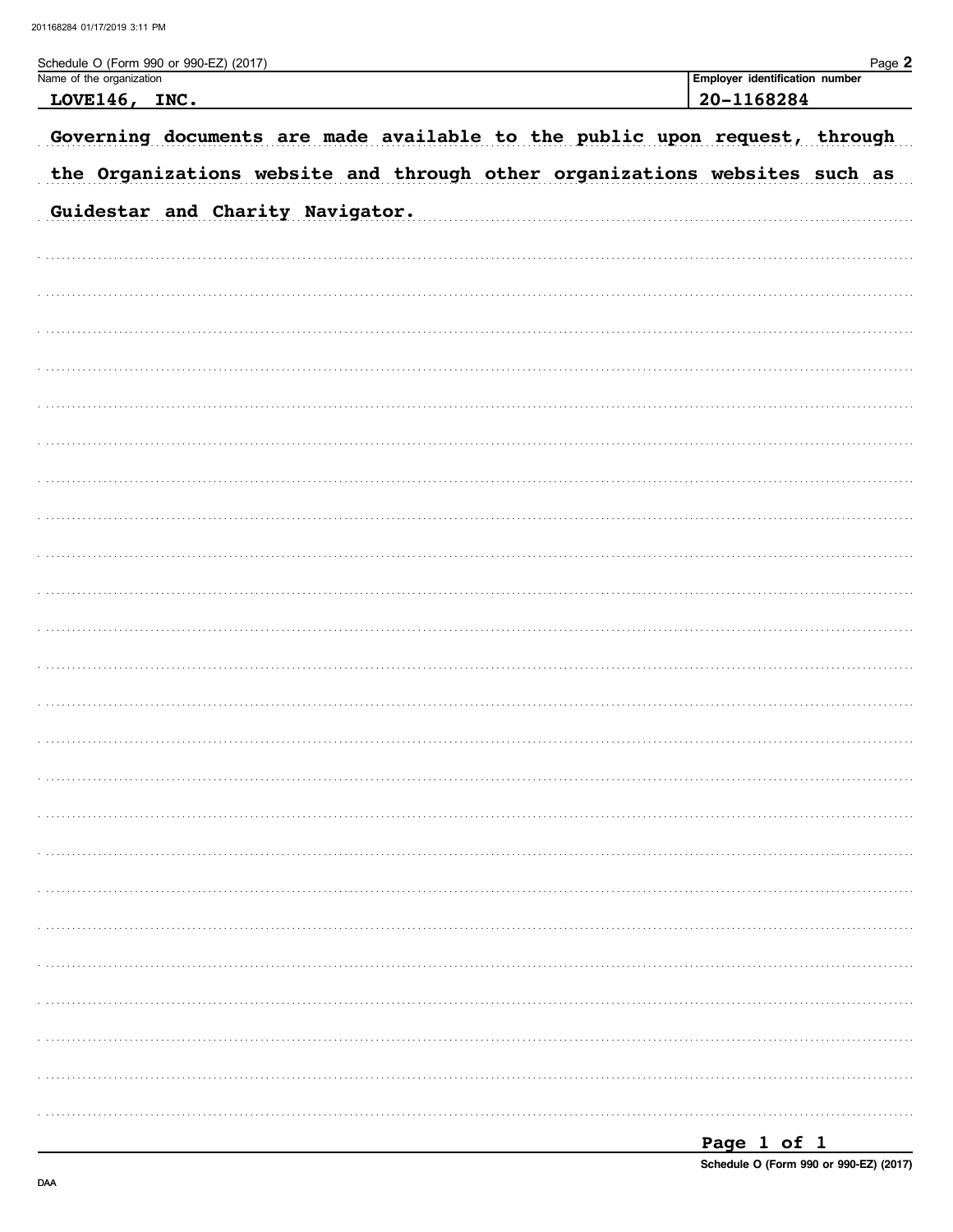Schedule O (Form 990 or 990-EZ) (2017)

| Name of the organization | Employer identification number |
|---|---|
| LOVE146, INC. | 20-1168284 |

Governing documents are made available to the public upon request, through the Organizations website and through other organizations websites such as Guidestar and Charity Navigator.

Schedule O (Form 990 or 990-EZ) (2017)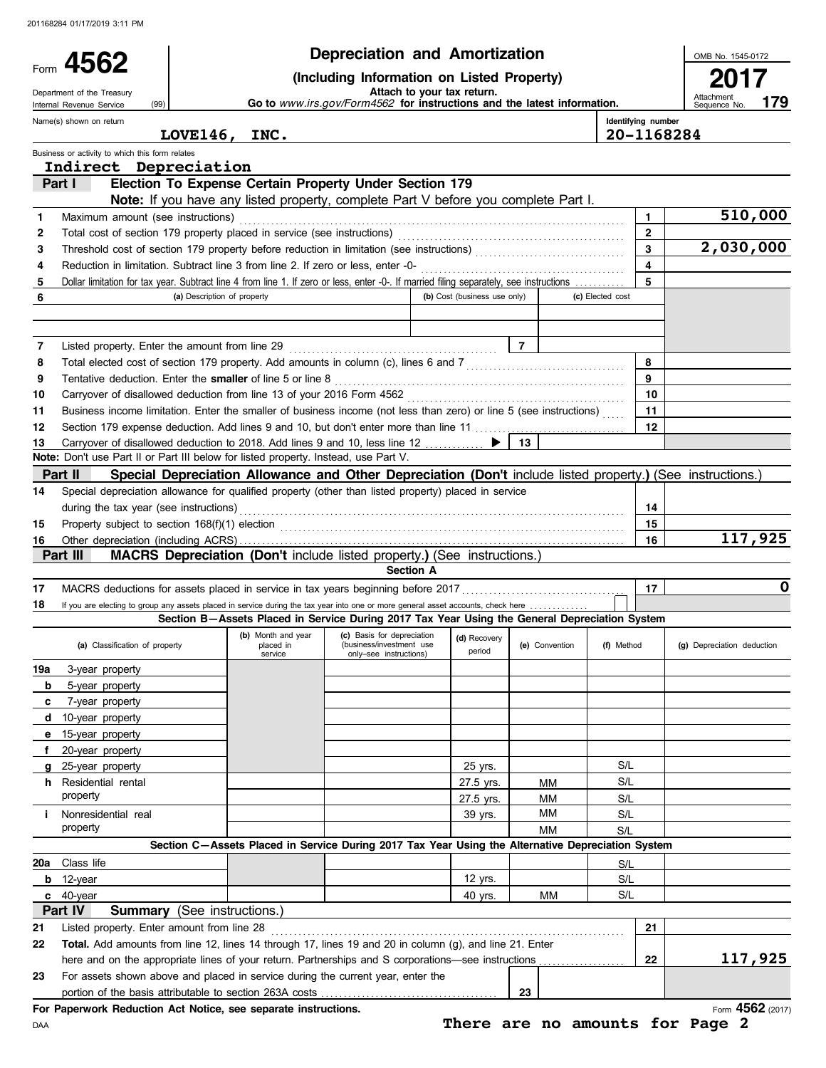Form **4562**

Department of the Treasury
Internal Revenue Service (99)

# Depreciation and Amortization

**(Including Information on Listed Property)**

**Attach to your tax return.**

**Go to** *www.irs.gov/Form4562* **for instructions and the latest information.**

OMB No. 1545-0172

**2017**

Attachment Sequence No. **179**

Name(s) shown on return: **LOVE146, INC.**

Identifying number: **20-1168284**

Business or activity to which this form relates: **Indirect Depreciation**

## Part I — Election To Expense Certain Property Under Section 179

**Note:** If you have any listed property, complete Part V before you complete Part I.

| | | | |
|---|---|---|---|
| 1 | Maximum amount (see instructions) | 1 | 510,000 |
| 2 | Total cost of section 179 property placed in service (see instructions) | 2 | |
| 3 | Threshold cost of section 179 property before reduction in limitation (see instructions) | 3 | 2,030,000 |
| 4 | Reduction in limitation. Subtract line 3 from line 2. If zero or less, enter -0- | 4 | |
| 5 | Dollar limitation for tax year. Subtract line 4 from line 1. If zero or less, enter -0-. If married filing separately, see instructions | 5 | |

| 6 | (a) Description of property | (b) Cost (business use only) | (c) Elected cost |
|---|---|---|---|
| | | | |
| | | | |

| | | | |
|---|---|---|---|
| 7 | Listed property. Enter the amount from line 29 | 7 | |
| 8 | Total elected cost of section 179 property. Add amounts in column (c), lines 6 and 7 | 8 | |
| 9 | Tentative deduction. Enter the **smaller** of line 5 or line 8 | 9 | |
| 10 | Carryover of disallowed deduction from line 13 of your 2016 Form 4562 | 10 | |
| 11 | Business income limitation. Enter the smaller of business income (not less than zero) or line 5 (see instructions) | 11 | |
| 12 | Section 179 expense deduction. Add lines 9 and 10, but don't enter more than line 11 | 12 | |
| 13 | Carryover of disallowed deduction to 2018. Add lines 9 and 10, less line 12 | 13 | |

**Note:** Don't use Part II or Part III below for listed property. Instead, use Part V.

## Part II — Special Depreciation Allowance and Other Depreciation (Don't include listed property.) (See instructions.)

| | | | |
|---|---|---|---|
| 14 | Special depreciation allowance for qualified property (other than listed property) placed in service during the tax year (see instructions) | 14 | |
| 15 | Property subject to section 168(f)(1) election | 15 | |
| 16 | Other depreciation (including ACRS) | 16 | 117,925 |

## Part III — MACRS Depreciation (Don't include listed property.) (See instructions.)

### Section A

| | | | |
|---|---|---|---|
| 17 | MACRS deductions for assets placed in service in tax years beginning before 2017 | 17 | 0 |
| 18 | If you are electing to group any assets placed in service during the tax year into one or more general asset accounts, check here | | ☐ |

### Section B—Assets Placed in Service During 2017 Tax Year Using the General Depreciation System

| | (a) Classification of property | (b) Month and year placed in service | (c) Basis for depreciation (business/investment use only–see instructions) | (d) Recovery period | (e) Convention | (f) Method | (g) Depreciation deduction |
|---|---|---|---|---|---|---|---|
| 19a | 3-year property | | | | | | |
| b | 5-year property | | | | | | |
| c | 7-year property | | | | | | |
| d | 10-year property | | | | | | |
| e | 15-year property | | | | | | |
| f | 20-year property | | | | | | |
| g | 25-year property | | | 25 yrs. | | S/L | |
| h | Residential rental property | | | 27.5 yrs. | MM | S/L | |
| | | | | 27.5 yrs. | MM | S/L | |
| i | Nonresidential real property | | | 39 yrs. | MM | S/L | |
| | | | | | MM | S/L | |

### Section C—Assets Placed in Service During 2017 Tax Year Using the Alternative Depreciation System

| | (a) Classification of property | (b) Month and year placed in service | (c) Basis for depreciation | (d) Recovery period | (e) Convention | (f) Method | (g) Depreciation deduction |
|---|---|---|---|---|---|---|---|
| 20a | Class life | | | | | S/L | |
| b | 12-year | | | 12 yrs. | | S/L | |
| c | 40-year | | | 40 yrs. | MM | S/L | |

## Part IV — Summary (See instructions.)

| | | | |
|---|---|---|---|
| 21 | Listed property. Enter amount from line 28 | 21 | |
| 22 | **Total.** Add amounts from line 12, lines 14 through 17, lines 19 and 20 in column (g), and line 21. Enter here and on the appropriate lines of your return. Partnerships and S corporations—see instructions | 22 | 117,925 |
| 23 | For assets shown above and placed in service during the current year, enter the portion of the basis attributable to section 263A costs | 23 | |

**For Paperwork Reduction Act Notice, see separate instructions.**

Form **4562** (2017)

DAA

**There are no amounts for Page 2**